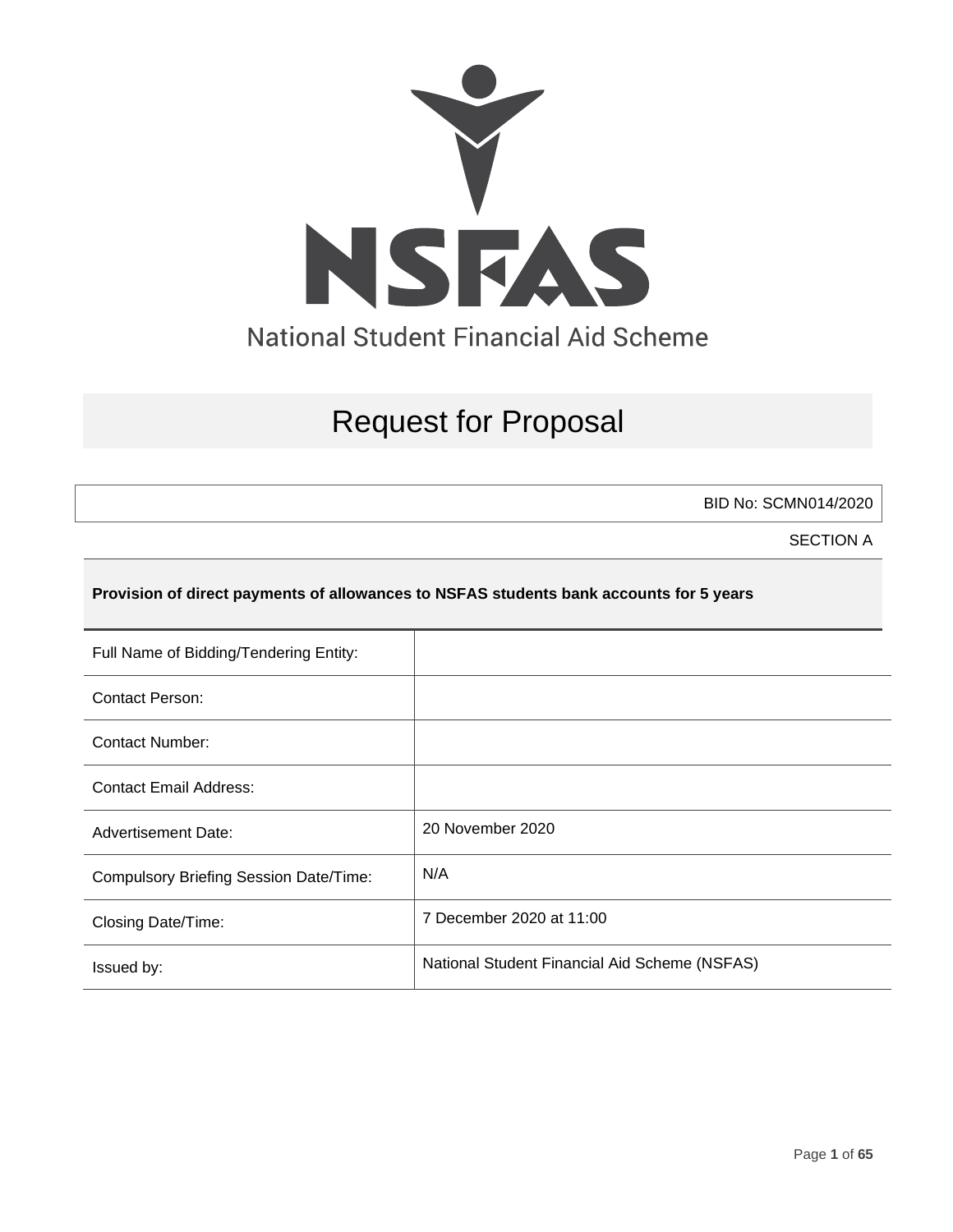# NSFAS

National Student Financial Aid Scheme

# Request for Proposal

BID No: SCMN014/2020

SECTION A

**Provision of direct payments of allowances to NSFAS students bank accounts for 5 years**

| Full Name of Bidding/Tendering Entity: | |
|---|---|
| Contact Person: | |
| Contact Number: | |
| Contact Email Address: | |
| Advertisement Date: | 20 November 2020 |
| Compulsory Briefing Session Date/Time: | N/A |
| Closing Date/Time: | 7 December 2020 at 11:00 |
| Issued by: | National Student Financial Aid Scheme (NSFAS) |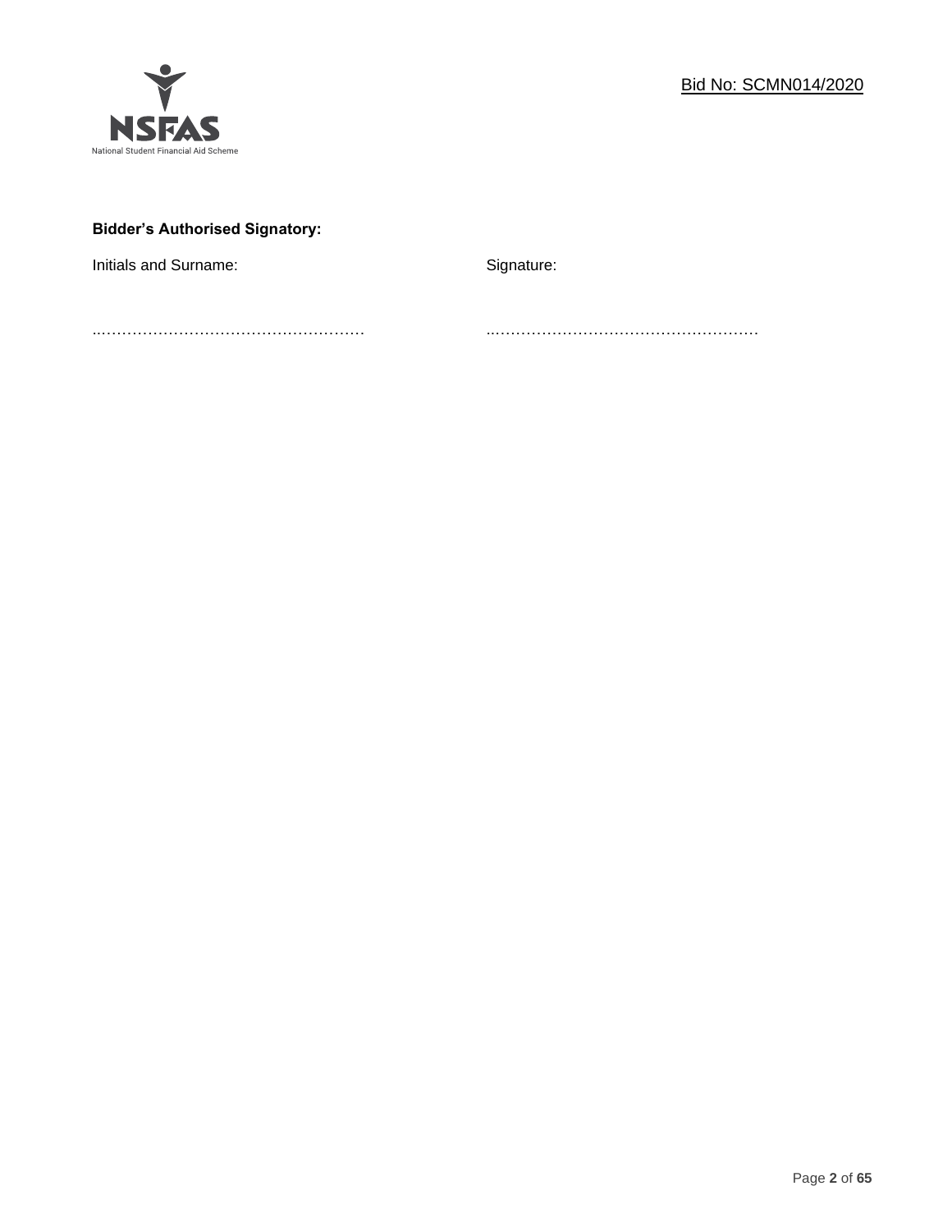**Bidder's Authorised Signatory:**

Initials and Surname: ………………………………………………

Signature: ………………………………………………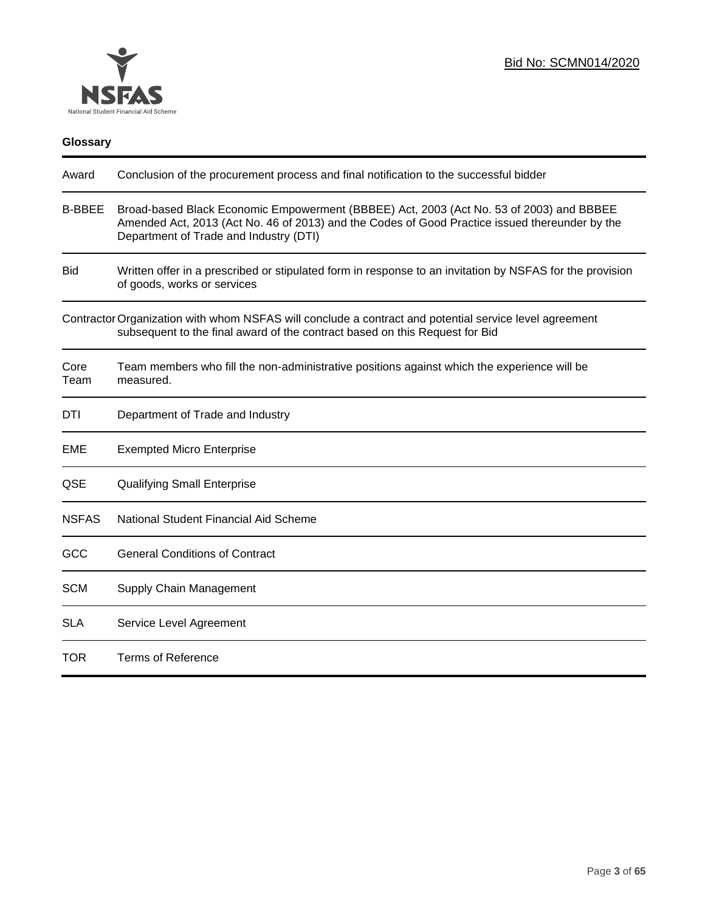## Glossary

| Term | Definition |
|---|---|
| Award | Conclusion of the procurement process and final notification to the successful bidder |
| B-BBEE | Broad-based Black Economic Empowerment (BBBEE) Act, 2003 (Act No. 53 of 2003) and BBBEE Amended Act, 2013 (Act No. 46 of 2013) and the Codes of Good Practice issued thereunder by the Department of Trade and Industry (DTI) |
| Bid | Written offer in a prescribed or stipulated form in response to an invitation by NSFAS for the provision of goods, works or services |
| Contractor | Organization with whom NSFAS will conclude a contract and potential service level agreement subsequent to the final award of the contract based on this Request for Bid |
| Core Team | Team members who fill the non-administrative positions against which the experience will be measured. |
| DTI | Department of Trade and Industry |
| EME | Exempted Micro Enterprise |
| QSE | Qualifying Small Enterprise |
| NSFAS | National Student Financial Aid Scheme |
| GCC | General Conditions of Contract |
| SCM | Supply Chain Management |
| SLA | Service Level Agreement |
| TOR | Terms of Reference |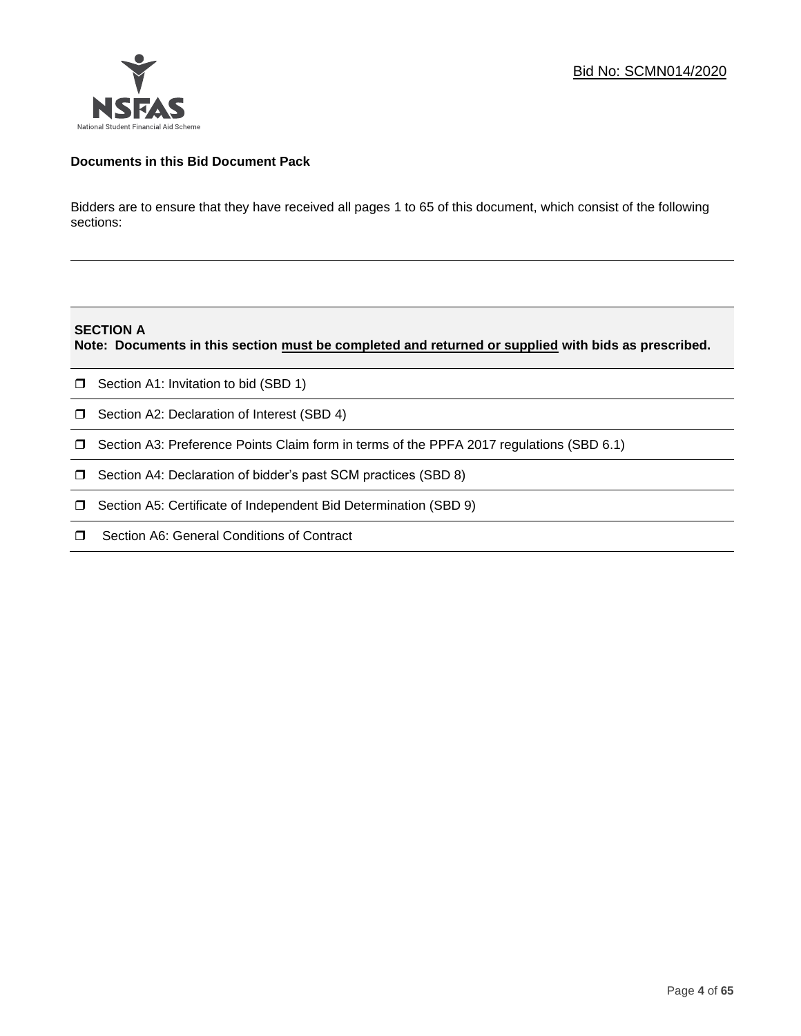Bid No: SCMN014/2020

**Documents in this Bid Document Pack**

Bidders are to ensure that they have received all pages 1 to 65 of this document, which consist of the following sections:

---

**SECTION A**
**Note: Documents in this section must be completed and returned or supplied with bids as prescribed.**

- ❒ Section A1: Invitation to bid (SBD 1)
- ❒ Section A2: Declaration of Interest (SBD 4)
- ❒ Section A3: Preference Points Claim form in terms of the PPFA 2017 regulations (SBD 6.1)
- ❒ Section A4: Declaration of bidder's past SCM practices (SBD 8)
- ❒ Section A5: Certificate of Independent Bid Determination (SBD 9)
- ❒ Section A6: General Conditions of Contract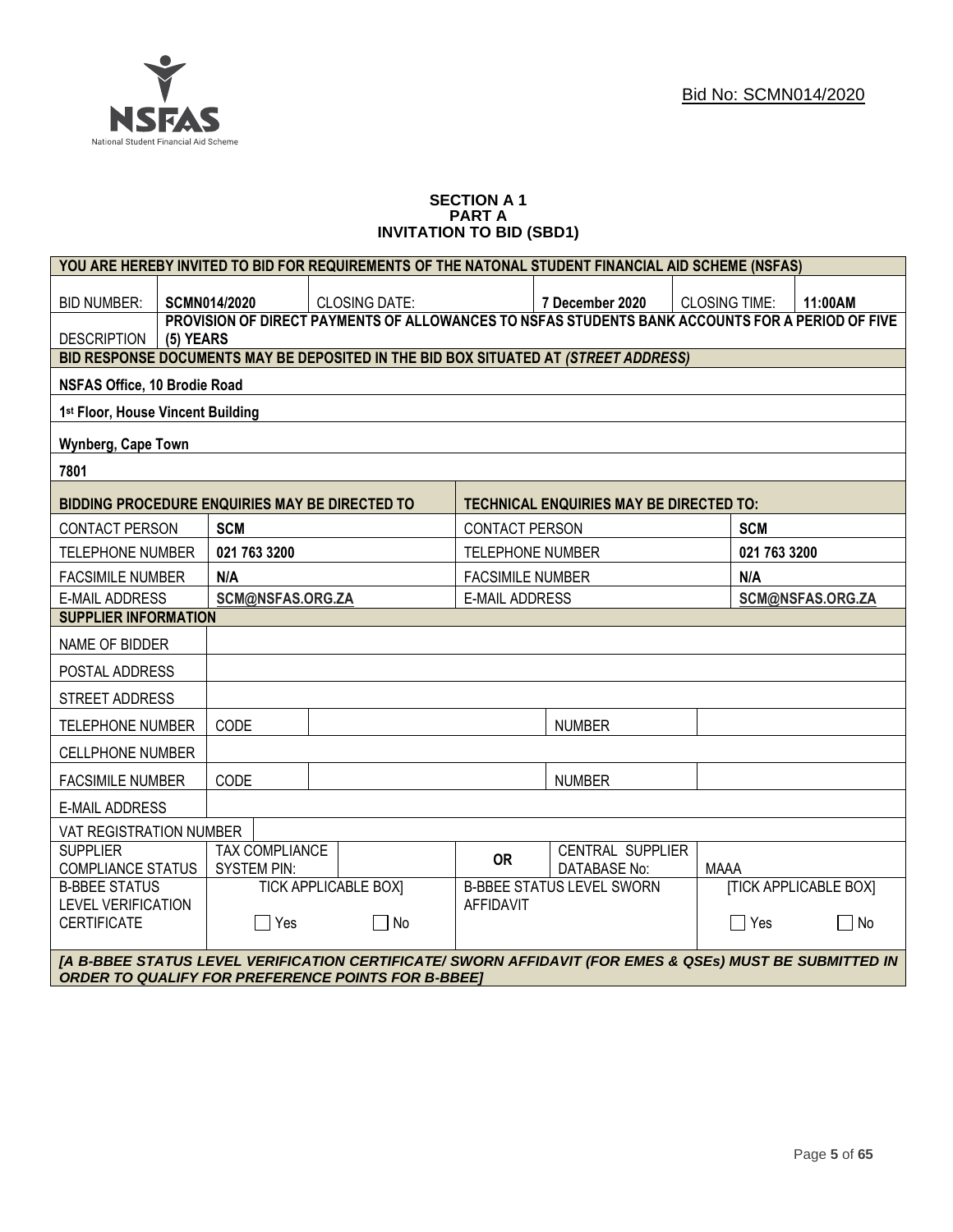Bid No: SCMN014/2020

### SECTION A 1
### PART A
### INVITATION TO BID (SBD1)

| YOU ARE HEREBY INVITED TO BID FOR REQUIREMENTS OF THE NATONAL STUDENT FINANCIAL AID SCHEME (NSFAS) | | | | | | |
|---|---|---|---|---|---|---|
| BID NUMBER: | **SCMN014/2020** | CLOSING DATE: | **7 December 2020** | CLOSING TIME: | **11:00AM** | |
| DESCRIPTION | **PROVISION OF DIRECT PAYMENTS OF ALLOWANCES TO NSFAS STUDENTS BANK ACCOUNTS FOR A PERIOD OF FIVE (5) YEARS** | | | | | |
| **BID RESPONSE DOCUMENTS MAY BE DEPOSITED IN THE BID BOX SITUATED AT *(STREET ADDRESS)*** | | | | | | |
| **NSFAS Office, 10 Brodie Road** | | | | | | |
| **1st Floor, House Vincent Building** | | | | | | |
| **Wynberg, Cape Town** | | | | | | |
| **7801** | | | | | | |

| BIDDING PROCEDURE ENQUIRIES MAY BE DIRECTED TO | | TECHNICAL ENQUIRIES MAY BE DIRECTED TO: | |
|---|---|---|---|
| CONTACT PERSON | **SCM** | CONTACT PERSON | **SCM** |
| TELEPHONE NUMBER | **021 763 3200** | TELEPHONE NUMBER | **021 763 3200** |
| FACSIMILE NUMBER | **N/A** | FACSIMILE NUMBER | **N/A** |
| E-MAIL ADDRESS | **SCM@NSFAS.ORG.ZA** | E-MAIL ADDRESS | **SCM@NSFAS.ORG.ZA** |

| SUPPLIER INFORMATION | | | | | | |
|---|---|---|---|---|---|---|
| NAME OF BIDDER | | | | | | |
| POSTAL ADDRESS | | | | | | |
| STREET ADDRESS | | | | | | |
| TELEPHONE NUMBER | CODE | | | NUMBER | | |
| CELLPHONE NUMBER | | | | | | |
| FACSIMILE NUMBER | CODE | | | NUMBER | | |
| E-MAIL ADDRESS | | | | | | |
| VAT REGISTRATION NUMBER | | | | | | |
| SUPPLIER COMPLIANCE STATUS | TAX COMPLIANCE SYSTEM PIN: | | **OR** | CENTRAL SUPPLIER DATABASE No: | MAAA | |
| B-BBEE STATUS LEVEL VERIFICATION CERTIFICATE | TICK APPLICABLE BOX] ☐ Yes ☐ No | | B-BBEE STATUS LEVEL SWORN AFFIDAVIT | | [TICK APPLICABLE BOX] ☐ Yes ☐ No | |
| ***[A B-BBEE STATUS LEVEL VERIFICATION CERTIFICATE/ SWORN AFFIDAVIT (FOR EMES & QSEs) MUST BE SUBMITTED IN ORDER TO QUALIFY FOR PREFERENCE POINTS FOR B-BBEE]*** | | | | | | |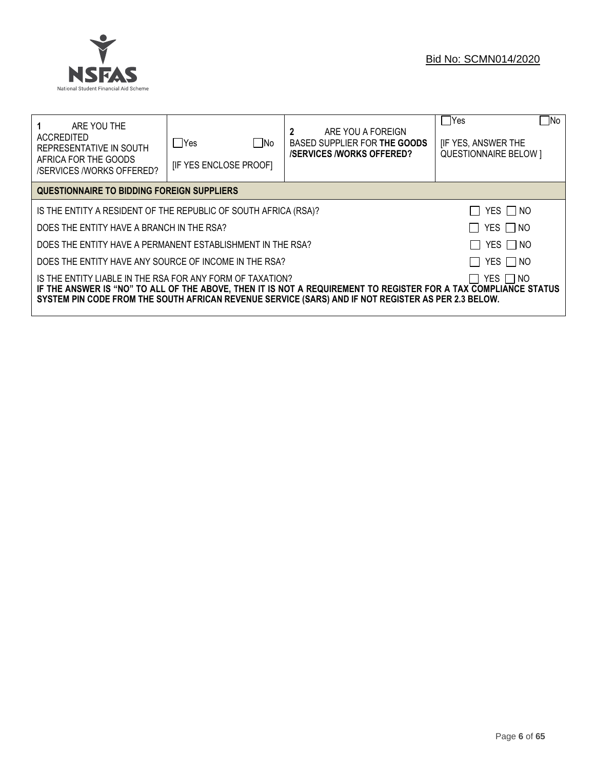Bid No: SCMN014/2020

| **1** ARE YOU THE ACCREDITED REPRESENTATIVE IN SOUTH AFRICA FOR THE GOODS /SERVICES /WORKS OFFERED? | ☐Yes ☐No [IF YES ENCLOSE PROOF] | **2** ARE YOU A FOREIGN BASED SUPPLIER FOR **THE GOODS /SERVICES /WORKS OFFERED?** | ☐Yes ☐No [IF YES, ANSWER THE QUESTIONNAIRE BELOW ] |
|---|---|---|---|

**QUESTIONNAIRE TO BIDDING FOREIGN SUPPLIERS**

| | |
|---|---|
| IS THE ENTITY A RESIDENT OF THE REPUBLIC OF SOUTH AFRICA (RSA)? | ☐ YES ☐ NO |
| DOES THE ENTITY HAVE A BRANCH IN THE RSA? | ☐ YES ☐ NO |
| DOES THE ENTITY HAVE A PERMANENT ESTABLISHMENT IN THE RSA? | ☐ YES ☐ NO |
| DOES THE ENTITY HAVE ANY SOURCE OF INCOME IN THE RSA? | ☐ YES ☐ NO |
| IS THE ENTITY LIABLE IN THE RSA FOR ANY FORM OF TAXATION? | ☐ YES ☐ NO |

**IF THE ANSWER IS "NO" TO ALL OF THE ABOVE, THEN IT IS NOT A REQUIREMENT TO REGISTER FOR A TAX COMPLIANCE STATUS SYSTEM PIN CODE FROM THE SOUTH AFRICAN REVENUE SERVICE (SARS) AND IF NOT REGISTER AS PER 2.3 BELOW.**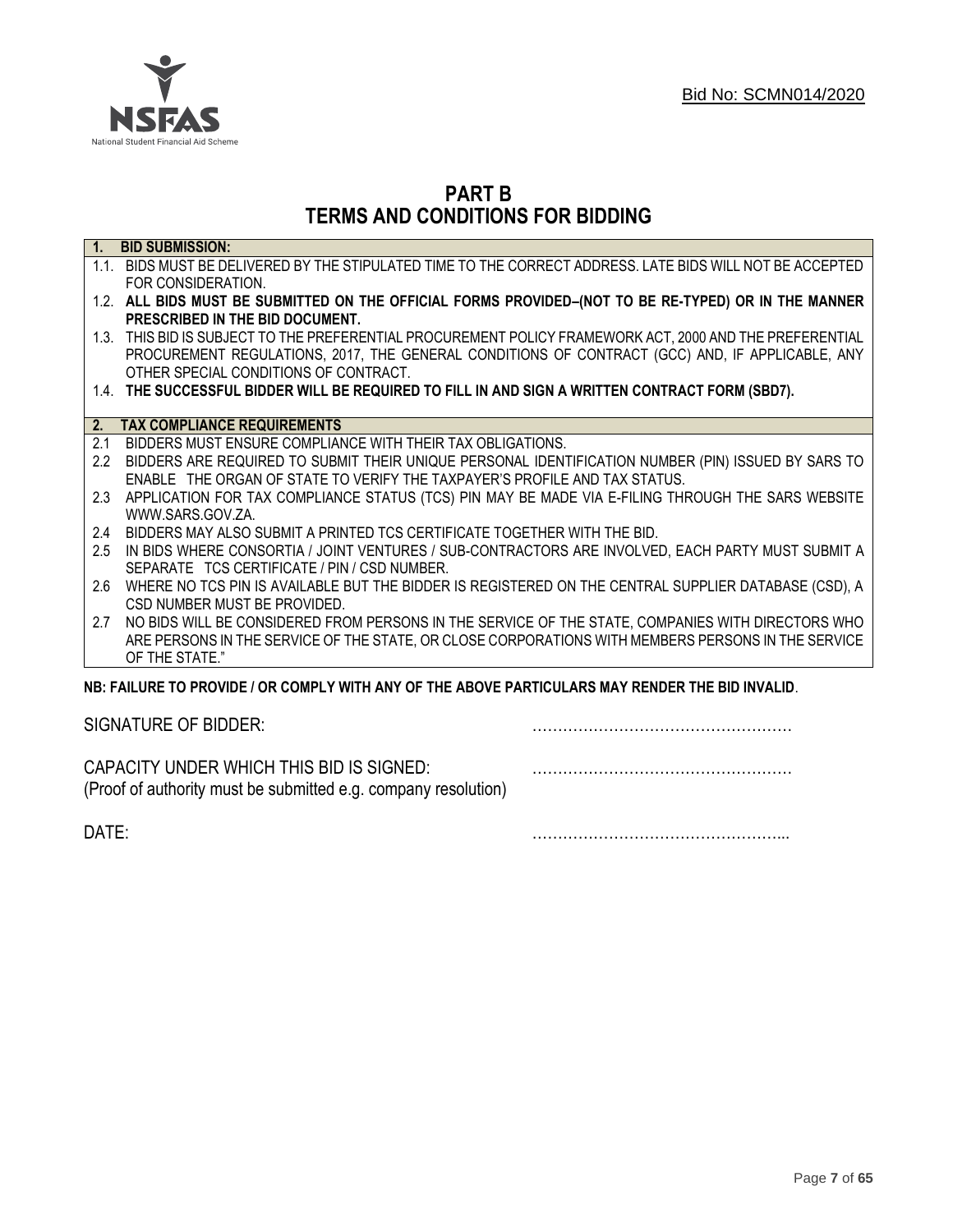Bid No: SCMN014/2020

# PART B
# TERMS AND CONDITIONS FOR BIDDING

**1. BID SUBMISSION:**

1.1. BIDS MUST BE DELIVERED BY THE STIPULATED TIME TO THE CORRECT ADDRESS. LATE BIDS WILL NOT BE ACCEPTED FOR CONSIDERATION.

1.2. **ALL BIDS MUST BE SUBMITTED ON THE OFFICIAL FORMS PROVIDED–(NOT TO BE RE-TYPED) OR IN THE MANNER PRESCRIBED IN THE BID DOCUMENT.**

1.3. THIS BID IS SUBJECT TO THE PREFERENTIAL PROCUREMENT POLICY FRAMEWORK ACT, 2000 AND THE PREFERENTIAL PROCUREMENT REGULATIONS, 2017, THE GENERAL CONDITIONS OF CONTRACT (GCC) AND, IF APPLICABLE, ANY OTHER SPECIAL CONDITIONS OF CONTRACT.

1.4. **THE SUCCESSFUL BIDDER WILL BE REQUIRED TO FILL IN AND SIGN A WRITTEN CONTRACT FORM (SBD7).**

**2. TAX COMPLIANCE REQUIREMENTS**

2.1 BIDDERS MUST ENSURE COMPLIANCE WITH THEIR TAX OBLIGATIONS.

2.2 BIDDERS ARE REQUIRED TO SUBMIT THEIR UNIQUE PERSONAL IDENTIFICATION NUMBER (PIN) ISSUED BY SARS TO ENABLE THE ORGAN OF STATE TO VERIFY THE TAXPAYER'S PROFILE AND TAX STATUS.

2.3 APPLICATION FOR TAX COMPLIANCE STATUS (TCS) PIN MAY BE MADE VIA E-FILING THROUGH THE SARS WEBSITE WWW.SARS.GOV.ZA.

2.4 BIDDERS MAY ALSO SUBMIT A PRINTED TCS CERTIFICATE TOGETHER WITH THE BID.

2.5 IN BIDS WHERE CONSORTIA / JOINT VENTURES / SUB-CONTRACTORS ARE INVOLVED, EACH PARTY MUST SUBMIT A SEPARATE TCS CERTIFICATE / PIN / CSD NUMBER.

2.6 WHERE NO TCS PIN IS AVAILABLE BUT THE BIDDER IS REGISTERED ON THE CENTRAL SUPPLIER DATABASE (CSD), A CSD NUMBER MUST BE PROVIDED.

2.7 NO BIDS WILL BE CONSIDERED FROM PERSONS IN THE SERVICE OF THE STATE, COMPANIES WITH DIRECTORS WHO ARE PERSONS IN THE SERVICE OF THE STATE, OR CLOSE CORPORATIONS WITH MEMBERS PERSONS IN THE SERVICE OF THE STATE."

**NB: FAILURE TO PROVIDE / OR COMPLY WITH ANY OF THE ABOVE PARTICULARS MAY RENDER THE BID INVALID**.

SIGNATURE OF BIDDER: ……………………………………………

CAPACITY UNDER WHICH THIS BID IS SIGNED: ……………………………………………
(Proof of authority must be submitted e.g. company resolution)

DATE: …………………………………………...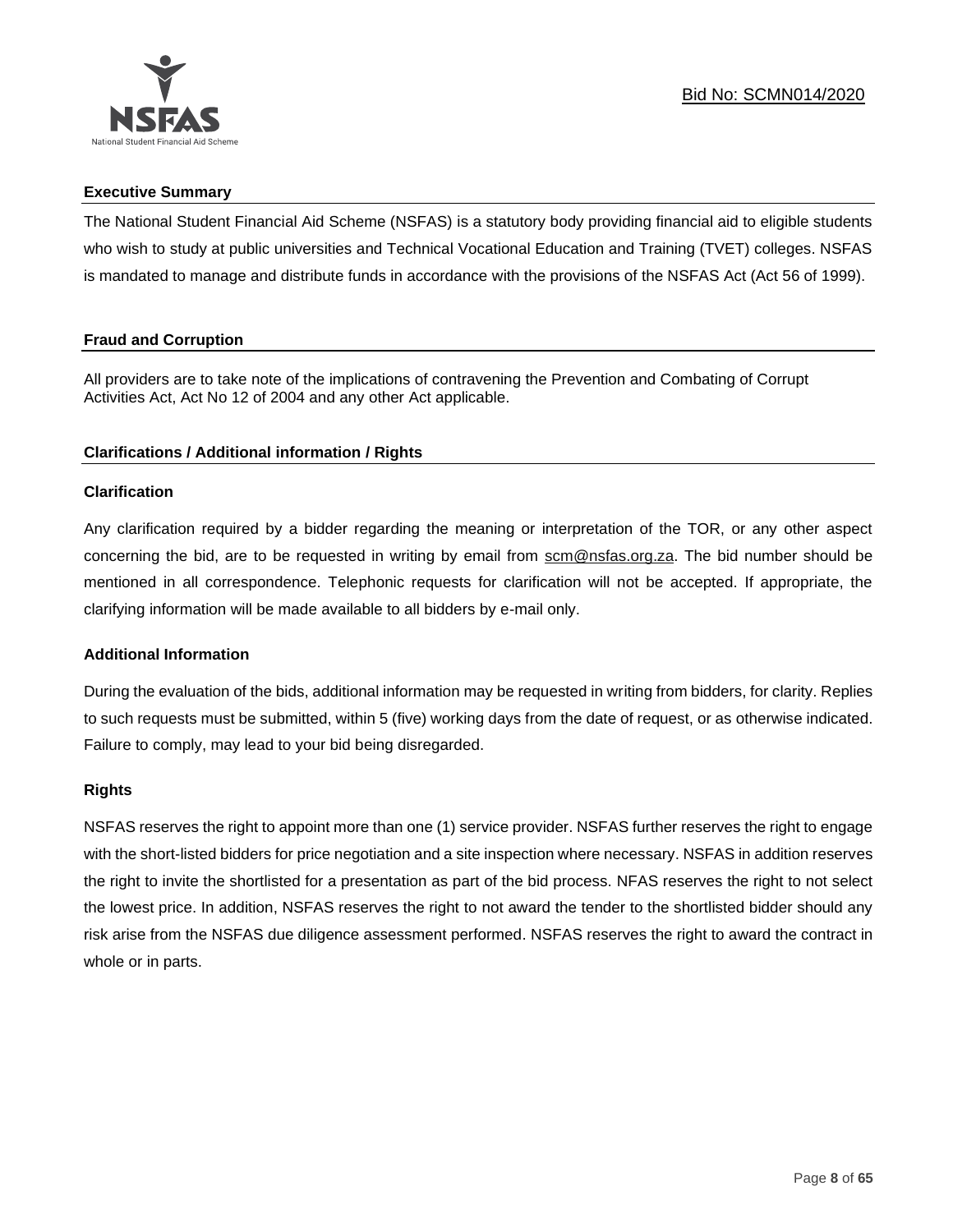## Executive Summary

The National Student Financial Aid Scheme (NSFAS) is a statutory body providing financial aid to eligible students who wish to study at public universities and Technical Vocational Education and Training (TVET) colleges. NSFAS is mandated to manage and distribute funds in accordance with the provisions of the NSFAS Act (Act 56 of 1999).

## Fraud and Corruption

All providers are to take note of the implications of contravening the Prevention and Combating of Corrupt Activities Act, Act No 12 of 2004 and any other Act applicable.

## Clarifications / Additional information / Rights

### Clarification

Any clarification required by a bidder regarding the meaning or interpretation of the TOR, or any other aspect concerning the bid, are to be requested in writing by email from scm@nsfas.org.za. The bid number should be mentioned in all correspondence. Telephonic requests for clarification will not be accepted. If appropriate, the clarifying information will be made available to all bidders by e-mail only.

### Additional Information

During the evaluation of the bids, additional information may be requested in writing from bidders, for clarity. Replies to such requests must be submitted, within 5 (five) working days from the date of request, or as otherwise indicated. Failure to comply, may lead to your bid being disregarded.

### Rights

NSFAS reserves the right to appoint more than one (1) service provider. NSFAS further reserves the right to engage with the short-listed bidders for price negotiation and a site inspection where necessary. NSFAS in addition reserves the right to invite the shortlisted for a presentation as part of the bid process. NFAS reserves the right to not select the lowest price. In addition, NSFAS reserves the right to not award the tender to the shortlisted bidder should any risk arise from the NSFAS due diligence assessment performed. NSFAS reserves the right to award the contract in whole or in parts.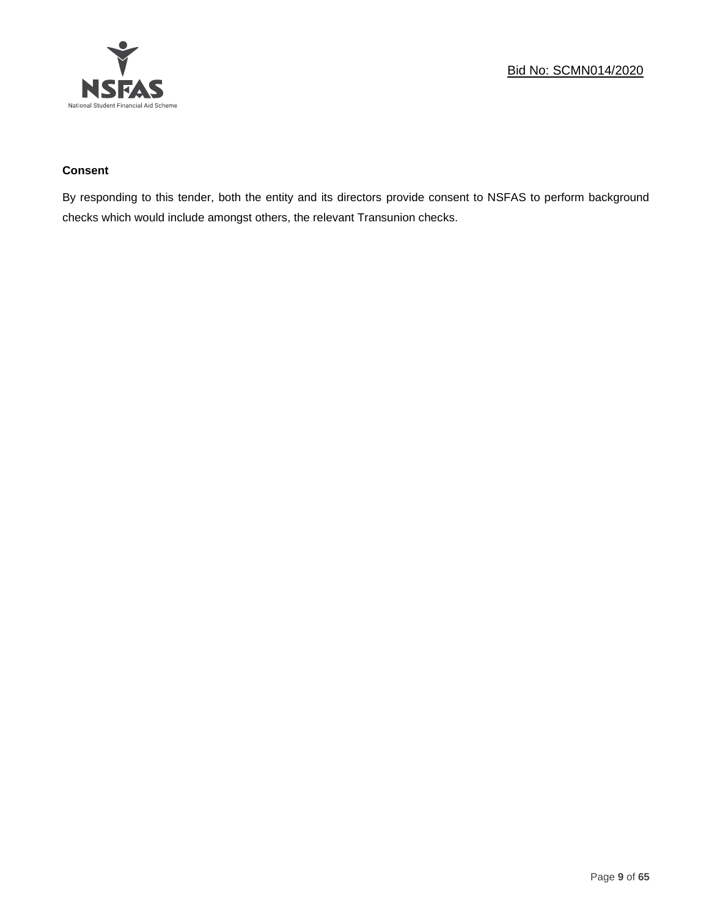**Consent**

By responding to this tender, both the entity and its directors provide consent to NSFAS to perform background checks which would include amongst others, the relevant Transunion checks.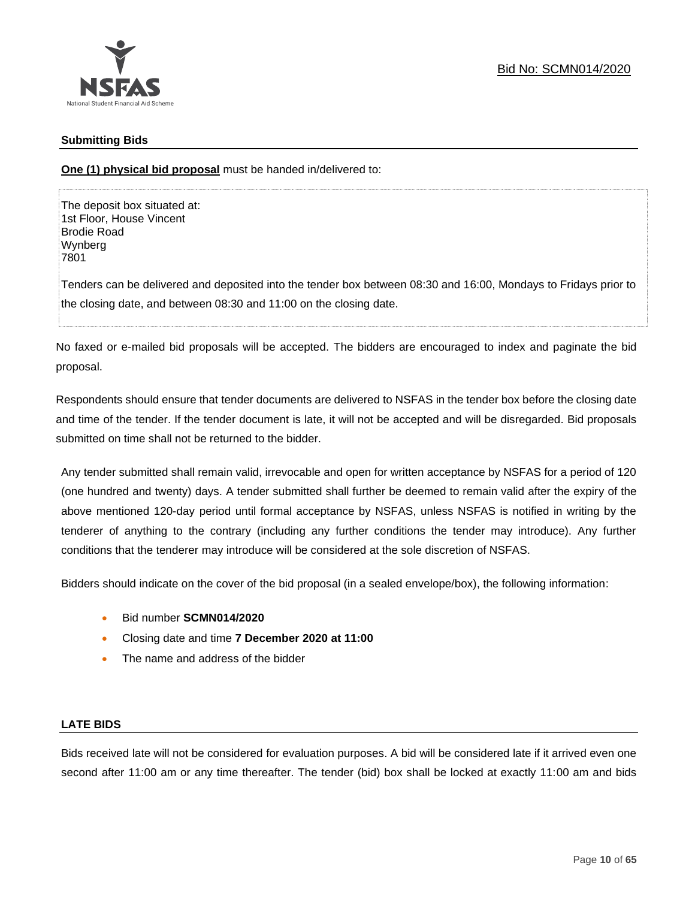## Submitting Bids

**One (1) physical bid proposal** must be handed in/delivered to:

The deposit box situated at:
1st Floor, House Vincent
Brodie Road
Wynberg
7801

Tenders can be delivered and deposited into the tender box between 08:30 and 16:00, Mondays to Fridays prior to the closing date, and between 08:30 and 11:00 on the closing date.

No faxed or e-mailed bid proposals will be accepted. The bidders are encouraged to index and paginate the bid proposal.

Respondents should ensure that tender documents are delivered to NSFAS in the tender box before the closing date and time of the tender. If the tender document is late, it will not be accepted and will be disregarded. Bid proposals submitted on time shall not be returned to the bidder.

Any tender submitted shall remain valid, irrevocable and open for written acceptance by NSFAS for a period of 120 (one hundred and twenty) days. A tender submitted shall further be deemed to remain valid after the expiry of the above mentioned 120-day period until formal acceptance by NSFAS, unless NSFAS is notified in writing by the tenderer of anything to the contrary (including any further conditions the tender may introduce). Any further conditions that the tenderer may introduce will be considered at the sole discretion of NSFAS.

Bidders should indicate on the cover of the bid proposal (in a sealed envelope/box), the following information:

- Bid number **SCMN014/2020**
- Closing date and time **7 December 2020 at 11:00**
- The name and address of the bidder

## LATE BIDS

Bids received late will not be considered for evaluation purposes. A bid will be considered late if it arrived even one second after 11:00 am or any time thereafter. The tender (bid) box shall be locked at exactly 11:00 am and bids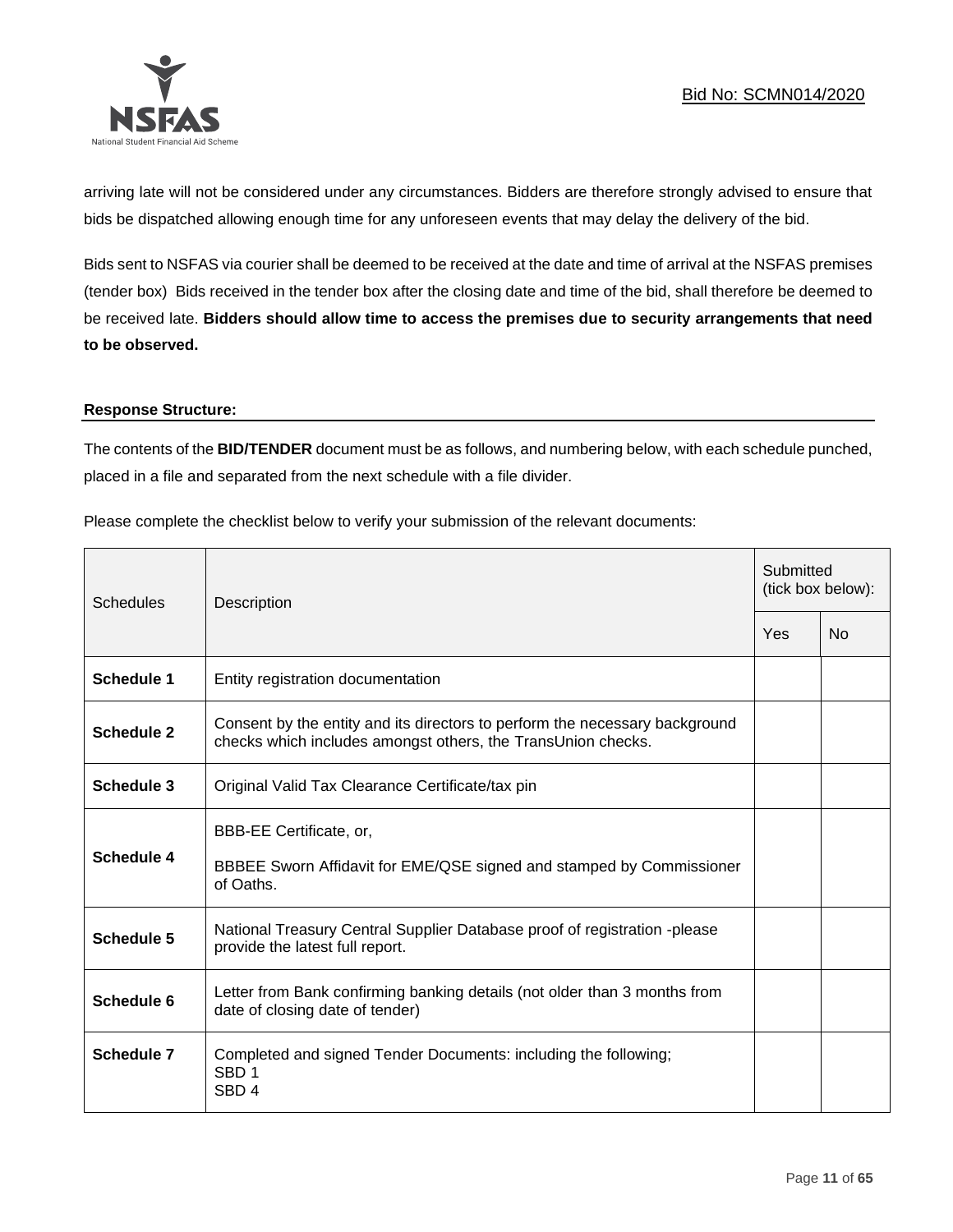arriving late will not be considered under any circumstances. Bidders are therefore strongly advised to ensure that bids be dispatched allowing enough time for any unforeseen events that may delay the delivery of the bid.

Bids sent to NSFAS via courier shall be deemed to be received at the date and time of arrival at the NSFAS premises (tender box) Bids received in the tender box after the closing date and time of the bid, shall therefore be deemed to be received late. **Bidders should allow time to access the premises due to security arrangements that need to be observed.**

**Response Structure:**

The contents of the **BID/TENDER** document must be as follows, and numbering below, with each schedule punched, placed in a file and separated from the next schedule with a file divider.

Please complete the checklist below to verify your submission of the relevant documents:

| Schedules | Description | Submitted (tick box below): | |
|---|---|---|---|
| | | Yes | No |
| **Schedule 1** | Entity registration documentation | | |
| **Schedule 2** | Consent by the entity and its directors to perform the necessary background checks which includes amongst others, the TransUnion checks. | | |
| **Schedule 3** | Original Valid Tax Clearance Certificate/tax pin | | |
| **Schedule 4** | BBB-EE Certificate, or,<br><br>BBBEE Sworn Affidavit for EME/QSE signed and stamped by Commissioner of Oaths. | | |
| **Schedule 5** | National Treasury Central Supplier Database proof of registration -please provide the latest full report. | | |
| **Schedule 6** | Letter from Bank confirming banking details (not older than 3 months from date of closing date of tender) | | |
| **Schedule 7** | Completed and signed Tender Documents: including the following;<br>SBD 1<br>SBD 4 | | |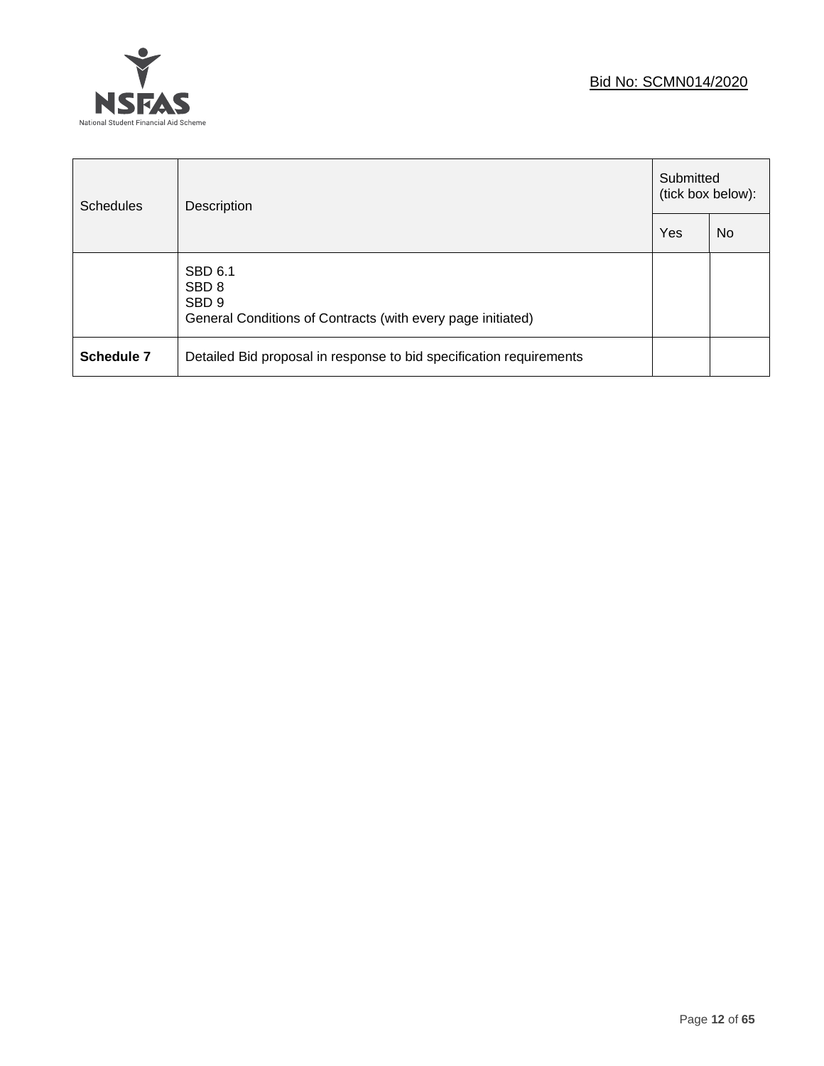Bid No: SCMN014/2020

| Schedules | Description | Submitted (tick box below): | |
|---|---|---|---|
| | | Yes | No |
| | SBD 6.1<br>SBD 8<br>SBD 9<br>General Conditions of Contracts (with every page initiated) | | |
| **Schedule 7** | Detailed Bid proposal in response to bid specification requirements | | |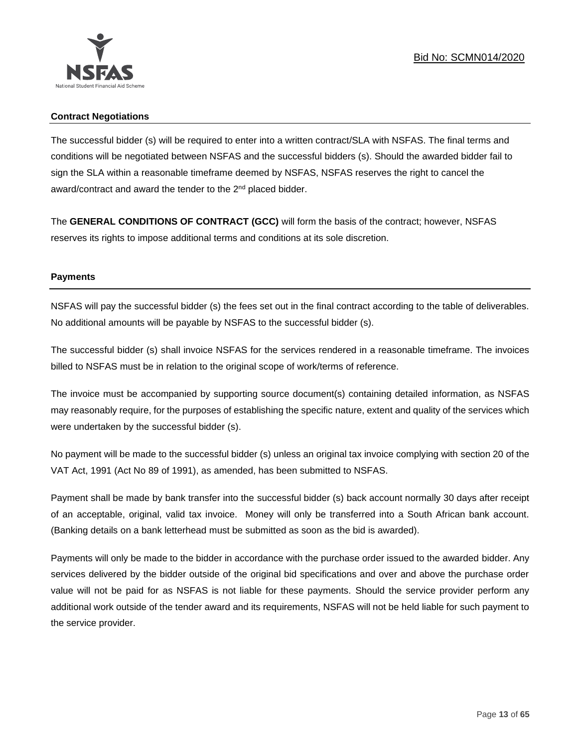### Contract Negotiations

The successful bidder (s) will be required to enter into a written contract/SLA with NSFAS. The final terms and conditions will be negotiated between NSFAS and the successful bidders (s). Should the awarded bidder fail to sign the SLA within a reasonable timeframe deemed by NSFAS, NSFAS reserves the right to cancel the award/contract and award the tender to the 2nd placed bidder.

The **GENERAL CONDITIONS OF CONTRACT (GCC)** will form the basis of the contract; however, NSFAS reserves its rights to impose additional terms and conditions at its sole discretion.

### Payments

NSFAS will pay the successful bidder (s) the fees set out in the final contract according to the table of deliverables. No additional amounts will be payable by NSFAS to the successful bidder (s).

The successful bidder (s) shall invoice NSFAS for the services rendered in a reasonable timeframe. The invoices billed to NSFAS must be in relation to the original scope of work/terms of reference.

The invoice must be accompanied by supporting source document(s) containing detailed information, as NSFAS may reasonably require, for the purposes of establishing the specific nature, extent and quality of the services which were undertaken by the successful bidder (s).

No payment will be made to the successful bidder (s) unless an original tax invoice complying with section 20 of the VAT Act, 1991 (Act No 89 of 1991), as amended, has been submitted to NSFAS.

Payment shall be made by bank transfer into the successful bidder (s) back account normally 30 days after receipt of an acceptable, original, valid tax invoice. Money will only be transferred into a South African bank account. (Banking details on a bank letterhead must be submitted as soon as the bid is awarded).

Payments will only be made to the bidder in accordance with the purchase order issued to the awarded bidder. Any services delivered by the bidder outside of the original bid specifications and over and above the purchase order value will not be paid for as NSFAS is not liable for these payments. Should the service provider perform any additional work outside of the tender award and its requirements, NSFAS will not be held liable for such payment to the service provider.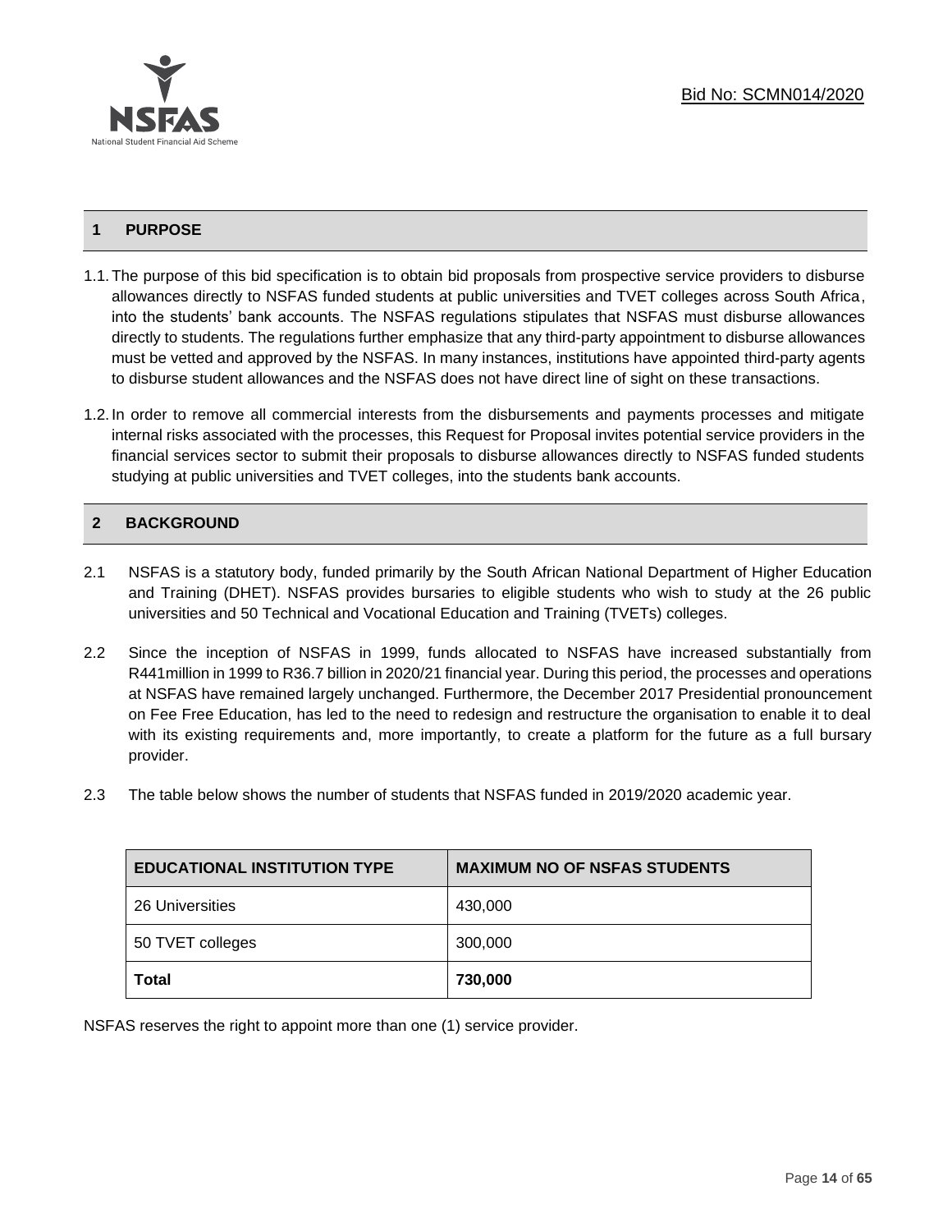## 1 PURPOSE

1.1. The purpose of this bid specification is to obtain bid proposals from prospective service providers to disburse allowances directly to NSFAS funded students at public universities and TVET colleges across South Africa, into the students' bank accounts. The NSFAS regulations stipulates that NSFAS must disburse allowances directly to students. The regulations further emphasize that any third-party appointment to disburse allowances must be vetted and approved by the NSFAS. In many instances, institutions have appointed third-party agents to disburse student allowances and the NSFAS does not have direct line of sight on these transactions.

1.2. In order to remove all commercial interests from the disbursements and payments processes and mitigate internal risks associated with the processes, this Request for Proposal invites potential service providers in the financial services sector to submit their proposals to disburse allowances directly to NSFAS funded students studying at public universities and TVET colleges, into the students bank accounts.

## 2 BACKGROUND

2.1 NSFAS is a statutory body, funded primarily by the South African National Department of Higher Education and Training (DHET). NSFAS provides bursaries to eligible students who wish to study at the 26 public universities and 50 Technical and Vocational Education and Training (TVETs) colleges.

2.2 Since the inception of NSFAS in 1999, funds allocated to NSFAS have increased substantially from R441million in 1999 to R36.7 billion in 2020/21 financial year. During this period, the processes and operations at NSFAS have remained largely unchanged. Furthermore, the December 2017 Presidential pronouncement on Fee Free Education, has led to the need to redesign and restructure the organisation to enable it to deal with its existing requirements and, more importantly, to create a platform for the future as a full bursary provider.

2.3 The table below shows the number of students that NSFAS funded in 2019/2020 academic year.

| EDUCATIONAL INSTITUTION TYPE | MAXIMUM NO OF NSFAS STUDENTS |
| --- | --- |
| 26 Universities | 430,000 |
| 50 TVET colleges | 300,000 |
| **Total** | **730,000** |

NSFAS reserves the right to appoint more than one (1) service provider.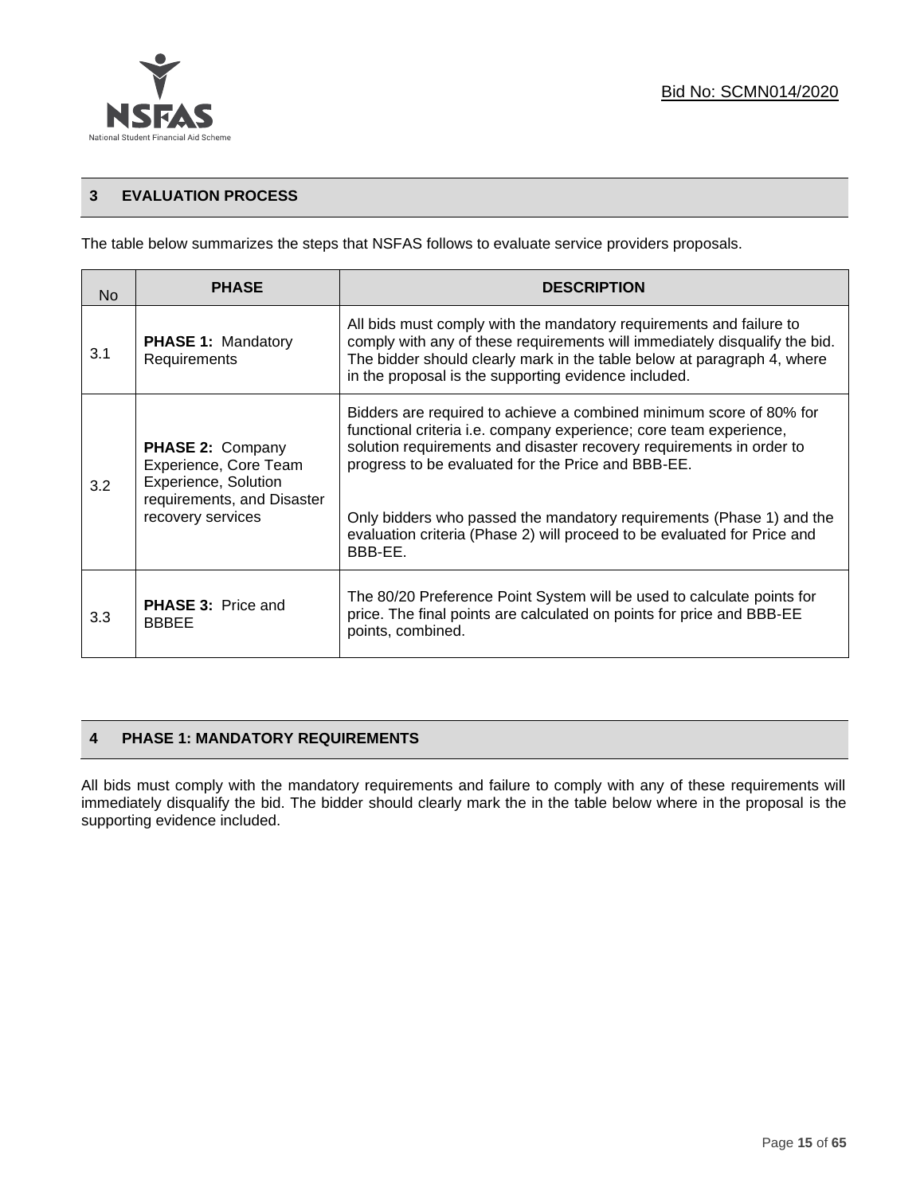## 3 EVALUATION PROCESS

The table below summarizes the steps that NSFAS follows to evaluate service providers proposals.

| No | PHASE | DESCRIPTION |
|---|---|---|
| 3.1 | **PHASE 1:** Mandatory Requirements | All bids must comply with the mandatory requirements and failure to comply with any of these requirements will immediately disqualify the bid. The bidder should clearly mark in the table below at paragraph 4, where in the proposal is the supporting evidence included. |
| 3.2 | **PHASE 2:** Company Experience, Core Team Experience, Solution requirements, and Disaster recovery services | Bidders are required to achieve a combined minimum score of 80% for functional criteria i.e. company experience; core team experience, solution requirements and disaster recovery requirements in order to progress to be evaluated for the Price and BBB-EE.<br><br>Only bidders who passed the mandatory requirements (Phase 1) and the evaluation criteria (Phase 2) will proceed to be evaluated for Price and BBB-EE. |
| 3.3 | **PHASE 3:** Price and BBBEE | The 80/20 Preference Point System will be used to calculate points for price. The final points are calculated on points for price and BBB-EE points, combined. |

## 4 PHASE 1: MANDATORY REQUIREMENTS

All bids must comply with the mandatory requirements and failure to comply with any of these requirements will immediately disqualify the bid. The bidder should clearly mark the in the table below where in the proposal is the supporting evidence included.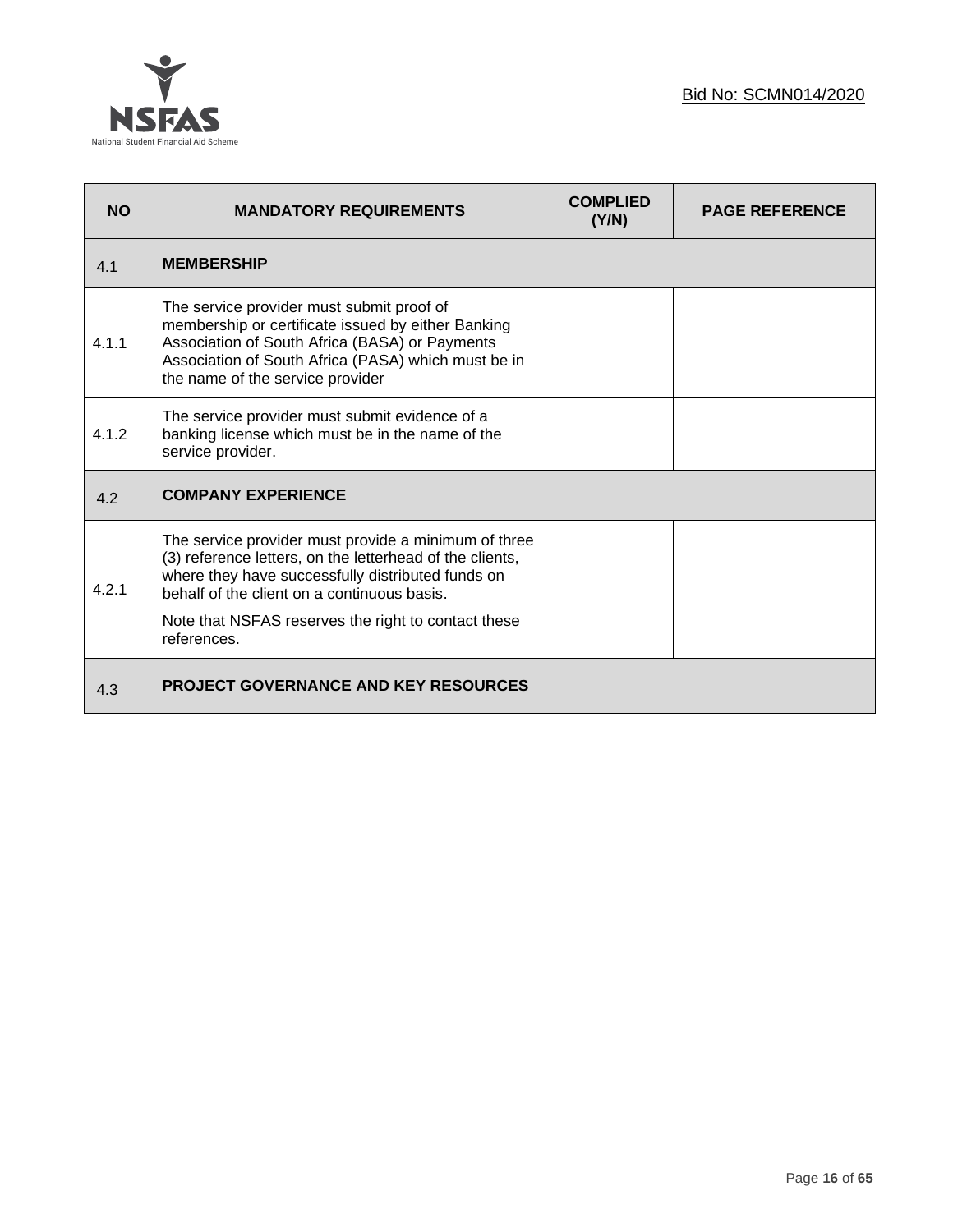| NO | MANDATORY REQUIREMENTS | COMPLIED (Y/N) | PAGE REFERENCE |
|---|---|---|---|
| 4.1 | **MEMBERSHIP** | | |
| 4.1.1 | The service provider must submit proof of membership or certificate issued by either Banking Association of South Africa (BASA) or Payments Association of South Africa (PASA) which must be in the name of the service provider | | |
| 4.1.2 | The service provider must submit evidence of a banking license which must be in the name of the service provider. | | |
| 4.2 | **COMPANY EXPERIENCE** | | |
| 4.2.1 | The service provider must provide a minimum of three (3) reference letters, on the letterhead of the clients, where they have successfully distributed funds on behalf of the client on a continuous basis. <br><br> Note that NSFAS reserves the right to contact these references. | | |
| 4.3 | **PROJECT GOVERNANCE AND KEY RESOURCES** | | |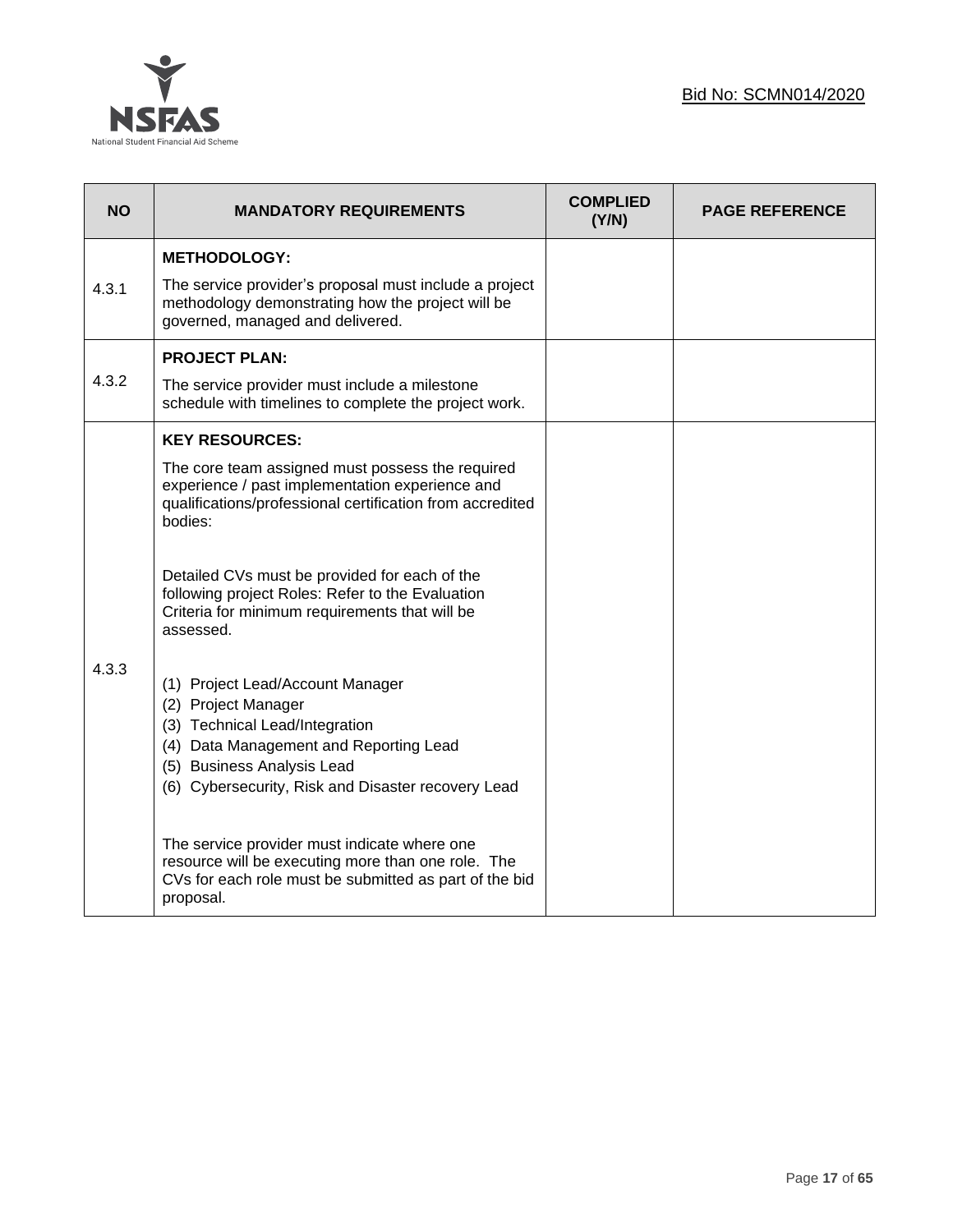| NO | MANDATORY REQUIREMENTS | COMPLIED (Y/N) | PAGE REFERENCE |
|---|---|---|---|
| 4.3.1 | **METHODOLOGY:**<br>The service provider's proposal must include a project methodology demonstrating how the project will be governed, managed and delivered. | | |
| 4.3.2 | **PROJECT PLAN:**<br>The service provider must include a milestone schedule with timelines to complete the project work. | | |
| 4.3.3 | **KEY RESOURCES:**<br>The core team assigned must possess the required experience / past implementation experience and qualifications/professional certification from accredited bodies:<br><br>Detailed CVs must be provided for each of the following project Roles: Refer to the Evaluation Criteria for minimum requirements that will be assessed.<br><br>(1) Project Lead/Account Manager<br>(2) Project Manager<br>(3) Technical Lead/Integration<br>(4) Data Management and Reporting Lead<br>(5) Business Analysis Lead<br>(6) Cybersecurity, Risk and Disaster recovery Lead<br><br>The service provider must indicate where one resource will be executing more than one role. The CVs for each role must be submitted as part of the bid proposal. | | |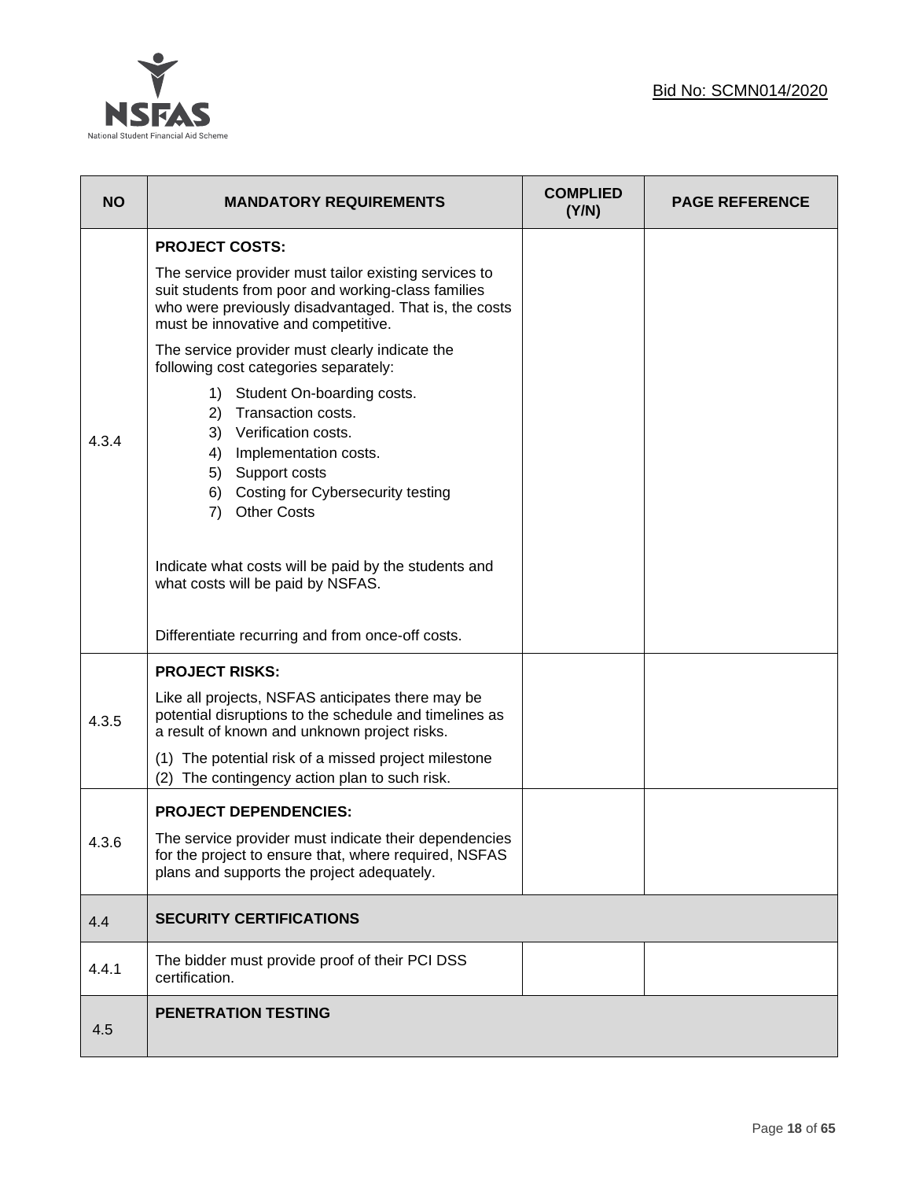| NO | MANDATORY REQUIREMENTS | COMPLIED (Y/N) | PAGE REFERENCE |
|---|---|---|---|
| 4.3.4 | **PROJECT COSTS:**<br><br>The service provider must tailor existing services to suit students from poor and working-class families who were previously disadvantaged. That is, the costs must be innovative and competitive.<br><br>The service provider must clearly indicate the following cost categories separately:<br>1) Student On-boarding costs.<br>2) Transaction costs.<br>3) Verification costs.<br>4) Implementation costs.<br>5) Support costs<br>6) Costing for Cybersecurity testing<br>7) Other Costs<br><br>Indicate what costs will be paid by the students and what costs will be paid by NSFAS.<br><br>Differentiate recurring and from once-off costs. | | |
| 4.3.5 | **PROJECT RISKS:**<br><br>Like all projects, NSFAS anticipates there may be potential disruptions to the schedule and timelines as a result of known and unknown project risks.<br><br>(1) The potential risk of a missed project milestone<br>(2) The contingency action plan to such risk. | | |
| 4.3.6 | **PROJECT DEPENDENCIES:**<br><br>The service provider must indicate their dependencies for the project to ensure that, where required, NSFAS plans and supports the project adequately. | | |
| 4.4 | **SECURITY CERTIFICATIONS** | | |
| 4.4.1 | The bidder must provide proof of their PCI DSS certification. | | |
| 4.5 | **PENETRATION TESTING** | | |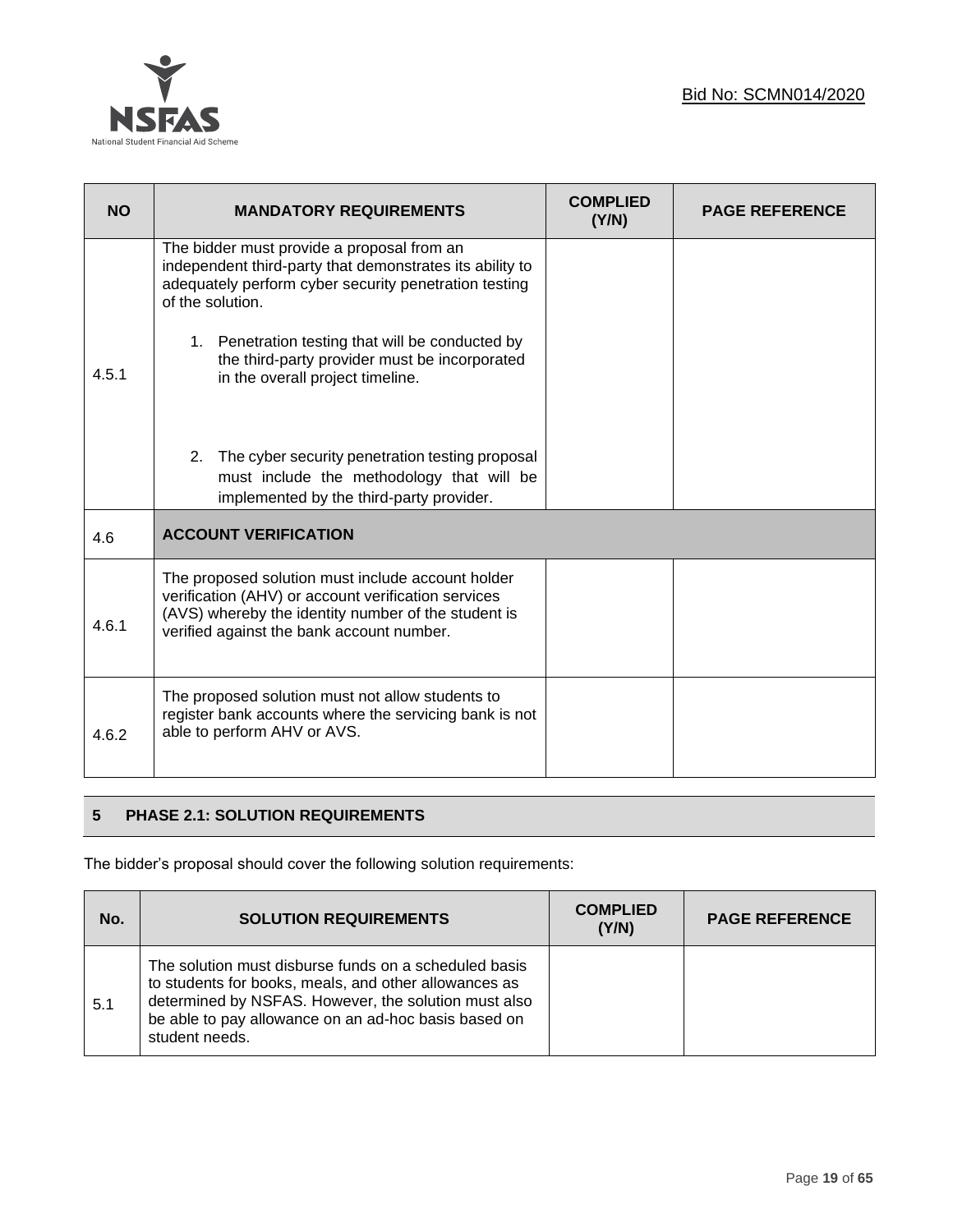| NO | MANDATORY REQUIREMENTS | COMPLIED (Y/N) | PAGE REFERENCE |
|---|---|---|---|
| 4.5.1 | The bidder must provide a proposal from an independent third-party that demonstrates its ability to adequately perform cyber security penetration testing of the solution.<br><br>1. Penetration testing that will be conducted by the third-party provider must be incorporated in the overall project timeline.<br><br>2. The cyber security penetration testing proposal must include the methodology that will be implemented by the third-party provider. | | |
| 4.6 | **ACCOUNT VERIFICATION** | | |
| 4.6.1 | The proposed solution must include account holder verification (AHV) or account verification services (AVS) whereby the identity number of the student is verified against the bank account number. | | |
| 4.6.2 | The proposed solution must not allow students to register bank accounts where the servicing bank is not able to perform AHV or AVS. | | |

## 5 PHASE 2.1: SOLUTION REQUIREMENTS

The bidder's proposal should cover the following solution requirements:

| No. | SOLUTION REQUIREMENTS | COMPLIED (Y/N) | PAGE REFERENCE |
|---|---|---|---|
| 5.1 | The solution must disburse funds on a scheduled basis to students for books, meals, and other allowances as determined by NSFAS. However, the solution must also be able to pay allowance on an ad-hoc basis based on student needs. | | |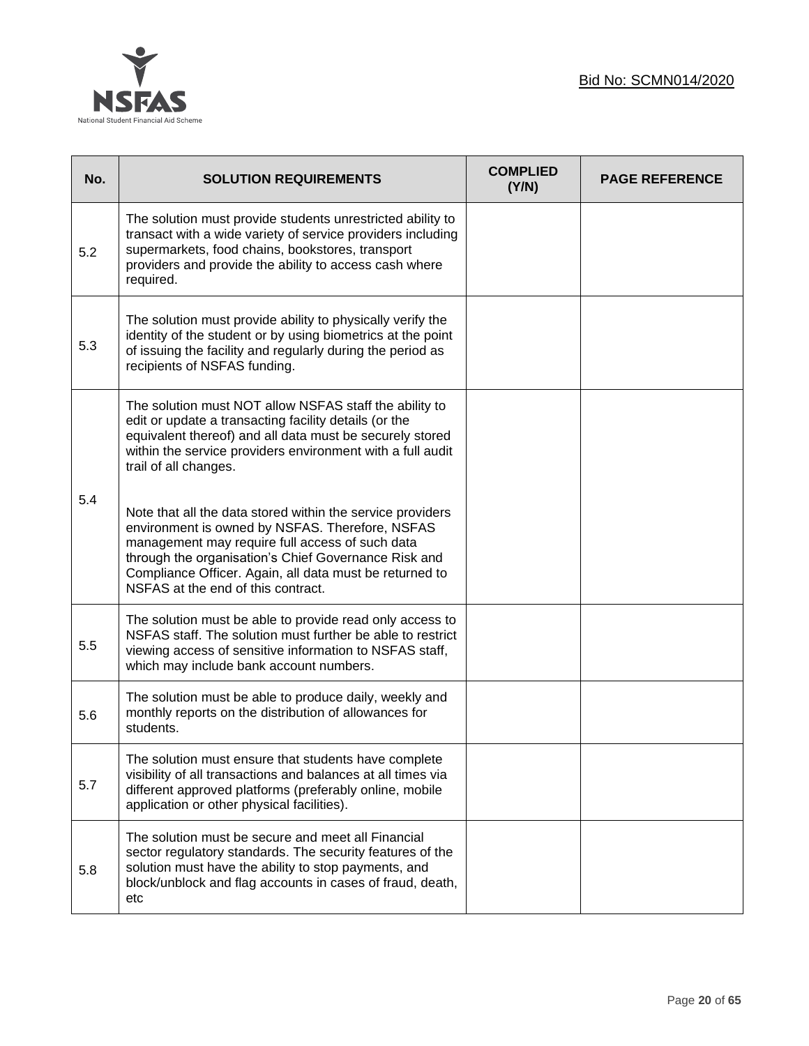| No. | SOLUTION REQUIREMENTS | COMPLIED (Y/N) | PAGE REFERENCE |
|---|---|---|---|
| 5.2 | The solution must provide students unrestricted ability to transact with a wide variety of service providers including supermarkets, food chains, bookstores, transport providers and provide the ability to access cash where required. | | |
| 5.3 | The solution must provide ability to physically verify the identity of the student or by using biometrics at the point of issuing the facility and regularly during the period as recipients of NSFAS funding. | | |
| 5.4 | The solution must NOT allow NSFAS staff the ability to edit or update a transacting facility details (or the equivalent thereof) and all data must be securely stored within the service providers environment with a full audit trail of all changes.<br><br>Note that all the data stored within the service providers environment is owned by NSFAS. Therefore, NSFAS management may require full access of such data through the organisation's Chief Governance Risk and Compliance Officer. Again, all data must be returned to NSFAS at the end of this contract. | | |
| 5.5 | The solution must be able to provide read only access to NSFAS staff. The solution must further be able to restrict viewing access of sensitive information to NSFAS staff, which may include bank account numbers. | | |
| 5.6 | The solution must be able to produce daily, weekly and monthly reports on the distribution of allowances for students. | | |
| 5.7 | The solution must ensure that students have complete visibility of all transactions and balances at all times via different approved platforms (preferably online, mobile application or other physical facilities). | | |
| 5.8 | The solution must be secure and meet all Financial sector regulatory standards. The security features of the solution must have the ability to stop payments, and block/unblock and flag accounts in cases of fraud, death, etc | | |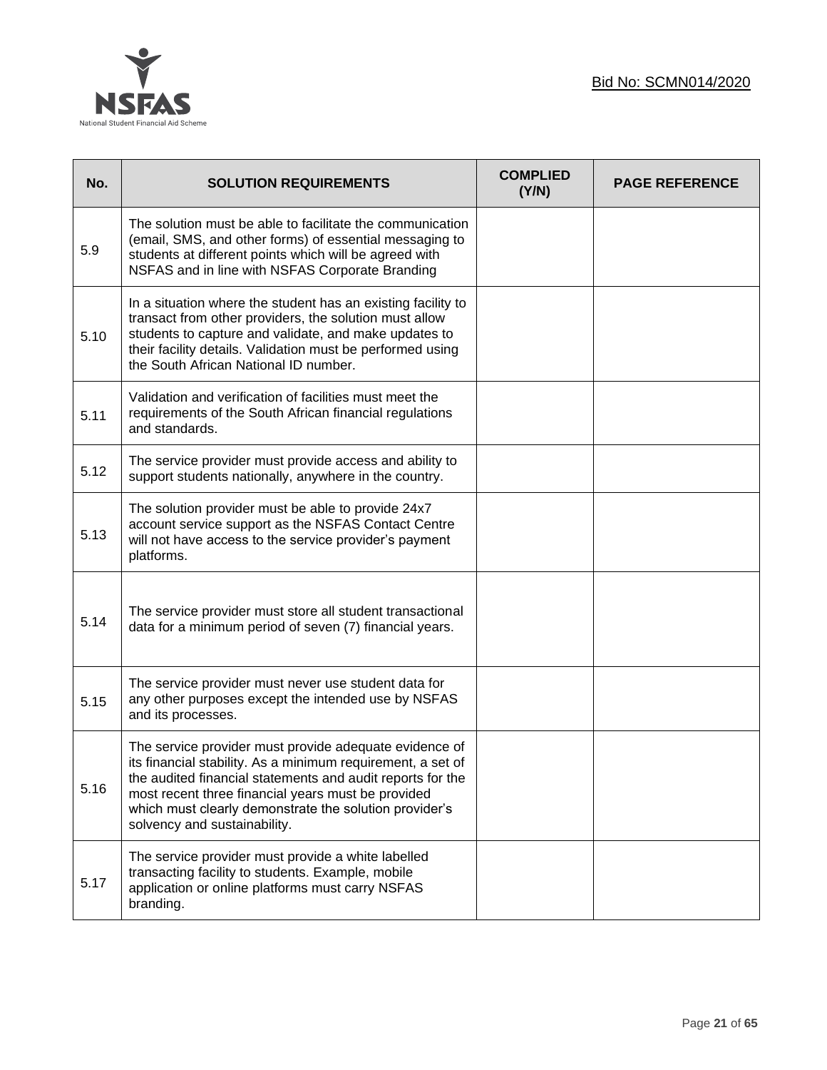| No. | SOLUTION REQUIREMENTS | COMPLIED (Y/N) | PAGE REFERENCE |
| --- | --- | --- | --- |
| 5.9 | The solution must be able to facilitate the communication (email, SMS, and other forms) of essential messaging to students at different points which will be agreed with NSFAS and in line with NSFAS Corporate Branding | | |
| 5.10 | In a situation where the student has an existing facility to transact from other providers, the solution must allow students to capture and validate, and make updates to their facility details. Validation must be performed using the South African National ID number. | | |
| 5.11 | Validation and verification of facilities must meet the requirements of the South African financial regulations and standards. | | |
| 5.12 | The service provider must provide access and ability to support students nationally, anywhere in the country. | | |
| 5.13 | The solution provider must be able to provide 24x7 account service support as the NSFAS Contact Centre will not have access to the service provider's payment platforms. | | |
| 5.14 | The service provider must store all student transactional data for a minimum period of seven (7) financial years. | | |
| 5.15 | The service provider must never use student data for any other purposes except the intended use by NSFAS and its processes. | | |
| 5.16 | The service provider must provide adequate evidence of its financial stability. As a minimum requirement, a set of the audited financial statements and audit reports for the most recent three financial years must be provided which must clearly demonstrate the solution provider's solvency and sustainability. | | |
| 5.17 | The service provider must provide a white labelled transacting facility to students. Example, mobile application or online platforms must carry NSFAS branding. | | |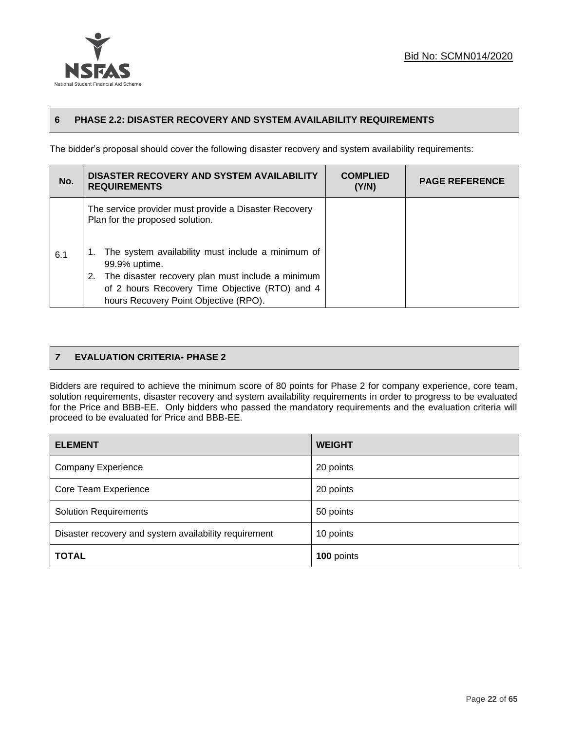## 6 PHASE 2.2: DISASTER RECOVERY AND SYSTEM AVAILABILITY REQUIREMENTS

The bidder's proposal should cover the following disaster recovery and system availability requirements:

| No. | DISASTER RECOVERY AND SYSTEM AVAILABILITY REQUIREMENTS | COMPLIED (Y/N) | PAGE REFERENCE |
|---|---|---|---|
| 6.1 | The service provider must provide a Disaster Recovery Plan for the proposed solution.<br><br>1. The system availability must include a minimum of 99.9% uptime.<br>2. The disaster recovery plan must include a minimum of 2 hours Recovery Time Objective (RTO) and 4 hours Recovery Point Objective (RPO). | | |

## *7* EVALUATION CRITERIA- PHASE 2

Bidders are required to achieve the minimum score of 80 points for Phase 2 for company experience, core team, solution requirements, disaster recovery and system availability requirements in order to progress to be evaluated for the Price and BBB-EE. Only bidders who passed the mandatory requirements and the evaluation criteria will proceed to be evaluated for Price and BBB-EE.

| ELEMENT | WEIGHT |
|---|---|
| Company Experience | 20 points |
| Core Team Experience | 20 points |
| Solution Requirements | 50 points |
| Disaster recovery and system availability requirement | 10 points |
| **TOTAL** | **100** points |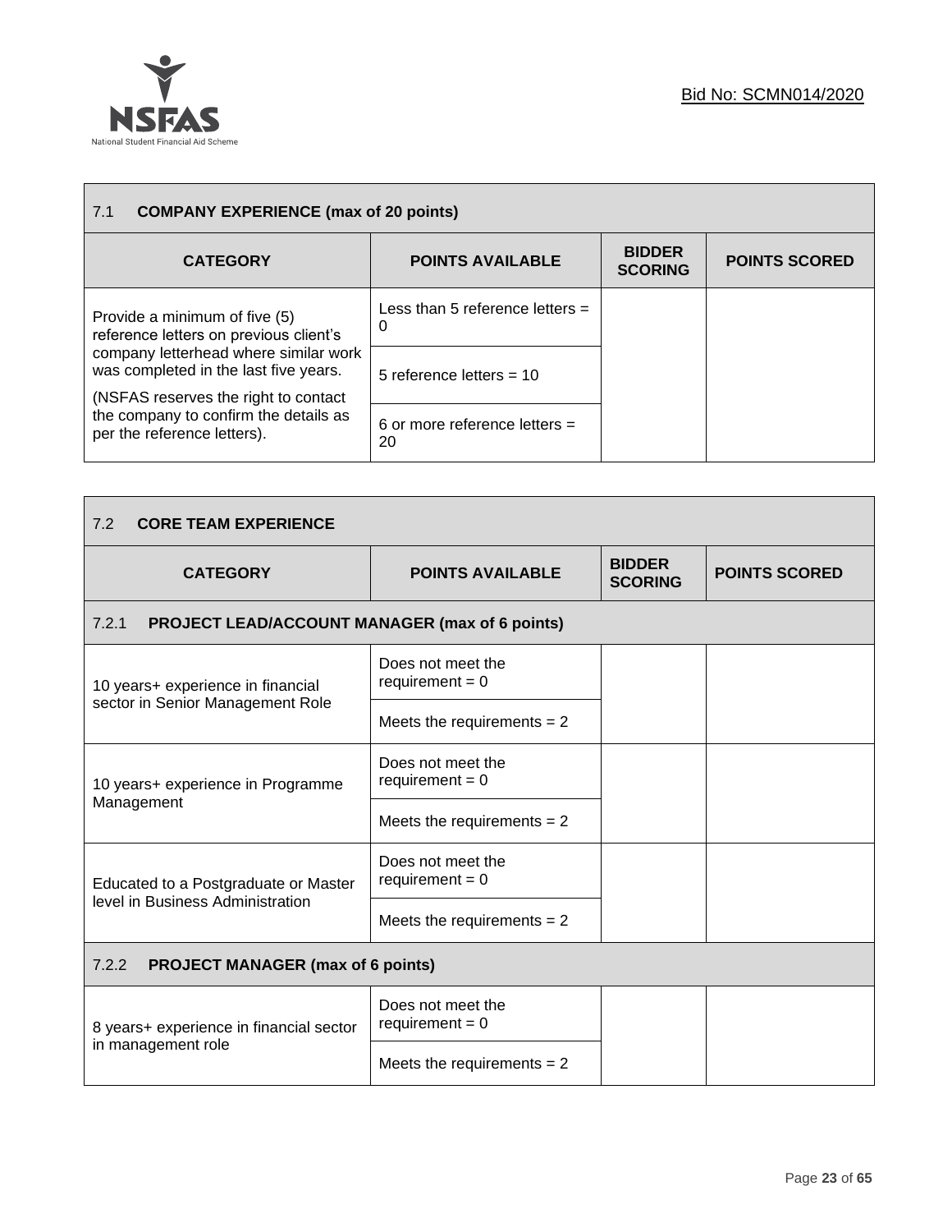| 7.1 **COMPANY EXPERIENCE (max of 20 points)** | | | |
|---|---|---|---|
| **CATEGORY** | **POINTS AVAILABLE** | **BIDDER SCORING** | **POINTS SCORED** |
| Provide a minimum of five (5) reference letters on previous client's company letterhead where similar work was completed in the last five years. (NSFAS reserves the right to contact the company to confirm the details as per the reference letters). | Less than 5 reference letters = 0 | | |
| | 5 reference letters = 10 | | |
| | 6 or more reference letters = 20 | | |

| 7.2 **CORE TEAM EXPERIENCE** | | | |
|---|---|---|---|
| **CATEGORY** | **POINTS AVAILABLE** | **BIDDER SCORING** | **POINTS SCORED** |
| 7.2.1 **PROJECT LEAD/ACCOUNT MANAGER (max of 6 points)** | | | |
| 10 years+ experience in financial sector in Senior Management Role | Does not meet the requirement = 0 | | |
| | Meets the requirements = 2 | | |
| 10 years+ experience in Programme Management | Does not meet the requirement = 0 | | |
| | Meets the requirements = 2 | | |
| Educated to a Postgraduate or Master level in Business Administration | Does not meet the requirement = 0 | | |
| | Meets the requirements = 2 | | |
| 7.2.2 **PROJECT MANAGER (max of 6 points)** | | | |
| 8 years+ experience in financial sector in management role | Does not meet the requirement = 0 | | |
| | Meets the requirements = 2 | | |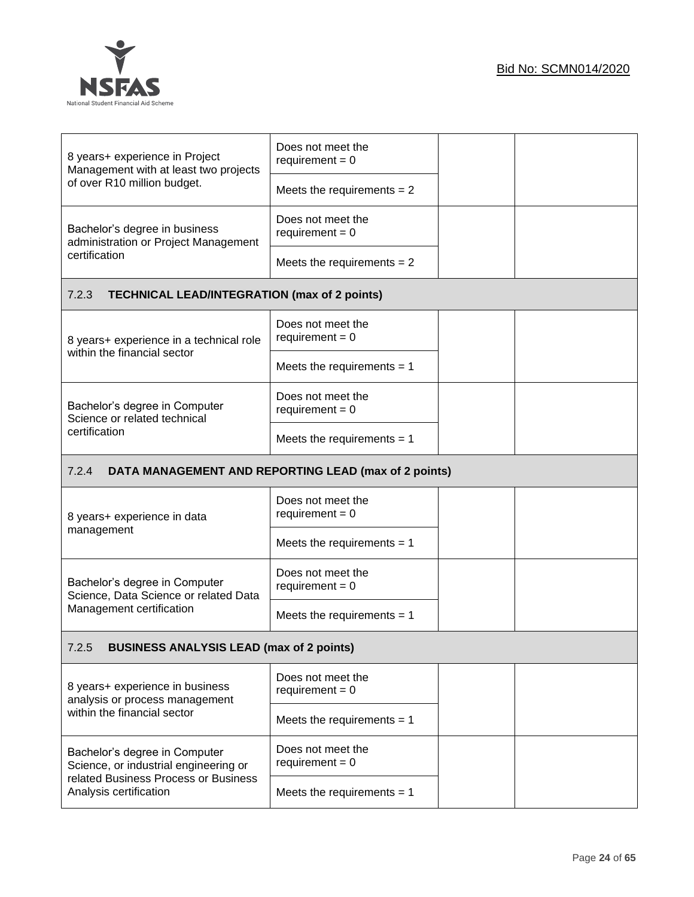| | | | |
|---|---|---|---|
| 8 years+ experience in Project Management with at least two projects of over R10 million budget. | Does not meet the requirement = 0 | | |
| | Meets the requirements = 2 | | |
| Bachelor's degree in business administration or Project Management certification | Does not meet the requirement = 0 | | |
| | Meets the requirements = 2 | | |
| 7.2.3 **TECHNICAL LEAD/INTEGRATION (max of 2 points)** | | | |
| 8 years+ experience in a technical role within the financial sector | Does not meet the requirement = 0 | | |
| | Meets the requirements = 1 | | |
| Bachelor's degree in Computer Science or related technical certification | Does not meet the requirement = 0 | | |
| | Meets the requirements = 1 | | |
| 7.2.4 **DATA MANAGEMENT AND REPORTING LEAD (max of 2 points)** | | | |
| 8 years+ experience in data management | Does not meet the requirement = 0 | | |
| | Meets the requirements = 1 | | |
| Bachelor's degree in Computer Science, Data Science or related Data Management certification | Does not meet the requirement = 0 | | |
| | Meets the requirements = 1 | | |
| 7.2.5 **BUSINESS ANALYSIS LEAD (max of 2 points)** | | | |
| 8 years+ experience in business analysis or process management within the financial sector | Does not meet the requirement = 0 | | |
| | Meets the requirements = 1 | | |
| Bachelor's degree in Computer Science, or industrial engineering or related Business Process or Business Analysis certification | Does not meet the requirement = 0 | | |
| | Meets the requirements = 1 | | |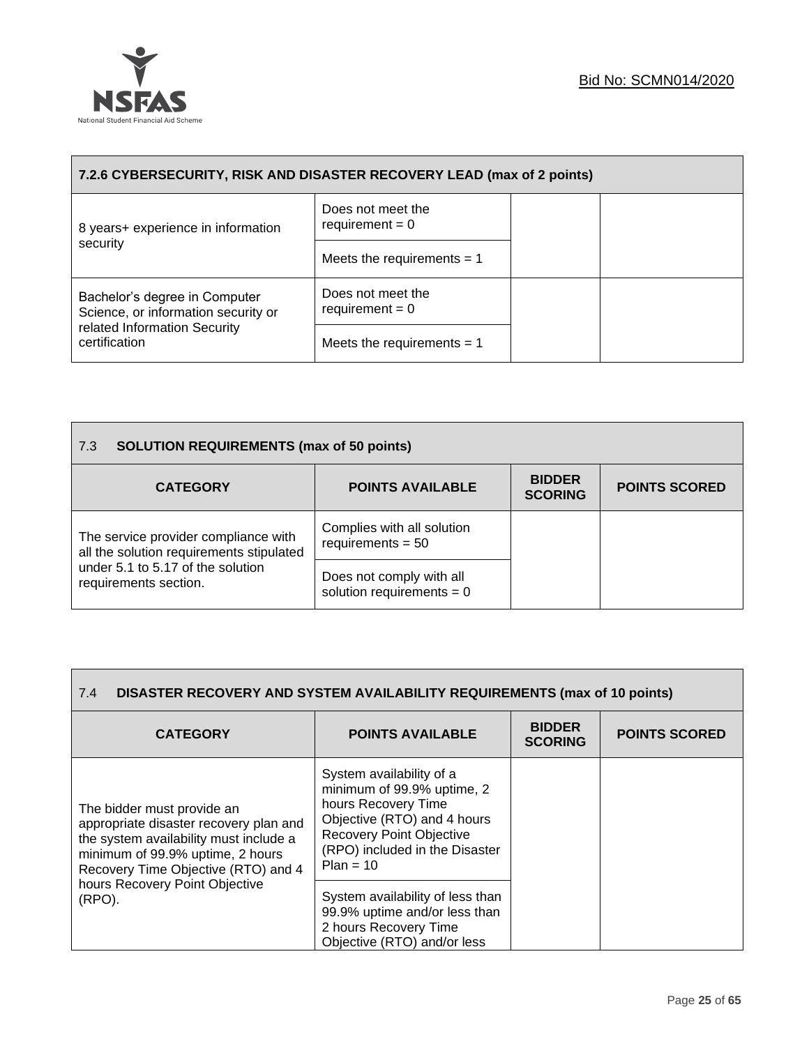| 7.2.6 CYBERSECURITY, RISK AND DISASTER RECOVERY LEAD (max of 2 points) | | | |
|---|---|---|---|
| 8 years+ experience in information security | Does not meet the requirement = 0 | | |
| | Meets the requirements = 1 | | |
| Bachelor's degree in Computer Science, or information security or related Information Security certification | Does not meet the requirement = 0 | | |
| | Meets the requirements = 1 | | |

| 7.3 SOLUTION REQUIREMENTS (max of 50 points) | | | |
|---|---|---|---|
| **CATEGORY** | **POINTS AVAILABLE** | **BIDDER SCORING** | **POINTS SCORED** |
| The service provider compliance with all the solution requirements stipulated under 5.1 to 5.17 of the solution requirements section. | Complies with all solution requirements = 50 | | |
| | Does not comply with all solution requirements = 0 | | |

| 7.4 DISASTER RECOVERY AND SYSTEM AVAILABILITY REQUIREMENTS (max of 10 points) | | | |
|---|---|---|---|
| **CATEGORY** | **POINTS AVAILABLE** | **BIDDER SCORING** | **POINTS SCORED** |
| The bidder must provide an appropriate disaster recovery plan and the system availability must include a minimum of 99.9% uptime, 2 hours Recovery Time Objective (RTO) and 4 hours Recovery Point Objective (RPO). | System availability of a minimum of 99.9% uptime, 2 hours Recovery Time Objective (RTO) and 4 hours Recovery Point Objective (RPO) included in the Disaster Plan = 10 | | |
| | System availability of less than 99.9% uptime and/or less than 2 hours Recovery Time Objective (RTO) and/or less | | |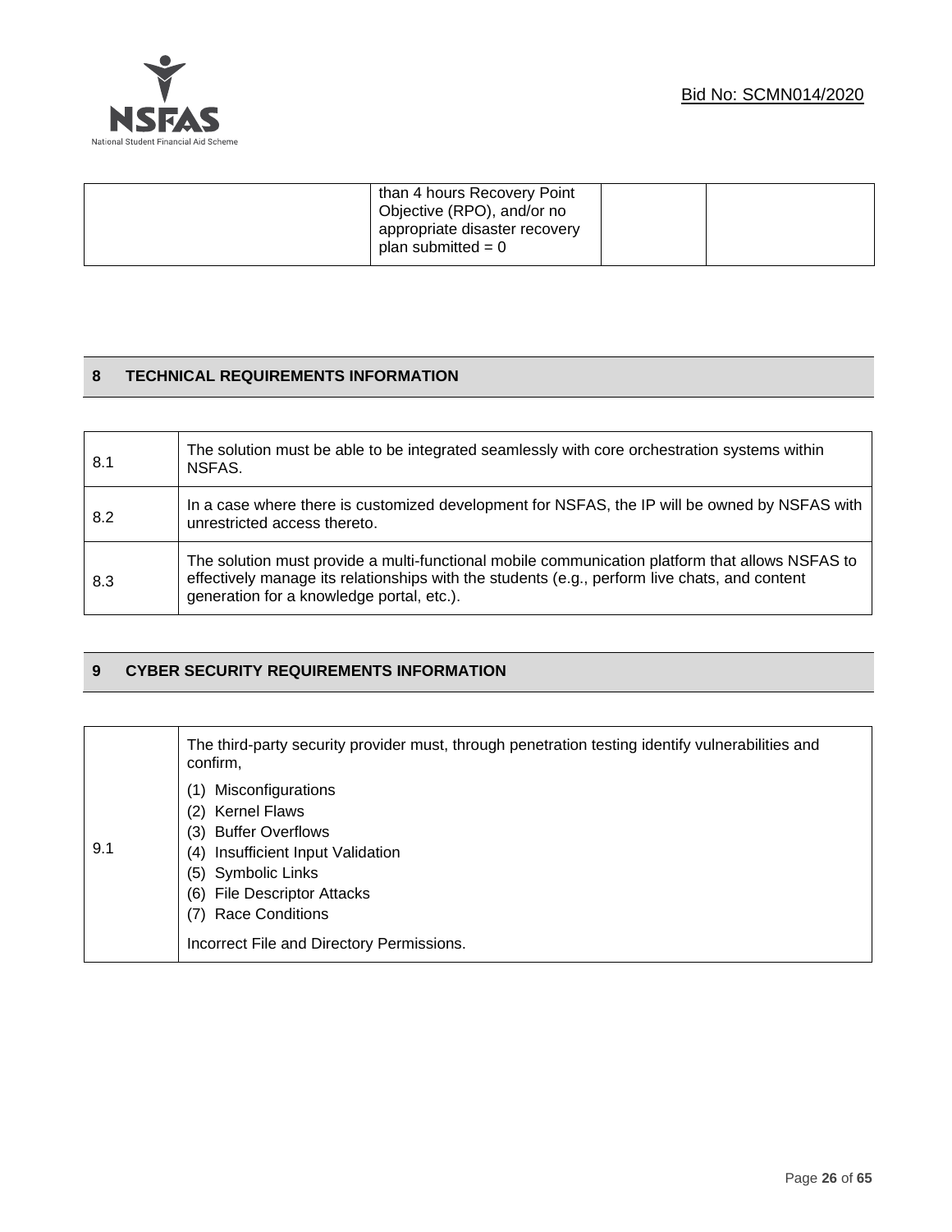| | than 4 hours Recovery Point Objective (RPO), and/or no appropriate disaster recovery plan submitted = 0 | | |
|---|---|---|---|

## 8 TECHNICAL REQUIREMENTS INFORMATION

| | |
|---|---|
| 8.1 | The solution must be able to be integrated seamlessly with core orchestration systems within NSFAS. |
| 8.2 | In a case where there is customized development for NSFAS, the IP will be owned by NSFAS with unrestricted access thereto. |
| 8.3 | The solution must provide a multi-functional mobile communication platform that allows NSFAS to effectively manage its relationships with the students (e.g., perform live chats, and content generation for a knowledge portal, etc.). |

## 9 CYBER SECURITY REQUIREMENTS INFORMATION

| | |
|---|---|
| 9.1 | The third-party security provider must, through penetration testing identify vulnerabilities and confirm,<br>(1) Misconfigurations<br>(2) Kernel Flaws<br>(3) Buffer Overflows<br>(4) Insufficient Input Validation<br>(5) Symbolic Links<br>(6) File Descriptor Attacks<br>(7) Race Conditions<br>Incorrect File and Directory Permissions. |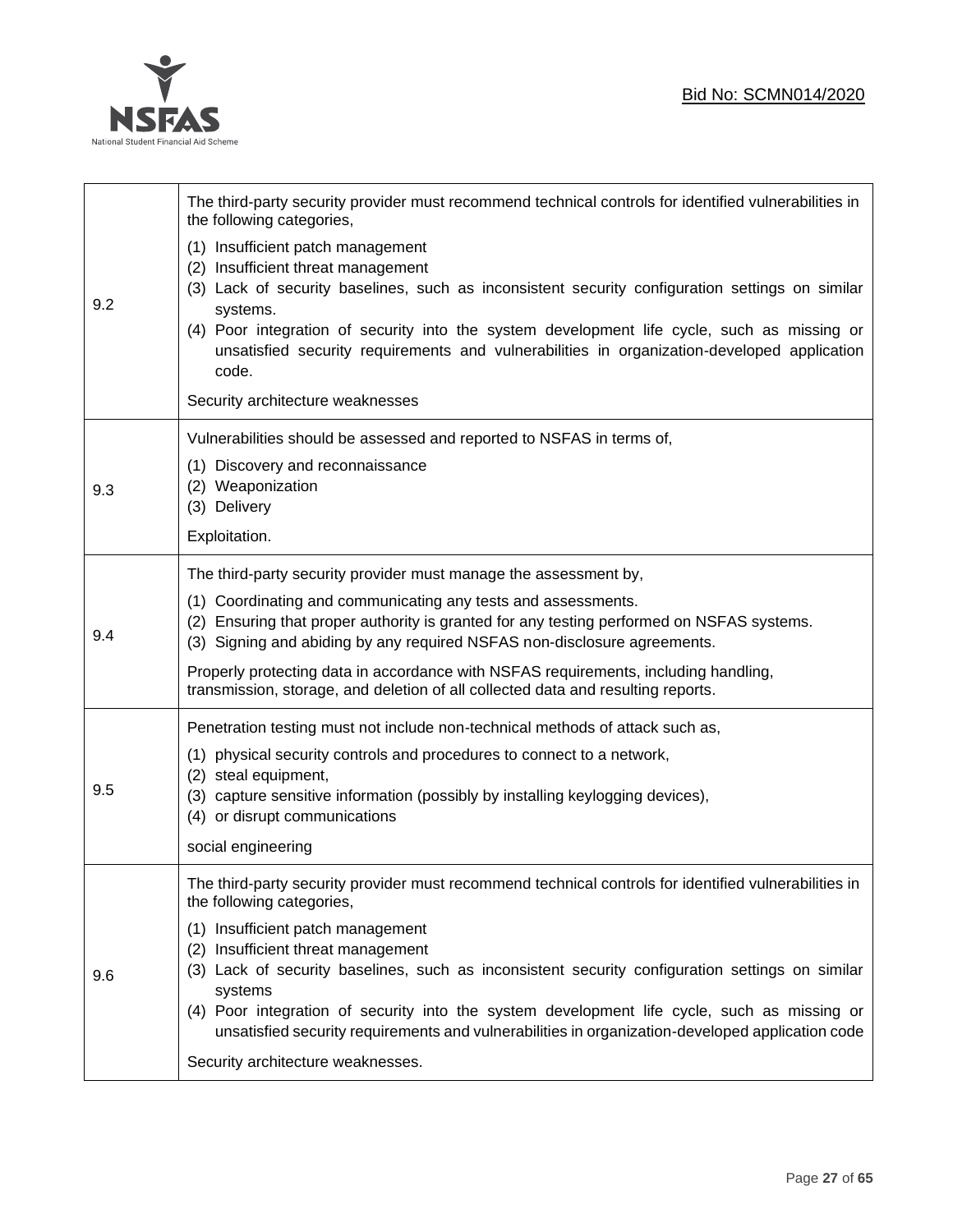| | |
|---|---|
| 9.2 | The third-party security provider must recommend technical controls for identified vulnerabilities in the following categories,<br><br>(1) Insufficient patch management<br>(2) Insufficient threat management<br>(3) Lack of security baselines, such as inconsistent security configuration settings on similar systems.<br>(4) Poor integration of security into the system development life cycle, such as missing or unsatisfied security requirements and vulnerabilities in organization-developed application code.<br><br>Security architecture weaknesses |
| 9.3 | Vulnerabilities should be assessed and reported to NSFAS in terms of,<br><br>(1) Discovery and reconnaissance<br>(2) Weaponization<br>(3) Delivery<br><br>Exploitation. |
| 9.4 | The third-party security provider must manage the assessment by,<br><br>(1) Coordinating and communicating any tests and assessments.<br>(2) Ensuring that proper authority is granted for any testing performed on NSFAS systems.<br>(3) Signing and abiding by any required NSFAS non-disclosure agreements.<br><br>Properly protecting data in accordance with NSFAS requirements, including handling, transmission, storage, and deletion of all collected data and resulting reports. |
| 9.5 | Penetration testing must not include non-technical methods of attack such as,<br><br>(1) physical security controls and procedures to connect to a network,<br>(2) steal equipment,<br>(3) capture sensitive information (possibly by installing keylogging devices),<br>(4) or disrupt communications<br><br>social engineering |
| 9.6 | The third-party security provider must recommend technical controls for identified vulnerabilities in the following categories,<br><br>(1) Insufficient patch management<br>(2) Insufficient threat management<br>(3) Lack of security baselines, such as inconsistent security configuration settings on similar systems<br>(4) Poor integration of security into the system development life cycle, such as missing or unsatisfied security requirements and vulnerabilities in organization-developed application code<br><br>Security architecture weaknesses. |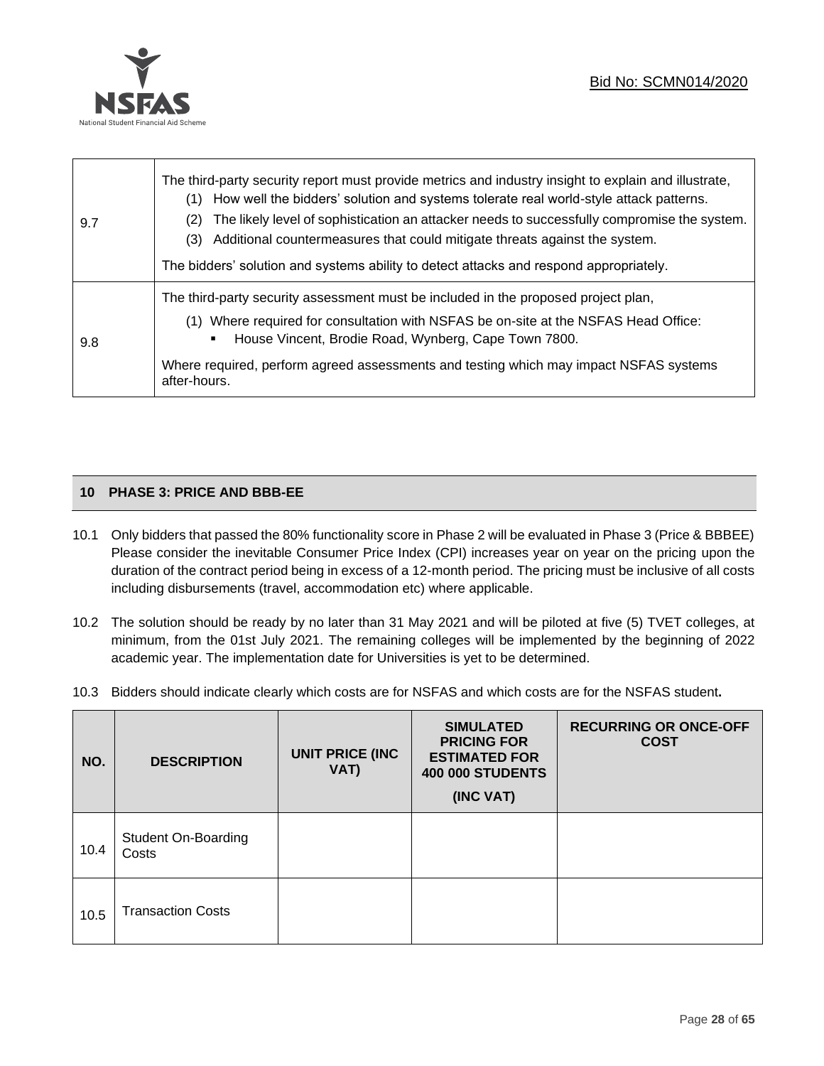| 9.7 | The third-party security report must provide metrics and industry insight to explain and illustrate,<br>(1) How well the bidders' solution and systems tolerate real world-style attack patterns.<br>(2) The likely level of sophistication an attacker needs to successfully compromise the system.<br>(3) Additional countermeasures that could mitigate threats against the system.<br>The bidders' solution and systems ability to detect attacks and respond appropriately. |
|---|---|
| 9.8 | The third-party security assessment must be included in the proposed project plan,<br>(1) Where required for consultation with NSFAS be on-site at the NSFAS Head Office:<br>▪ House Vincent, Brodie Road, Wynberg, Cape Town 7800.<br>Where required, perform agreed assessments and testing which may impact NSFAS systems after-hours. |

## 10 PHASE 3: PRICE AND BBB-EE

10.1 Only bidders that passed the 80% functionality score in Phase 2 will be evaluated in Phase 3 (Price & BBBEE) Please consider the inevitable Consumer Price Index (CPI) increases year on year on the pricing upon the duration of the contract period being in excess of a 12-month period. The pricing must be inclusive of all costs including disbursements (travel, accommodation etc) where applicable.

10.2 The solution should be ready by no later than 31 May 2021 and will be piloted at five (5) TVET colleges, at minimum, from the 01st July 2021. The remaining colleges will be implemented by the beginning of 2022 academic year. The implementation date for Universities is yet to be determined.

10.3 Bidders should indicate clearly which costs are for NSFAS and which costs are for the NSFAS student**.**

| NO. | DESCRIPTION | UNIT PRICE (INC VAT) | SIMULATED PRICING FOR ESTIMATED FOR 400 000 STUDENTS (INC VAT) | RECURRING OR ONCE-OFF COST |
|---|---|---|---|---|
| 10.4 | Student On-Boarding Costs | | | |
| 10.5 | Transaction Costs | | | |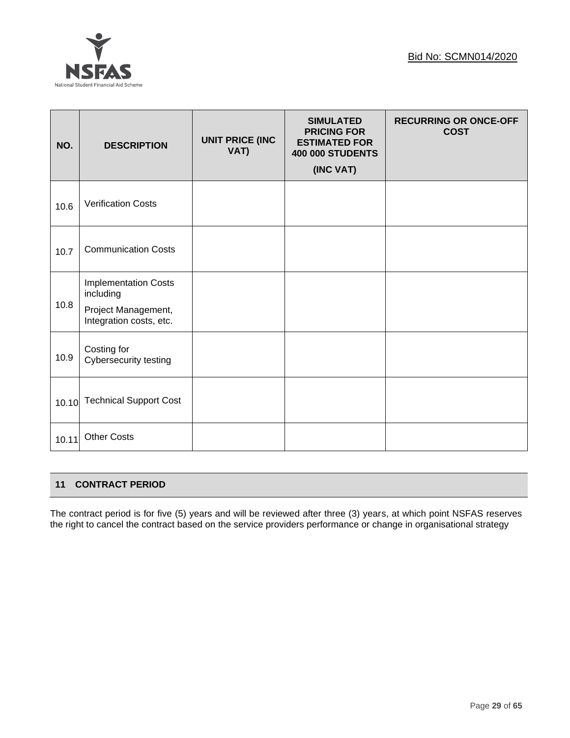| NO. | DESCRIPTION | UNIT PRICE (INC VAT) | SIMULATED PRICING FOR ESTIMATED FOR 400 000 STUDENTS (INC VAT) | RECURRING OR ONCE-OFF COST |
|---|---|---|---|---|
| 10.6 | Verification Costs | | | |
| 10.7 | Communication Costs | | | |
| 10.8 | Implementation Costs including Project Management, Integration costs, etc. | | | |
| 10.9 | Costing for Cybersecurity testing | | | |
| 10.10 | Technical Support Cost | | | |
| 10.11 | Other Costs | | | |

## 11 CONTRACT PERIOD

The contract period is for five (5) years and will be reviewed after three (3) years, at which point NSFAS reserves the right to cancel the contract based on the service providers performance or change in organisational strategy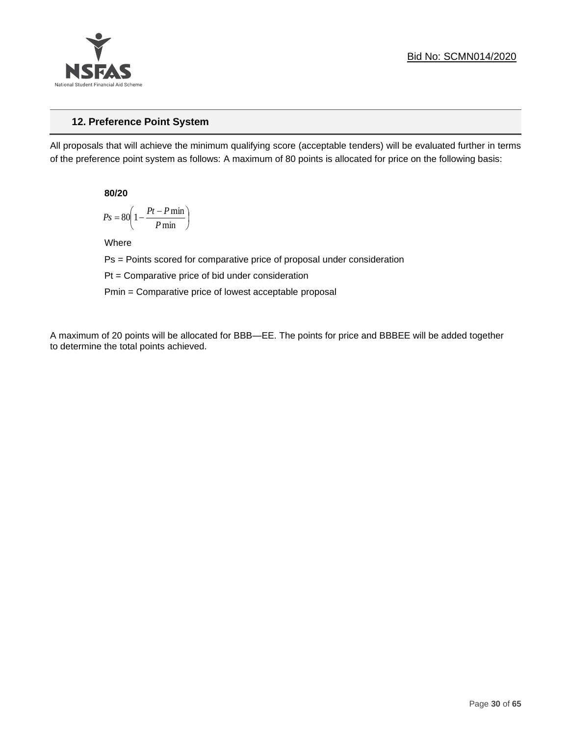## 12. Preference Point System

All proposals that will achieve the minimum qualifying score (acceptable tenders) will be evaluated further in terms of the preference point system as follows: A maximum of 80 points is allocated for price on the following basis:

**80/20**

$$Ps = 80\left(1 - \frac{Pt - P\min}{P\min}\right)$$

Where

Ps = Points scored for comparative price of proposal under consideration

Pt = Comparative price of bid under consideration

Pmin = Comparative price of lowest acceptable proposal

A maximum of 20 points will be allocated for BBB—EE. The points for price and BBBEE will be added together to determine the total points achieved.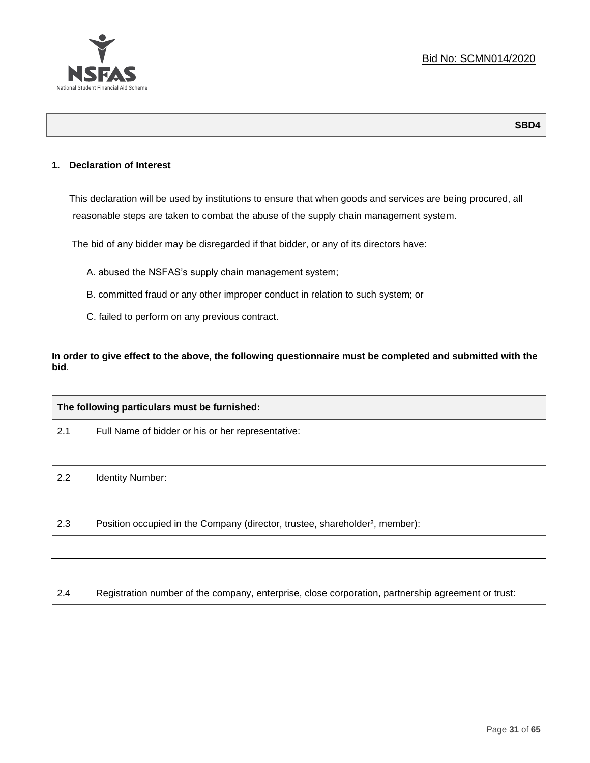Bid No: SCMN014/2020

**SBD4**

## 1. Declaration of Interest

This declaration will be used by institutions to ensure that when goods and services are being procured, all reasonable steps are taken to combat the abuse of the supply chain management system.

The bid of any bidder may be disregarded if that bidder, or any of its directors have:

A. abused the NSFAS's supply chain management system;

B. committed fraud or any other improper conduct in relation to such system; or

C. failed to perform on any previous contract.

**In order to give effect to the above, the following questionnaire must be completed and submitted with the bid**.

| The following particulars must be furnished: | |
|---|---|
| 2.1 | Full Name of bidder or his or her representative: |
| | |
| 2.2 | Identity Number: |
| | |
| 2.3 | Position occupied in the Company (director, trustee, shareholder², member): |
| | |
| | |
| 2.4 | Registration number of the company, enterprise, close corporation, partnership agreement or trust: |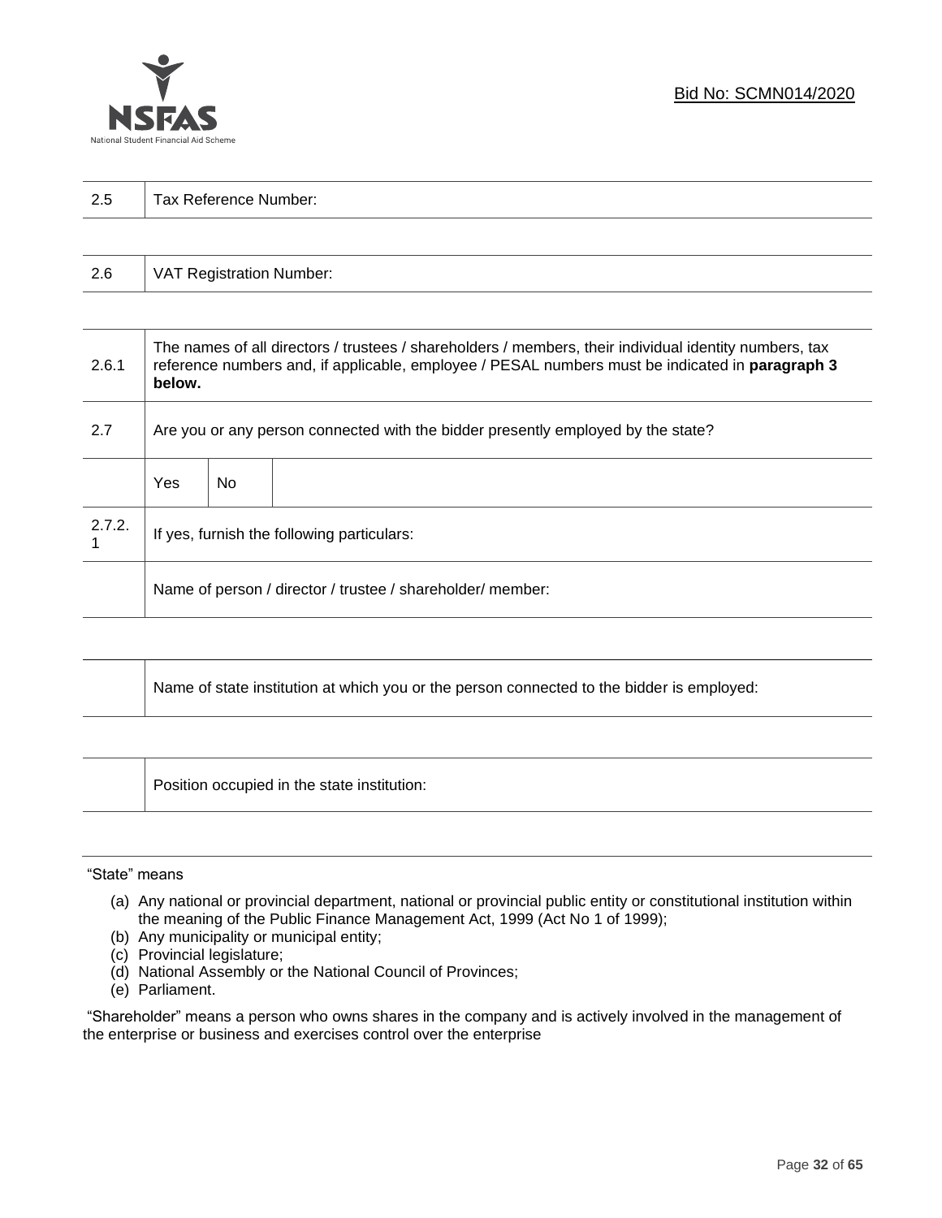Bid No: SCMN014/2020

| 2.5 | Tax Reference Number: |
|---|---|

| 2.6 | VAT Registration Number: |
|---|---|

| | | | |
|---|---|---|---|
| 2.6.1 | The names of all directors / trustees / shareholders / members, their individual identity numbers, tax reference numbers and, if applicable, employee / PESAL numbers must be indicated in **paragraph 3 below.** | | |
| 2.7 | Are you or any person connected with the bidder presently employed by the state? | | |
| | Yes | No | |
| 2.7.2.1 | If yes, furnish the following particulars: | | |
| | Name of person / director / trustee / shareholder/ member: | | |

| | Name of state institution at which you or the person connected to the bidder is employed: |
|---|---|

| | Position occupied in the state institution: |
|---|---|

"State" means

(a) Any national or provincial department, national or provincial public entity or constitutional institution within the meaning of the Public Finance Management Act, 1999 (Act No 1 of 1999);
(b) Any municipality or municipal entity;
(c) Provincial legislature;
(d) National Assembly or the National Council of Provinces;
(e) Parliament.

"Shareholder" means a person who owns shares in the company and is actively involved in the management of the enterprise or business and exercises control over the enterprise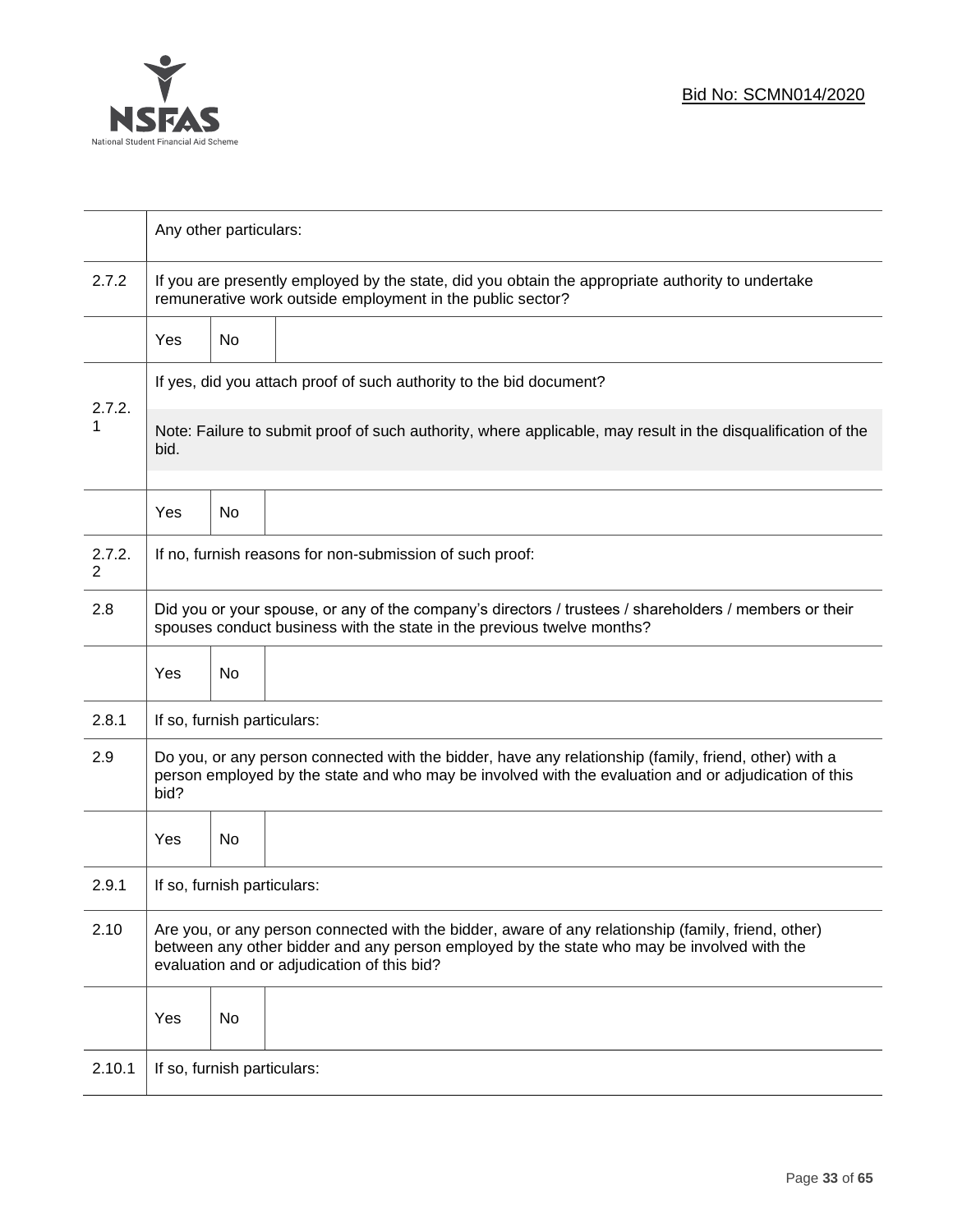| | | | |
|---|---|---|---|
| | Any other particulars: | | |
| 2.7.2 | If you are presently employed by the state, did you obtain the appropriate authority to undertake remunerative work outside employment in the public sector? | | |
| | Yes | No | |
| 2.7.2.1 | If yes, did you attach proof of such authority to the bid document?<br><br>Note: Failure to submit proof of such authority, where applicable, may result in the disqualification of the bid. | | |
| | Yes | No | |
| 2.7.2.2 | If no, furnish reasons for non-submission of such proof: | | |
| 2.8 | Did you or your spouse, or any of the company's directors / trustees / shareholders / members or their spouses conduct business with the state in the previous twelve months? | | |
| | Yes | No | |
| 2.8.1 | If so, furnish particulars: | | |
| 2.9 | Do you, or any person connected with the bidder, have any relationship (family, friend, other) with a person employed by the state and who may be involved with the evaluation and or adjudication of this bid? | | |
| | Yes | No | |
| 2.9.1 | If so, furnish particulars: | | |
| 2.10 | Are you, or any person connected with the bidder, aware of any relationship (family, friend, other) between any other bidder and any person employed by the state who may be involved with the evaluation and or adjudication of this bid? | | |
| | Yes | No | |
| 2.10.1 | If so, furnish particulars: | | |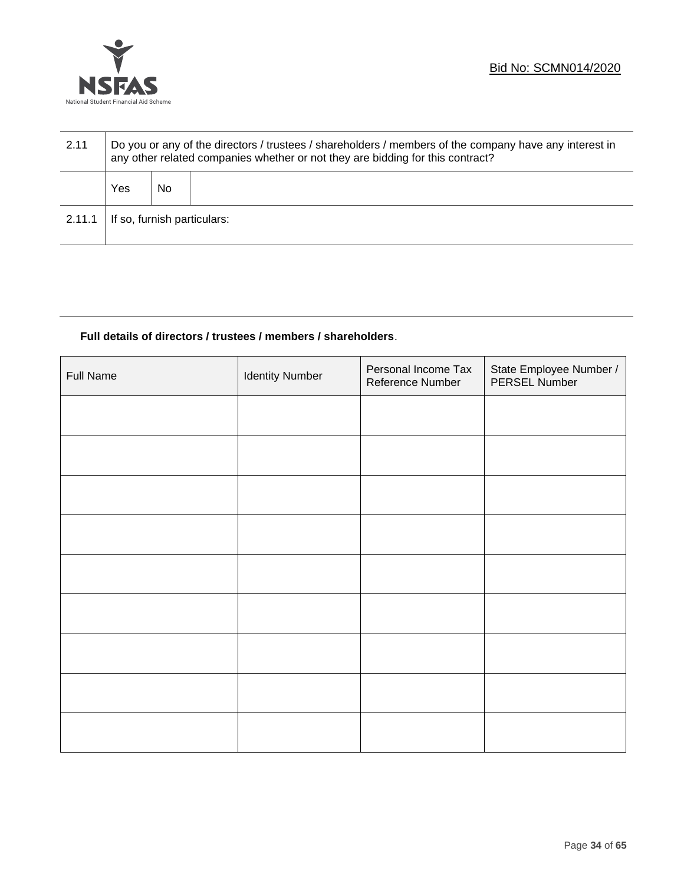| 2.11 | Do you or any of the directors / trustees / shareholders / members of the company have any interest in any other related companies whether or not they are bidding for this contract? | | |
|---|---|---|---|
| | Yes | No | |
| 2.11.1 | If so, furnish particulars: | | |

**Full details of directors / trustees / members / shareholders**.

| Full Name | Identity Number | Personal Income Tax Reference Number | State Employee Number / PERSEL Number |
|---|---|---|---|
| | | | |
| | | | |
| | | | |
| | | | |
| | | | |
| | | | |
| | | | |
| | | | |
| | | | |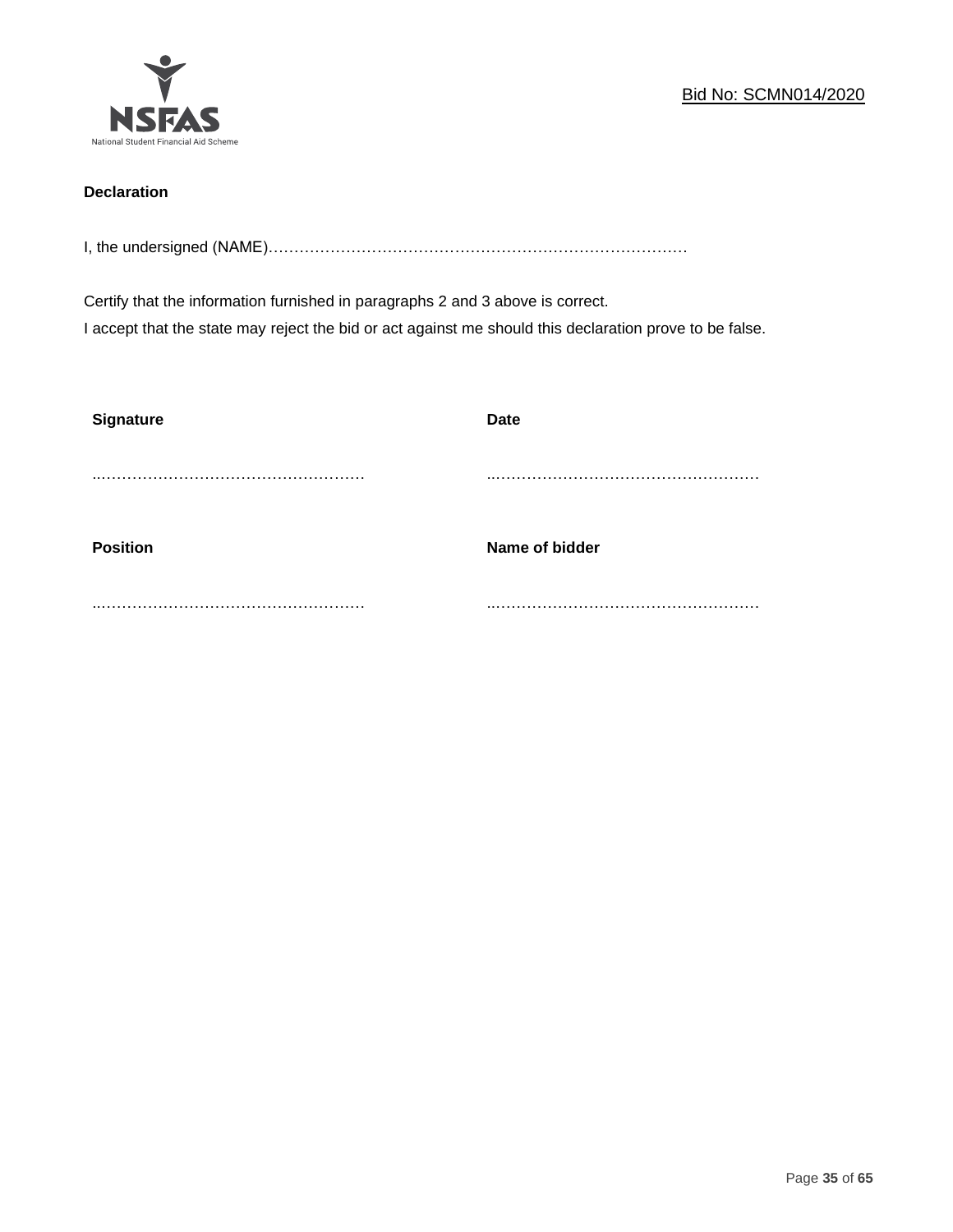**Declaration**

I, the undersigned (NAME)………………………………………………………………………

Certify that the information furnished in paragraphs 2 and 3 above is correct.
I accept that the state may reject the bid or act against me should this declaration prove to be false.

| **Signature** | **Date** |
|---|---|
| ..…………………………………………… | ..…………………………………………… |
| **Position** | **Name of bidder** |
| ..…………………………………………… | ..…………………………………………… |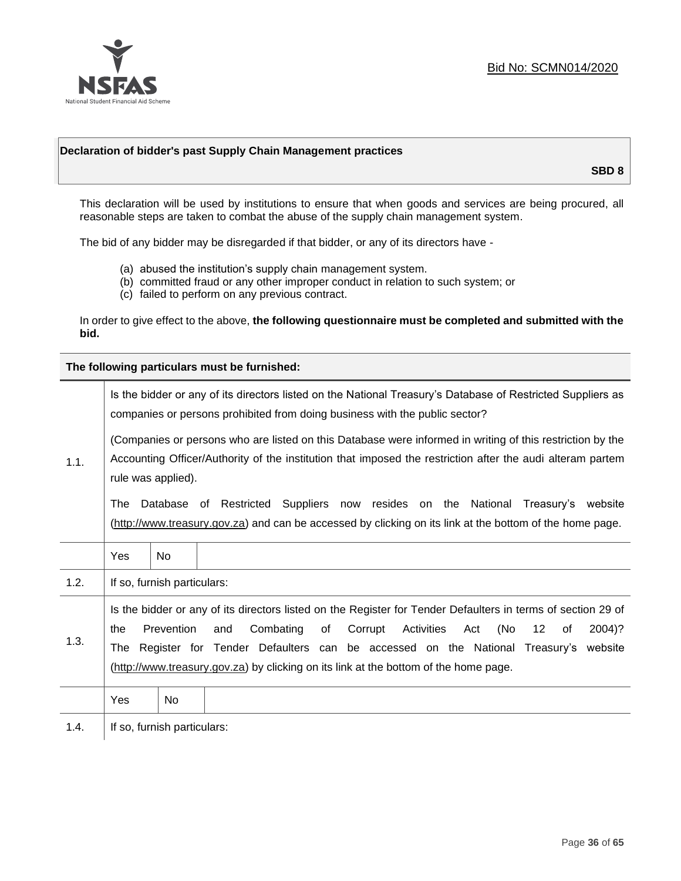Bid No: SCMN014/2020

**Declaration of bidder's past Supply Chain Management practices**

**SBD 8**

This declaration will be used by institutions to ensure that when goods and services are being procured, all reasonable steps are taken to combat the abuse of the supply chain management system.

The bid of any bidder may be disregarded if that bidder, or any of its directors have -

(a) abused the institution's supply chain management system.
(b) committed fraud or any other improper conduct in relation to such system; or
(c) failed to perform on any previous contract.

In order to give effect to the above, **the following questionnaire must be completed and submitted with the bid.**

| **The following particulars must be furnished:** | | | |
|---|---|---|---|
| 1.1. | Is the bidder or any of its directors listed on the National Treasury's Database of Restricted Suppliers as companies or persons prohibited from doing business with the public sector?<br><br>(Companies or persons who are listed on this Database were informed in writing of this restriction by the Accounting Officer/Authority of the institution that imposed the restriction after the audi alteram partem rule was applied).<br><br>The Database of Restricted Suppliers now resides on the National Treasury's website (http://www.treasury.gov.za) and can be accessed by clicking on its link at the bottom of the home page. | | |
| | Yes | No | |
| 1.2. | If so, furnish particulars: | | |
| 1.3. | Is the bidder or any of its directors listed on the Register for Tender Defaulters in terms of section 29 of the Prevention and Combating of Corrupt Activities Act (No 12 of 2004)? The Register for Tender Defaulters can be accessed on the National Treasury's website (http://www.treasury.gov.za) by clicking on its link at the bottom of the home page. | | |
| | Yes | No | |
| 1.4. | If so, furnish particulars: | | |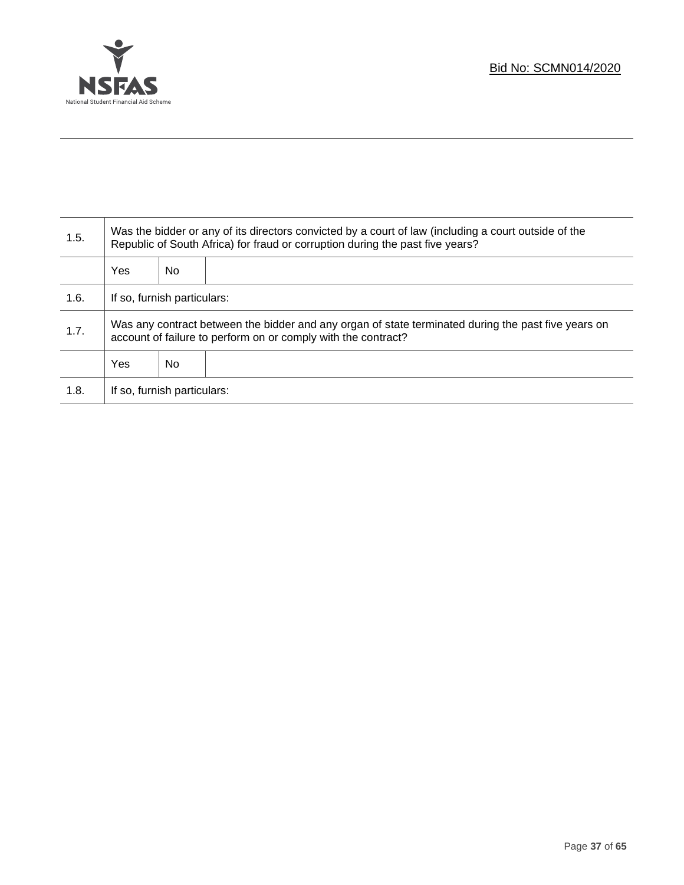| | | | |
|---|---|---|---|
| 1.5. | Was the bidder or any of its directors convicted by a court of law (including a court outside of the Republic of South Africa) for fraud or corruption during the past five years? | | |
| | Yes | No | |
| 1.6. | If so, furnish particulars: | | |
| 1.7. | Was any contract between the bidder and any organ of state terminated during the past five years on account of failure to perform on or comply with the contract? | | |
| | Yes | No | |
| 1.8. | If so, furnish particulars: | | |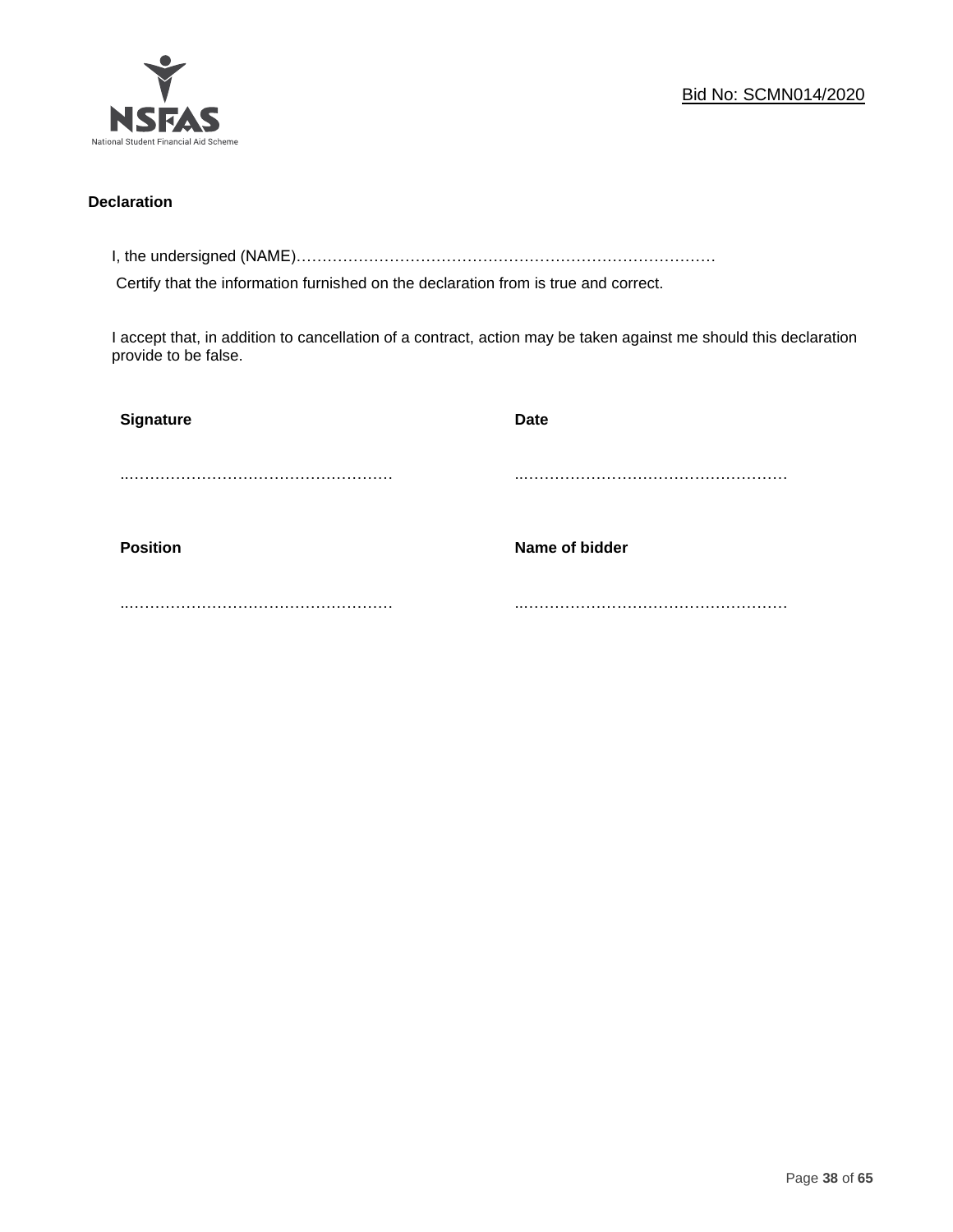**Declaration**

I, the undersigned (NAME)…………………………………………………………………………

Certify that the information furnished on the declaration from is true and correct.

I accept that, in addition to cancellation of a contract, action may be taken against me should this declaration provide to be false.

| **Signature** | **Date** |
|---|---|
| ..……………………………………………… | ..……………………………………………… |
| **Position** | **Name of bidder** |
| ..……………………………………………… | ..……………………………………………… |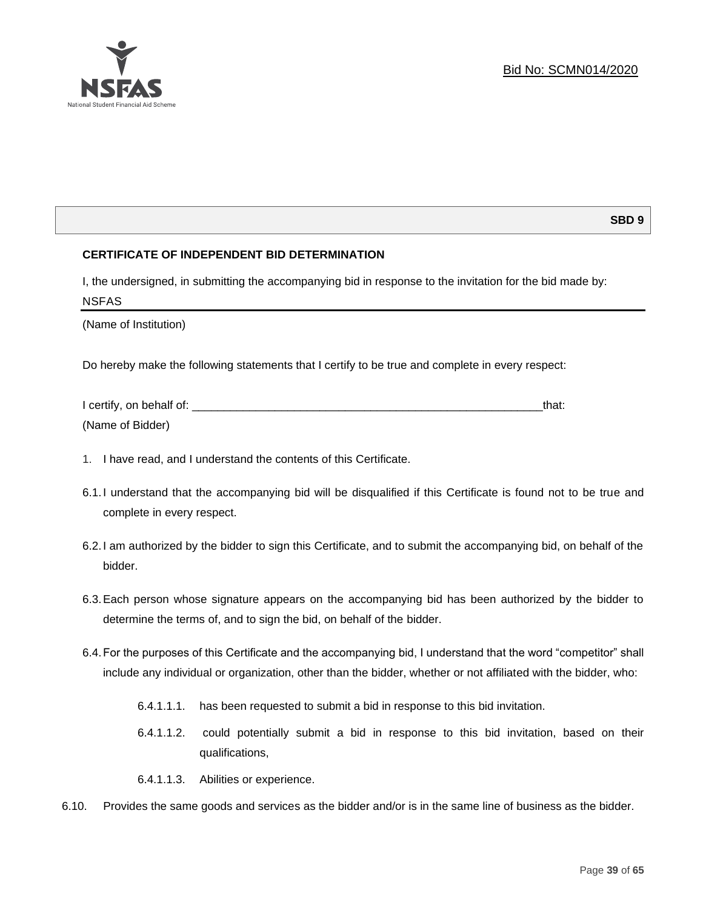Bid No: SCMN014/2020

**SBD 9**

**CERTIFICATE OF INDEPENDENT BID DETERMINATION**

I, the undersigned, in submitting the accompanying bid in response to the invitation for the bid made by:

NSFAS

(Name of Institution)

Do hereby make the following statements that I certify to be true and complete in every respect:

I certify, on behalf of: \_\_\_\_\_\_\_\_\_\_\_\_\_\_\_\_\_\_\_\_\_\_\_\_\_\_\_\_\_\_\_\_\_\_\_\_\_\_\_\_\_\_\_\_\_\_\_\_\_\_\_\_\_\_\_\_\_\_that:

(Name of Bidder)

1. I have read, and I understand the contents of this Certificate.

6.1. I understand that the accompanying bid will be disqualified if this Certificate is found not to be true and complete in every respect.

6.2. I am authorized by the bidder to sign this Certificate, and to submit the accompanying bid, on behalf of the bidder.

6.3. Each person whose signature appears on the accompanying bid has been authorized by the bidder to determine the terms of, and to sign the bid, on behalf of the bidder.

6.4. For the purposes of this Certificate and the accompanying bid, I understand that the word "competitor" shall include any individual or organization, other than the bidder, whether or not affiliated with the bidder, who:

6.4.1.1.1. has been requested to submit a bid in response to this bid invitation.

6.4.1.1.2. could potentially submit a bid in response to this bid invitation, based on their qualifications,

6.4.1.1.3. Abilities or experience.

6.10. Provides the same goods and services as the bidder and/or is in the same line of business as the bidder.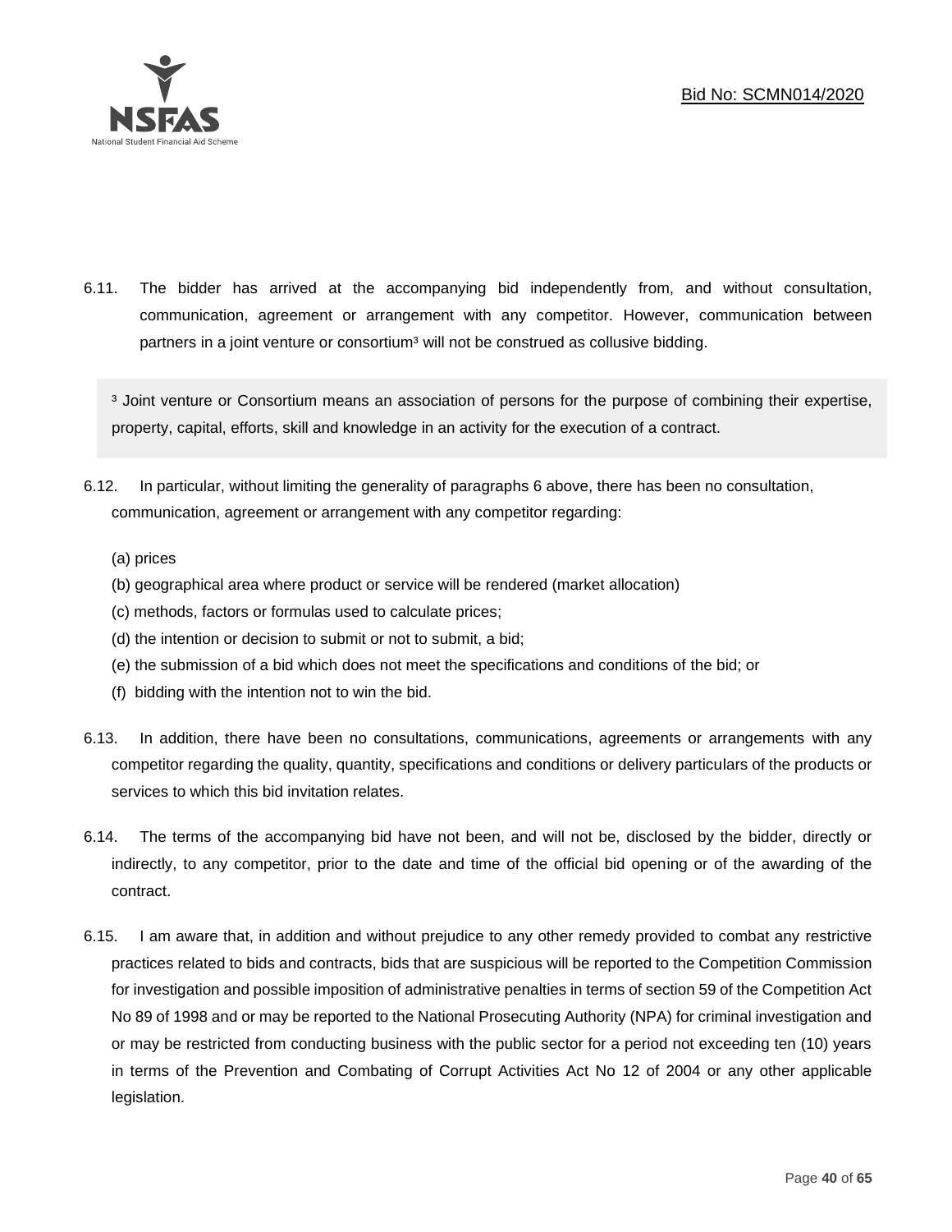6.11. The bidder has arrived at the accompanying bid independently from, and without consultation, communication, agreement or arrangement with any competitor. However, communication between partners in a joint venture or consortium[3] will not be construed as collusive bidding.

> [3] Joint venture or Consortium means an association of persons for the purpose of combining their expertise, property, capital, efforts, skill and knowledge in an activity for the execution of a contract.

6.12. In particular, without limiting the generality of paragraphs 6 above, there has been no consultation, communication, agreement or arrangement with any competitor regarding:

(a) prices
(b) geographical area where product or service will be rendered (market allocation)
(c) methods, factors or formulas used to calculate prices;
(d) the intention or decision to submit or not to submit, a bid;
(e) the submission of a bid which does not meet the specifications and conditions of the bid; or
(f) bidding with the intention not to win the bid.

6.13. In addition, there have been no consultations, communications, agreements or arrangements with any competitor regarding the quality, quantity, specifications and conditions or delivery particulars of the products or services to which this bid invitation relates.

6.14. The terms of the accompanying bid have not been, and will not be, disclosed by the bidder, directly or indirectly, to any competitor, prior to the date and time of the official bid opening or of the awarding of the contract.

6.15. I am aware that, in addition and without prejudice to any other remedy provided to combat any restrictive practices related to bids and contracts, bids that are suspicious will be reported to the Competition Commission for investigation and possible imposition of administrative penalties in terms of section 59 of the Competition Act No 89 of 1998 and or may be reported to the National Prosecuting Authority (NPA) for criminal investigation and or may be restricted from conducting business with the public sector for a period not exceeding ten (10) years in terms of the Prevention and Combating of Corrupt Activities Act No 12 of 2004 or any other applicable legislation.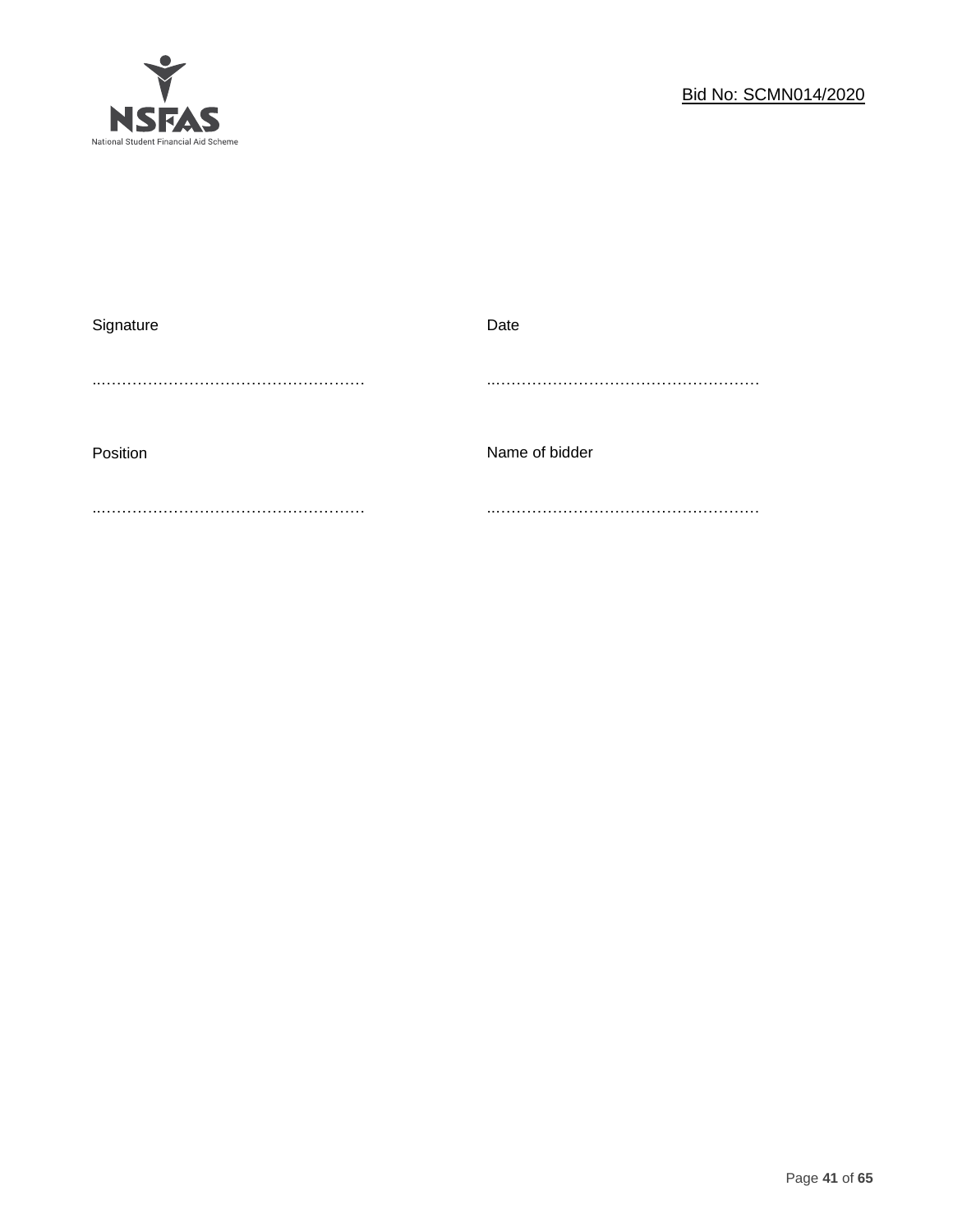| Signature | Date |
|---|---|
| ……………………………………………… | ……………………………………………… |
| Position | Name of bidder |
| ……………………………………………… | ……………………………………………… |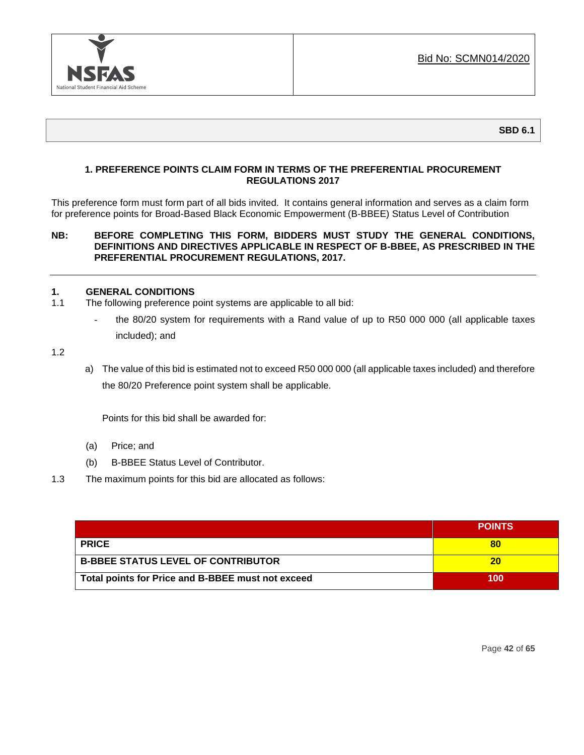NSFAS

National Student Financial Aid Scheme

Bid No: SCMN014/2020

**SBD 6.1**

## 1. PREFERENCE POINTS CLAIM FORM IN TERMS OF THE PREFERENTIAL PROCUREMENT REGULATIONS 2017

This preference form must form part of all bids invited. It contains general information and serves as a claim form for preference points for Broad-Based Black Economic Empowerment (B-BBEE) Status Level of Contribution

**NB: BEFORE COMPLETING THIS FORM, BIDDERS MUST STUDY THE GENERAL CONDITIONS, DEFINITIONS AND DIRECTIVES APPLICABLE IN RESPECT OF B-BBEE, AS PRESCRIBED IN THE PREFERENTIAL PROCUREMENT REGULATIONS, 2017.**

---

### 1. GENERAL CONDITIONS

1.1 The following preference point systems are applicable to all bid:

- the 80/20 system for requirements with a Rand value of up to R50 000 000 (all applicable taxes included); and

1.2

a) The value of this bid is estimated not to exceed R50 000 000 (all applicable taxes included) and therefore the 80/20 Preference point system shall be applicable.

Points for this bid shall be awarded for:

(a) Price; and

(b) B-BBEE Status Level of Contributor.

1.3 The maximum points for this bid are allocated as follows:

| | **POINTS** |
|---|---|
| **PRICE** | **80** |
| **B-BBEE STATUS LEVEL OF CONTRIBUTOR** | **20** |
| **Total points for Price and B-BBEE must not exceed** | **100** |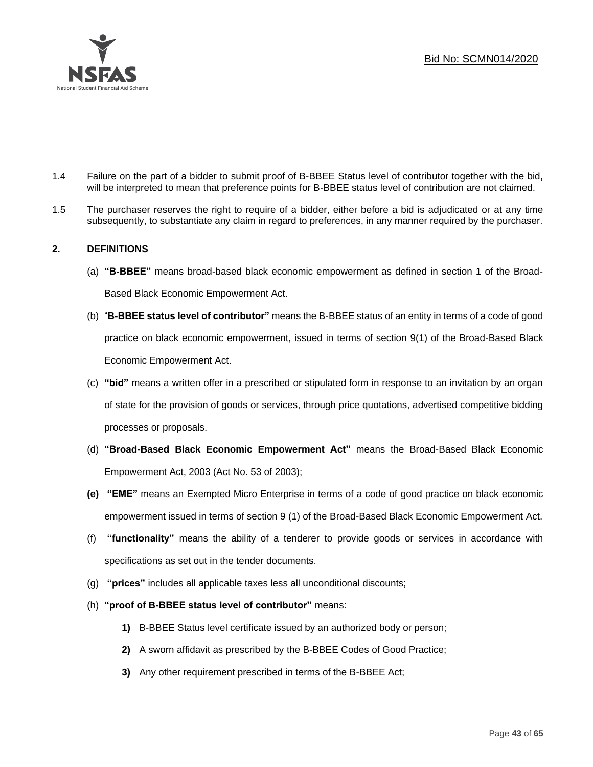1.4 Failure on the part of a bidder to submit proof of B-BBEE Status level of contributor together with the bid, will be interpreted to mean that preference points for B-BBEE status level of contribution are not claimed.

1.5 The purchaser reserves the right to require of a bidder, either before a bid is adjudicated or at any time subsequently, to substantiate any claim in regard to preferences, in any manner required by the purchaser.

## 2. DEFINITIONS

(a) **"B-BBEE"** means broad-based black economic empowerment as defined in section 1 of the Broad-Based Black Economic Empowerment Act.

(b) "**B-BBEE status level of contributor"** means the B-BBEE status of an entity in terms of a code of good practice on black economic empowerment, issued in terms of section 9(1) of the Broad-Based Black Economic Empowerment Act.

(c) **"bid"** means a written offer in a prescribed or stipulated form in response to an invitation by an organ of state for the provision of goods or services, through price quotations, advertised competitive bidding processes or proposals.

(d) **"Broad-Based Black Economic Empowerment Act"** means the Broad-Based Black Economic Empowerment Act, 2003 (Act No. 53 of 2003);

**(e)** **"EME"** means an Exempted Micro Enterprise in terms of a code of good practice on black economic empowerment issued in terms of section 9 (1) of the Broad-Based Black Economic Empowerment Act.

(f) **"functionality"** means the ability of a tenderer to provide goods or services in accordance with specifications as set out in the tender documents.

(g) **"prices"** includes all applicable taxes less all unconditional discounts;

(h) **"proof of B-BBEE status level of contributor"** means:

**1)** B-BBEE Status level certificate issued by an authorized body or person;

**2)** A sworn affidavit as prescribed by the B-BBEE Codes of Good Practice;

**3)** Any other requirement prescribed in terms of the B-BBEE Act;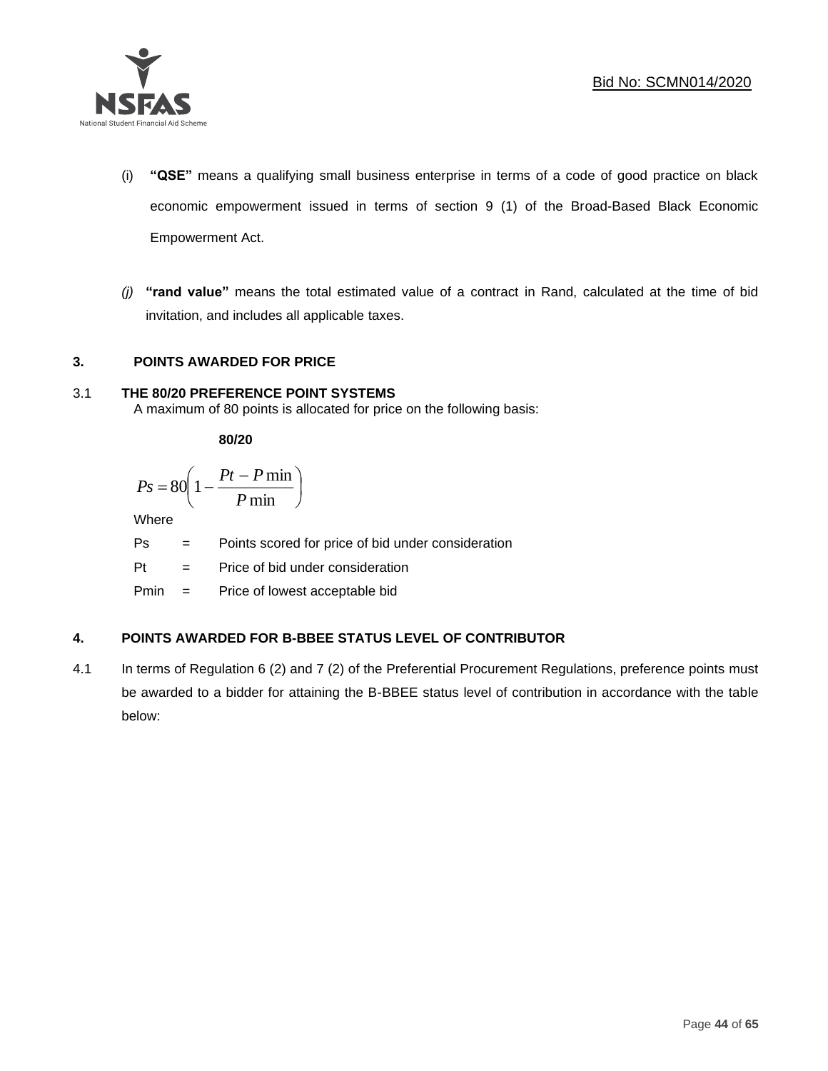(i) **"QSE"** means a qualifying small business enterprise in terms of a code of good practice on black economic empowerment issued in terms of section 9 (1) of the Broad-Based Black Economic Empowerment Act.

*(j)* **"rand value"** means the total estimated value of a contract in Rand, calculated at the time of bid invitation, and includes all applicable taxes.

## 3. POINTS AWARDED FOR PRICE

### 3.1 THE 80/20 PREFERENCE POINT SYSTEMS

A maximum of 80 points is allocated for price on the following basis:

**80/20**

$$Ps = 80\left(1 - \frac{Pt - P\min}{P\min}\right)$$

Where

Ps = Points scored for price of bid under consideration

Pt = Price of bid under consideration

Pmin = Price of lowest acceptable bid

## 4. POINTS AWARDED FOR B-BBEE STATUS LEVEL OF CONTRIBUTOR

4.1 In terms of Regulation 6 (2) and 7 (2) of the Preferential Procurement Regulations, preference points must be awarded to a bidder for attaining the B-BBEE status level of contribution in accordance with the table below: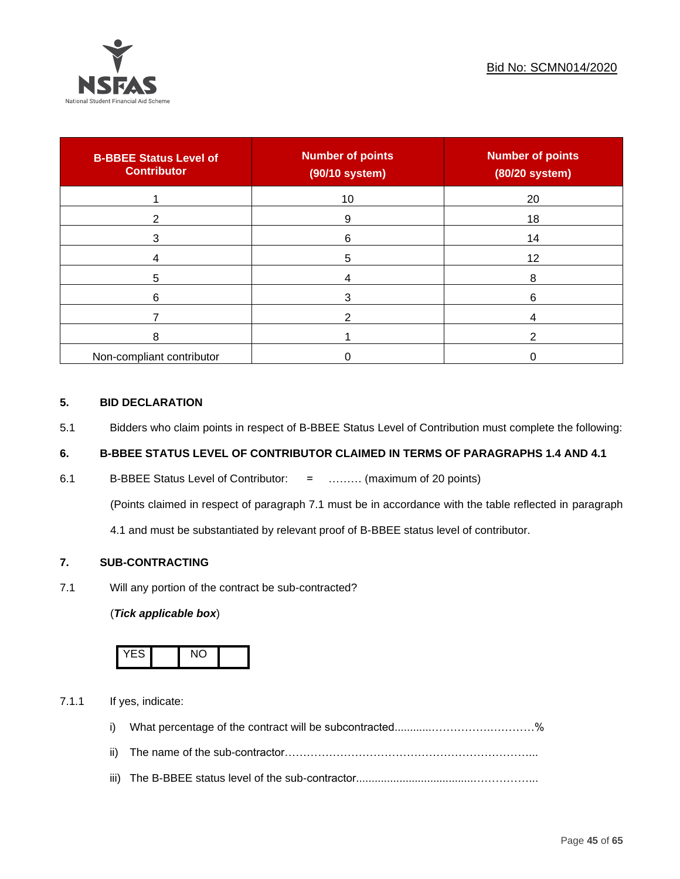Bid No: SCMN014/2020

| B-BBEE Status Level of Contributor | Number of points (90/10 system) | Number of points (80/20 system) |
|---|---|---|
| 1 | 10 | 20 |
| 2 | 9 | 18 |
| 3 | 6 | 14 |
| 4 | 5 | 12 |
| 5 | 4 | 8 |
| 6 | 3 | 6 |
| 7 | 2 | 4 |
| 8 | 1 | 2 |
| Non-compliant contributor | 0 | 0 |

## 5. BID DECLARATION

5.1 Bidders who claim points in respect of B-BBEE Status Level of Contribution must complete the following:

## 6. B-BBEE STATUS LEVEL OF CONTRIBUTOR CLAIMED IN TERMS OF PARAGRAPHS 1.4 AND 4.1

6.1 B-BBEE Status Level of Contributor: = ……… (maximum of 20 points)

(Points claimed in respect of paragraph 7.1 must be in accordance with the table reflected in paragraph 4.1 and must be substantiated by relevant proof of B-BBEE status level of contributor.

## 7. SUB-CONTRACTING

7.1 Will any portion of the contract be sub-contracted?

(***Tick applicable box***)

| YES | | NO | |
|---|---|---|---|

7.1.1 If yes, indicate:

i) What percentage of the contract will be subcontracted............…………….…………%

ii) The name of the sub-contractor…………………………………………………………..

iii) The B-BBEE status level of the sub-contractor......................................……………..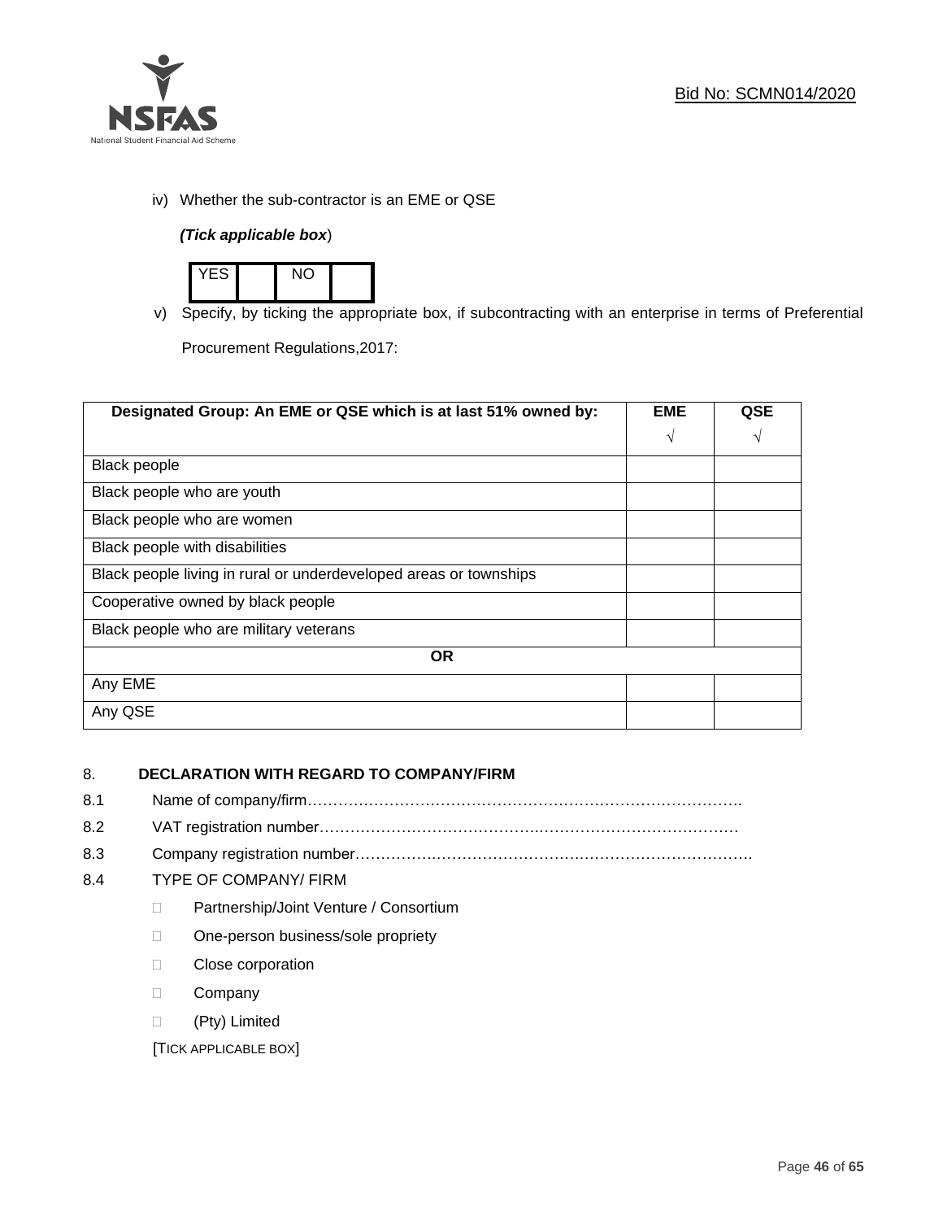iv) Whether the sub-contractor is an EME or QSE

*(Tick applicable box)*

| YES | | NO | |
|---|---|---|---|

v) Specify, by ticking the appropriate box, if subcontracting with an enterprise in terms of Preferential Procurement Regulations,2017:

| Designated Group: An EME or QSE which is at last 51% owned by: | EME √ | QSE √ |
|---|---|---|
| Black people | | |
| Black people who are youth | | |
| Black people who are women | | |
| Black people with disabilities | | |
| Black people living in rural or underdeveloped areas or townships | | |
| Cooperative owned by black people | | |
| Black people who are military veterans | | |
| **OR** | | |
| Any EME | | |
| Any QSE | | |

## 8. DECLARATION WITH REGARD TO COMPANY/FIRM

8.1 Name of company/firm……………………………………………………………………………….

8.2 VAT registration number……………………………………….…………………………………

8.3 Company registration number…………….……………………….…………………………….

8.4 TYPE OF COMPANY/ FIRM

- ☐ Partnership/Joint Venture / Consortium
- ☐ One-person business/sole propriety
- ☐ Close corporation
- ☐ Company
- ☐ (Pty) Limited

[TICK APPLICABLE BOX]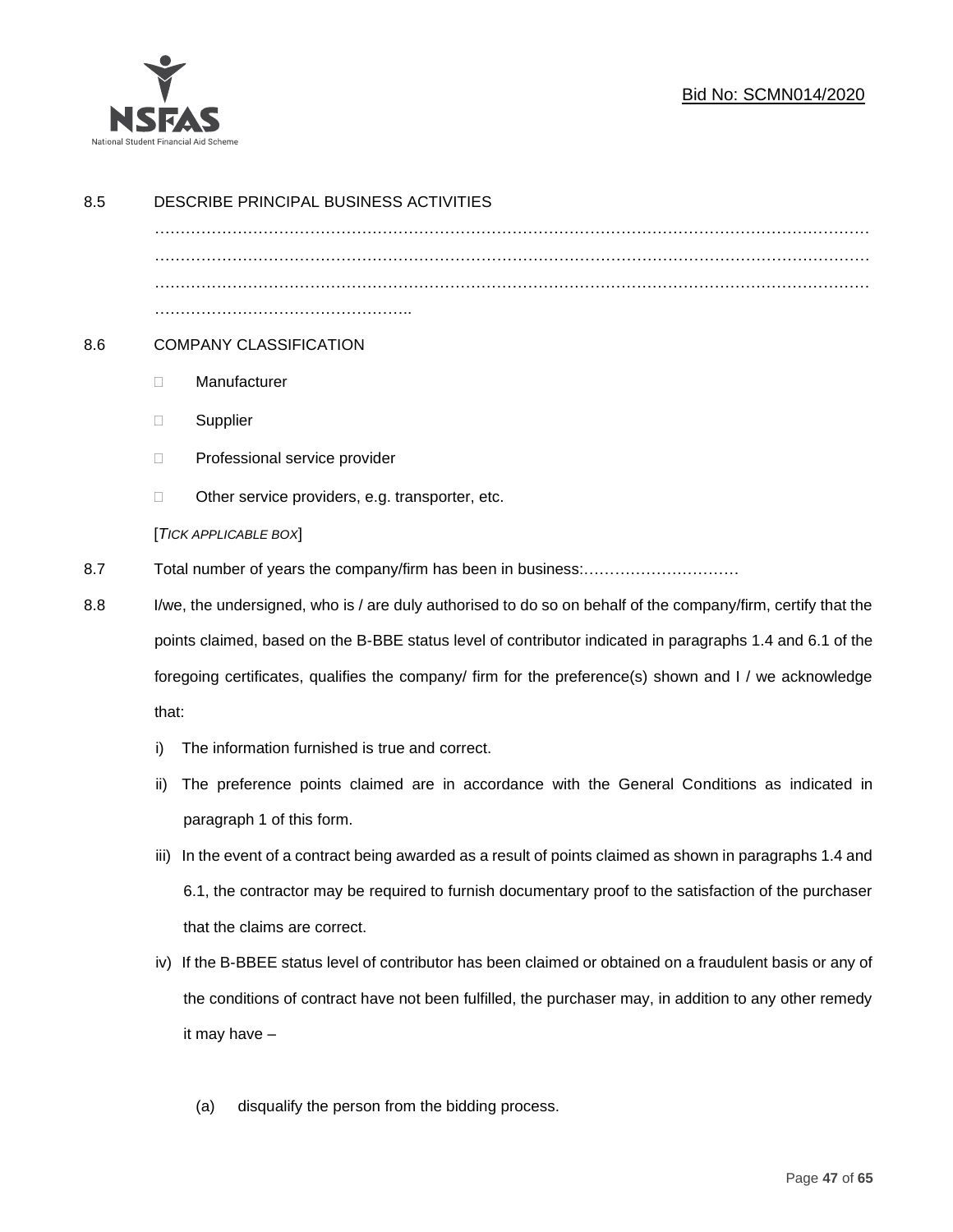8.5 DESCRIBE PRINCIPAL BUSINESS ACTIVITIES

……………………………………………………………………………………………………………………
……………………………………………………………………………………………………………………
……………………………………………………………………………………………………………………
…………………………………………..

8.6 COMPANY CLASSIFICATION

- ☐ Manufacturer
- ☐ Supplier
- ☐ Professional service provider
- ☐ Other service providers, e.g. transporter, etc.

[*TICK APPLICABLE BOX*]

8.7 Total number of years the company/firm has been in business:…………………………

8.8 I/we, the undersigned, who is / are duly authorised to do so on behalf of the company/firm, certify that the points claimed, based on the B-BBE status level of contributor indicated in paragraphs 1.4 and 6.1 of the foregoing certificates, qualifies the company/ firm for the preference(s) shown and I / we acknowledge that:

i) The information furnished is true and correct.

ii) The preference points claimed are in accordance with the General Conditions as indicated in paragraph 1 of this form.

iii) In the event of a contract being awarded as a result of points claimed as shown in paragraphs 1.4 and 6.1, the contractor may be required to furnish documentary proof to the satisfaction of the purchaser that the claims are correct.

iv) If the B-BBEE status level of contributor has been claimed or obtained on a fraudulent basis or any of the conditions of contract have not been fulfilled, the purchaser may, in addition to any other remedy it may have –

(a) disqualify the person from the bidding process.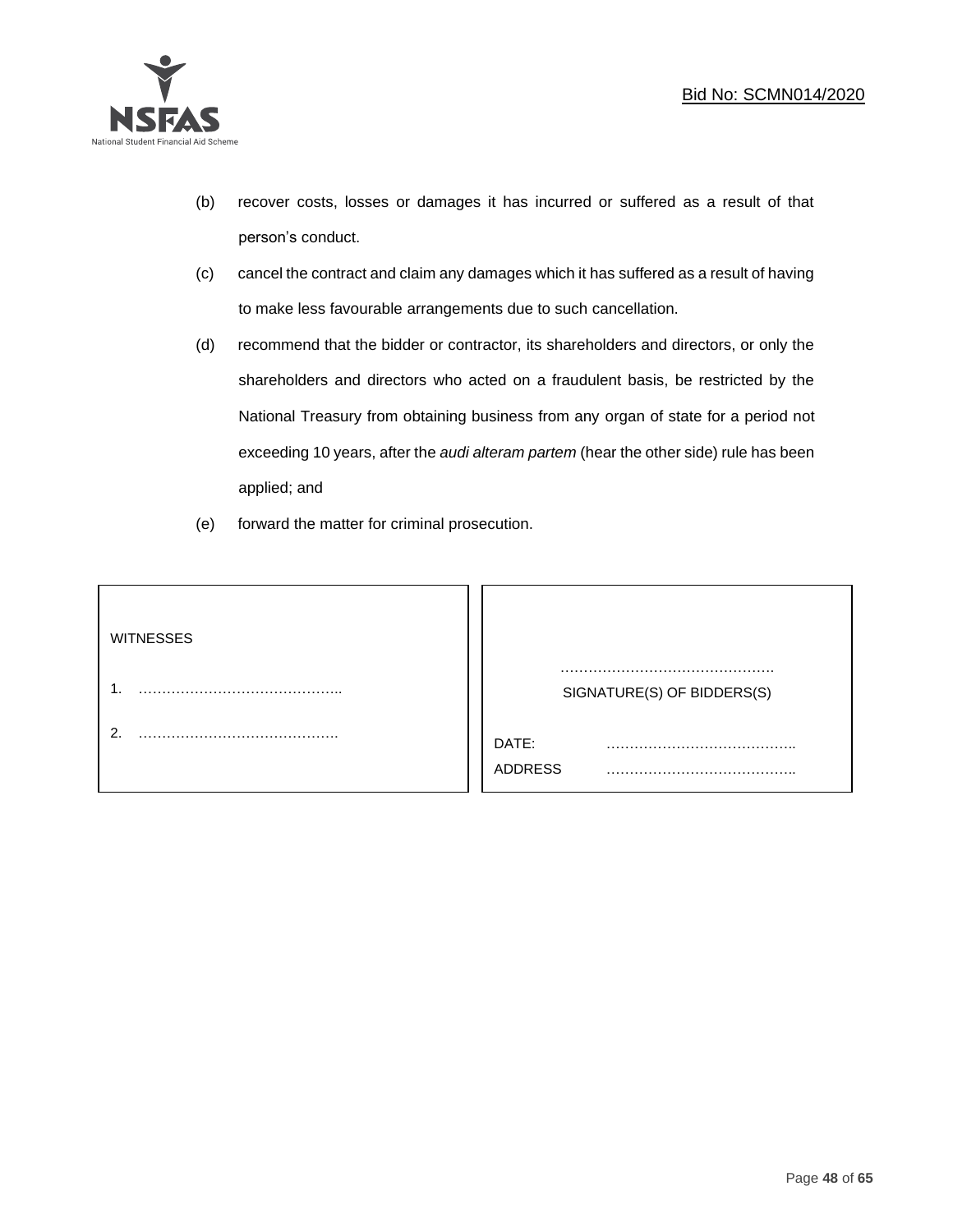(b) recover costs, losses or damages it has incurred or suffered as a result of that person's conduct.

(c) cancel the contract and claim any damages which it has suffered as a result of having to make less favourable arrangements due to such cancellation.

(d) recommend that the bidder or contractor, its shareholders and directors, or only the shareholders and directors who acted on a fraudulent basis, be restricted by the National Treasury from obtaining business from any organ of state for a period not exceeding 10 years, after the *audi alteram partem* (hear the other side) rule has been applied; and

(e) forward the matter for criminal prosecution.

| WITNESSES | |
|---|---|
| 1. …………………………………….. | ………………………………………. SIGNATURE(S) OF BIDDERS(S) |
| 2. ……………………………………. | DATE: ………………………………….. |
| | ADDRESS ………………………………….. |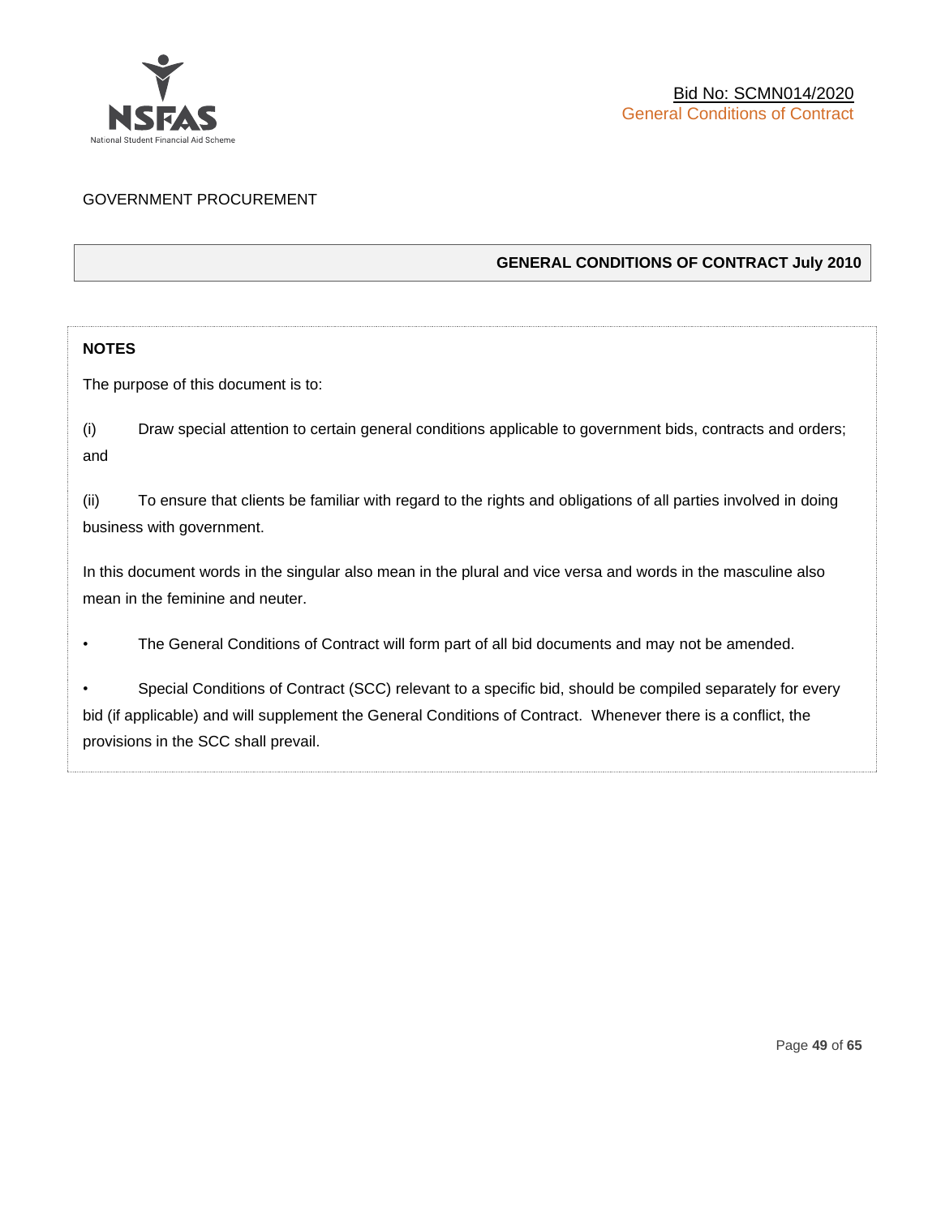GOVERNMENT PROCUREMENT

**GENERAL CONDITIONS OF CONTRACT July 2010**

**NOTES**

The purpose of this document is to:

(i) Draw special attention to certain general conditions applicable to government bids, contracts and orders; and

(ii) To ensure that clients be familiar with regard to the rights and obligations of all parties involved in doing business with government.

In this document words in the singular also mean in the plural and vice versa and words in the masculine also mean in the feminine and neuter.

- The General Conditions of Contract will form part of all bid documents and may not be amended.
- Special Conditions of Contract (SCC) relevant to a specific bid, should be compiled separately for every bid (if applicable) and will supplement the General Conditions of Contract. Whenever there is a conflict, the provisions in the SCC shall prevail.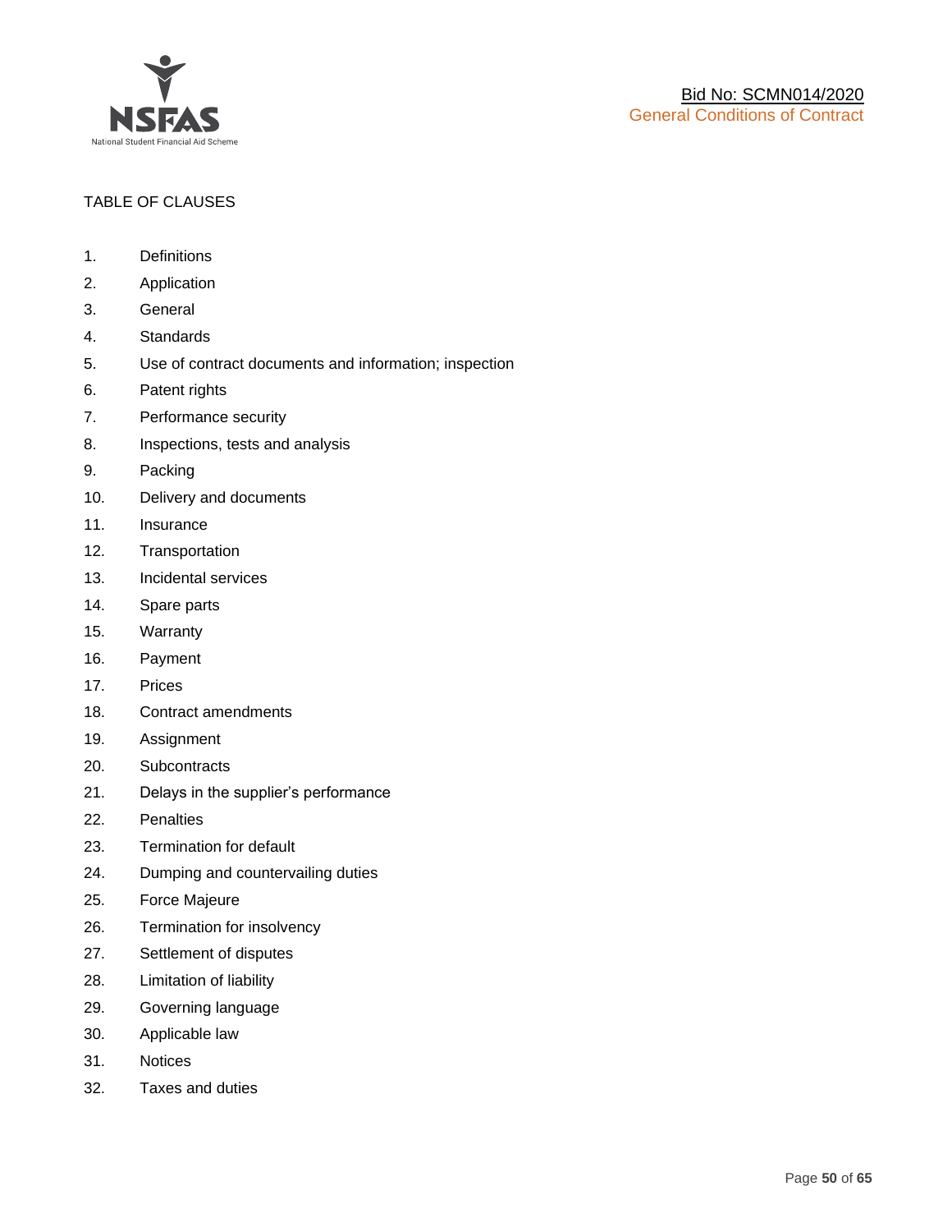TABLE OF CLAUSES

1. Definitions
2. Application
3. General
4. Standards
5. Use of contract documents and information; inspection
6. Patent rights
7. Performance security
8. Inspections, tests and analysis
9. Packing
10. Delivery and documents
11. Insurance
12. Transportation
13. Incidental services
14. Spare parts
15. Warranty
16. Payment
17. Prices
18. Contract amendments
19. Assignment
20. Subcontracts
21. Delays in the supplier's performance
22. Penalties
23. Termination for default
24. Dumping and countervailing duties
25. Force Majeure
26. Termination for insolvency
27. Settlement of disputes
28. Limitation of liability
29. Governing language
30. Applicable law
31. Notices
32. Taxes and duties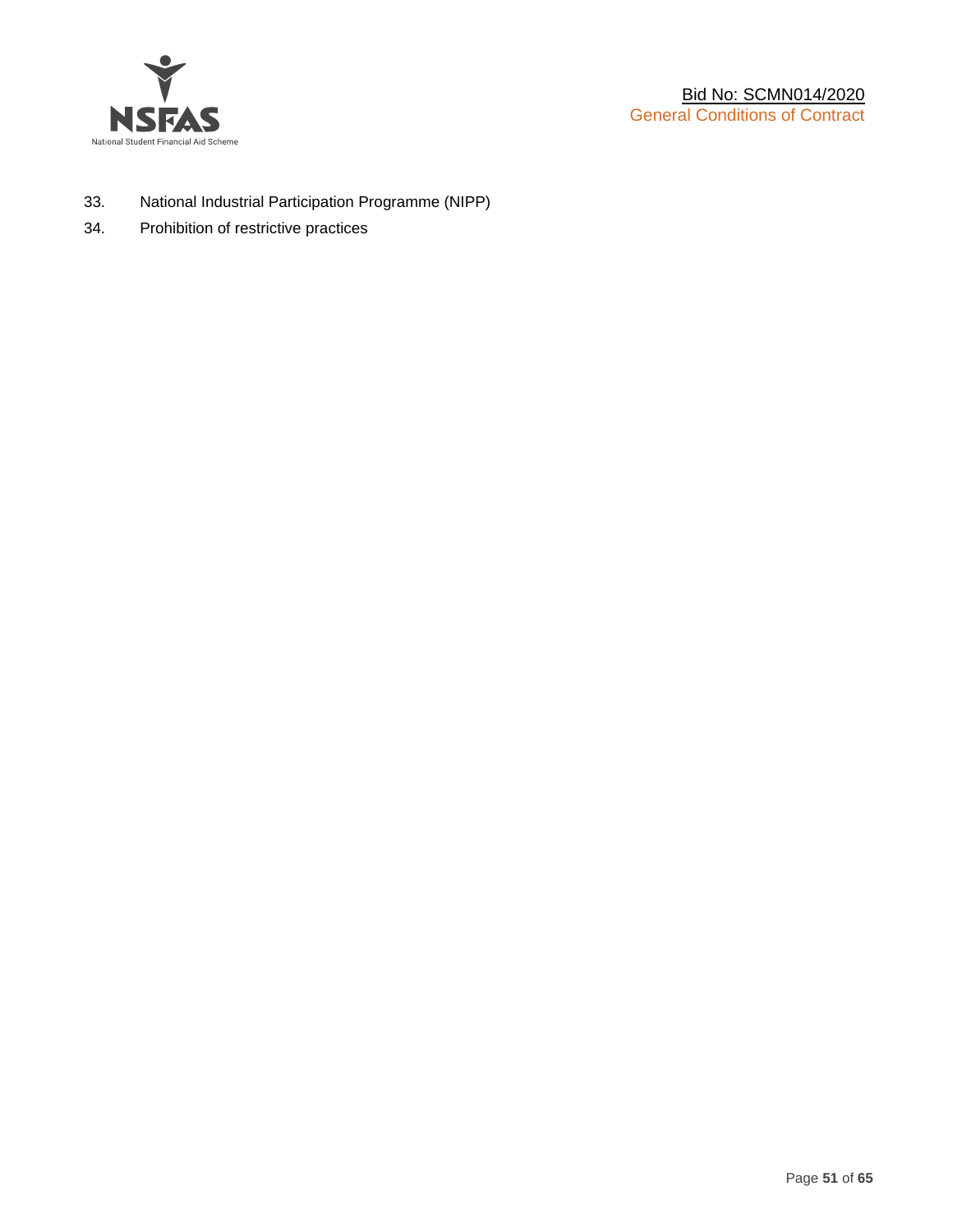33. National Industrial Participation Programme (NIPP)
34. Prohibition of restrictive practices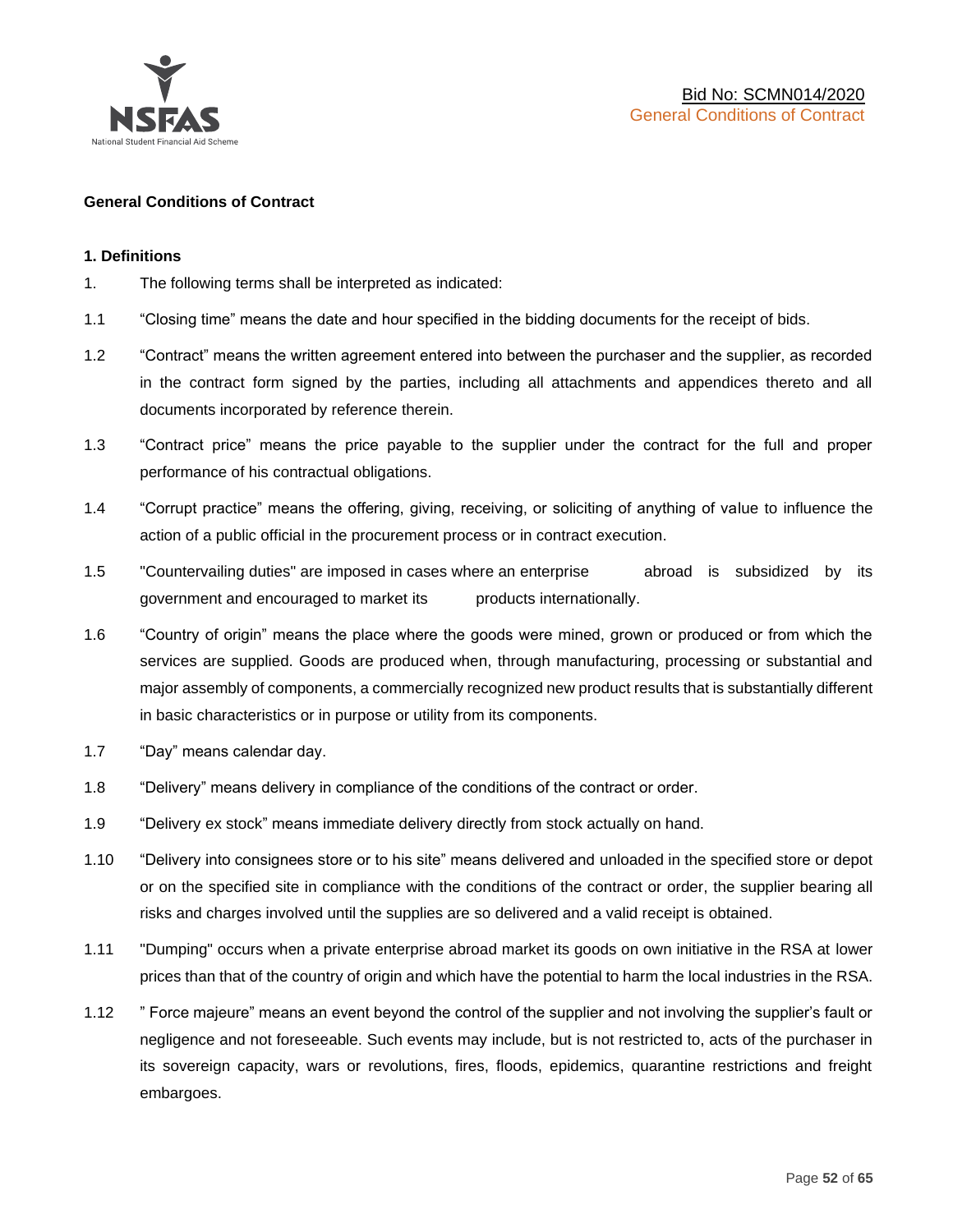## General Conditions of Contract

### 1. Definitions

1. The following terms shall be interpreted as indicated:

1.1 "Closing time" means the date and hour specified in the bidding documents for the receipt of bids.

1.2 "Contract" means the written agreement entered into between the purchaser and the supplier, as recorded in the contract form signed by the parties, including all attachments and appendices thereto and all documents incorporated by reference therein.

1.3 "Contract price" means the price payable to the supplier under the contract for the full and proper performance of his contractual obligations.

1.4 "Corrupt practice" means the offering, giving, receiving, or soliciting of anything of value to influence the action of a public official in the procurement process or in contract execution.

1.5 "Countervailing duties" are imposed in cases where an enterprise abroad is subsidized by its government and encouraged to market its products internationally.

1.6 "Country of origin" means the place where the goods were mined, grown or produced or from which the services are supplied. Goods are produced when, through manufacturing, processing or substantial and major assembly of components, a commercially recognized new product results that is substantially different in basic characteristics or in purpose or utility from its components.

1.7 "Day" means calendar day.

1.8 "Delivery" means delivery in compliance of the conditions of the contract or order.

1.9 "Delivery ex stock" means immediate delivery directly from stock actually on hand.

1.10 "Delivery into consignees store or to his site" means delivered and unloaded in the specified store or depot or on the specified site in compliance with the conditions of the contract or order, the supplier bearing all risks and charges involved until the supplies are so delivered and a valid receipt is obtained.

1.11 "Dumping" occurs when a private enterprise abroad market its goods on own initiative in the RSA at lower prices than that of the country of origin and which have the potential to harm the local industries in the RSA.

1.12 " Force majeure" means an event beyond the control of the supplier and not involving the supplier's fault or negligence and not foreseeable. Such events may include, but is not restricted to, acts of the purchaser in its sovereign capacity, wars or revolutions, fires, floods, epidemics, quarantine restrictions and freight embargoes.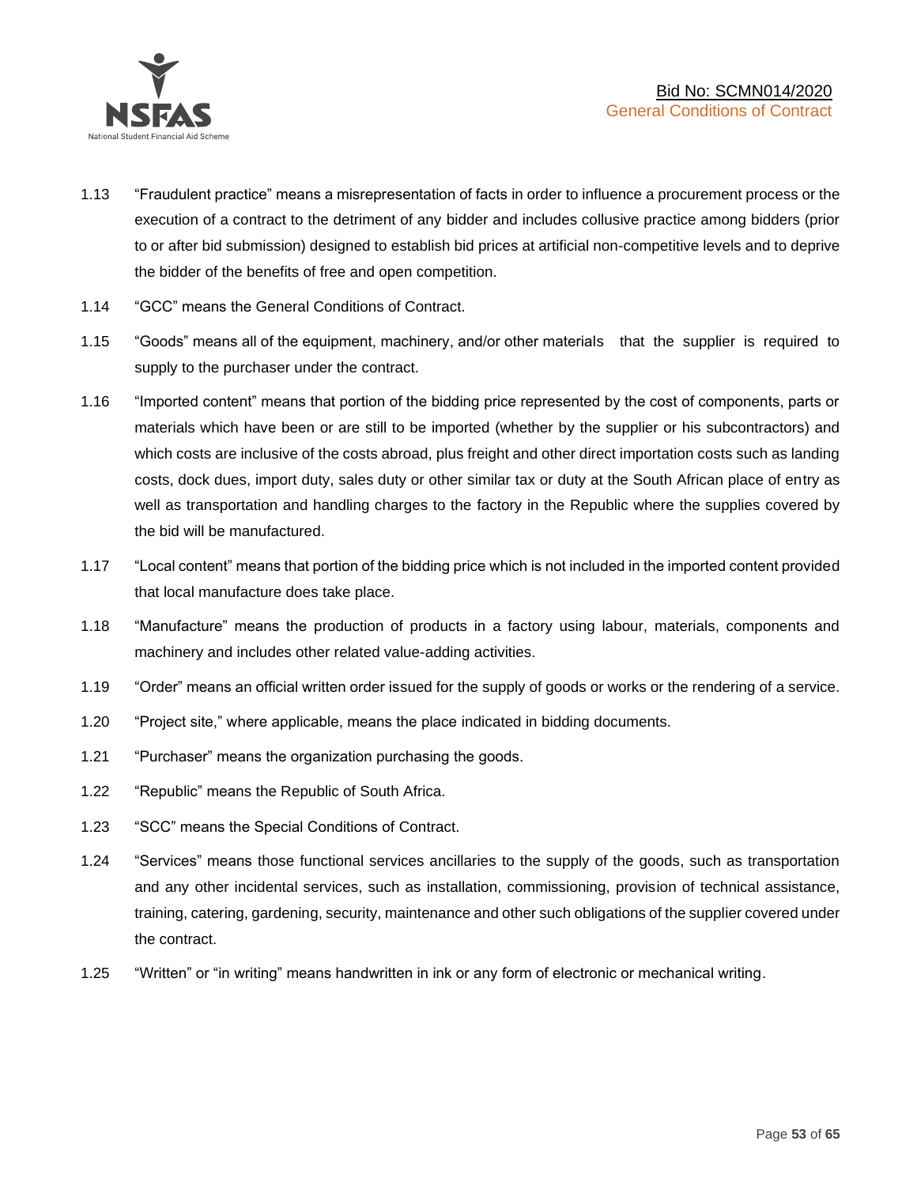1.13 "Fraudulent practice" means a misrepresentation of facts in order to influence a procurement process or the execution of a contract to the detriment of any bidder and includes collusive practice among bidders (prior to or after bid submission) designed to establish bid prices at artificial non-competitive levels and to deprive the bidder of the benefits of free and open competition.

1.14 "GCC" means the General Conditions of Contract.

1.15 "Goods" means all of the equipment, machinery, and/or other materials that the supplier is required to supply to the purchaser under the contract.

1.16 "Imported content" means that portion of the bidding price represented by the cost of components, parts or materials which have been or are still to be imported (whether by the supplier or his subcontractors) and which costs are inclusive of the costs abroad, plus freight and other direct importation costs such as landing costs, dock dues, import duty, sales duty or other similar tax or duty at the South African place of entry as well as transportation and handling charges to the factory in the Republic where the supplies covered by the bid will be manufactured.

1.17 "Local content" means that portion of the bidding price which is not included in the imported content provided that local manufacture does take place.

1.18 "Manufacture" means the production of products in a factory using labour, materials, components and machinery and includes other related value-adding activities.

1.19 "Order" means an official written order issued for the supply of goods or works or the rendering of a service.

1.20 "Project site," where applicable, means the place indicated in bidding documents.

1.21 "Purchaser" means the organization purchasing the goods.

1.22 "Republic" means the Republic of South Africa.

1.23 "SCC" means the Special Conditions of Contract.

1.24 "Services" means those functional services ancillaries to the supply of the goods, such as transportation and any other incidental services, such as installation, commissioning, provision of technical assistance, training, catering, gardening, security, maintenance and other such obligations of the supplier covered under the contract.

1.25 "Written" or "in writing" means handwritten in ink or any form of electronic or mechanical writing.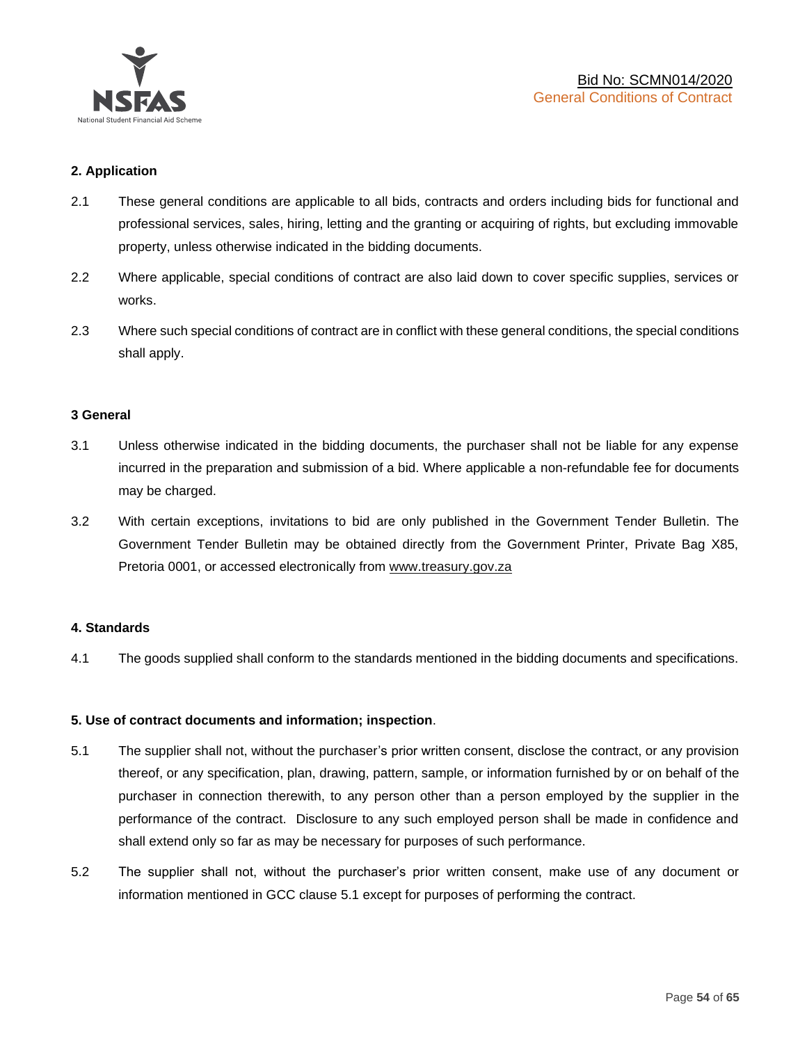#### 2. Application

2.1 These general conditions are applicable to all bids, contracts and orders including bids for functional and professional services, sales, hiring, letting and the granting or acquiring of rights, but excluding immovable property, unless otherwise indicated in the bidding documents.

2.2 Where applicable, special conditions of contract are also laid down to cover specific supplies, services or works.

2.3 Where such special conditions of contract are in conflict with these general conditions, the special conditions shall apply.

#### 3 General

3.1 Unless otherwise indicated in the bidding documents, the purchaser shall not be liable for any expense incurred in the preparation and submission of a bid. Where applicable a non-refundable fee for documents may be charged.

3.2 With certain exceptions, invitations to bid are only published in the Government Tender Bulletin. The Government Tender Bulletin may be obtained directly from the Government Printer, Private Bag X85, Pretoria 0001, or accessed electronically from www.treasury.gov.za

#### 4. Standards

4.1 The goods supplied shall conform to the standards mentioned in the bidding documents and specifications.

#### 5. Use of contract documents and information; inspection.

5.1 The supplier shall not, without the purchaser's prior written consent, disclose the contract, or any provision thereof, or any specification, plan, drawing, pattern, sample, or information furnished by or on behalf of the purchaser in connection therewith, to any person other than a person employed by the supplier in the performance of the contract. Disclosure to any such employed person shall be made in confidence and shall extend only so far as may be necessary for purposes of such performance.

5.2 The supplier shall not, without the purchaser's prior written consent, make use of any document or information mentioned in GCC clause 5.1 except for purposes of performing the contract.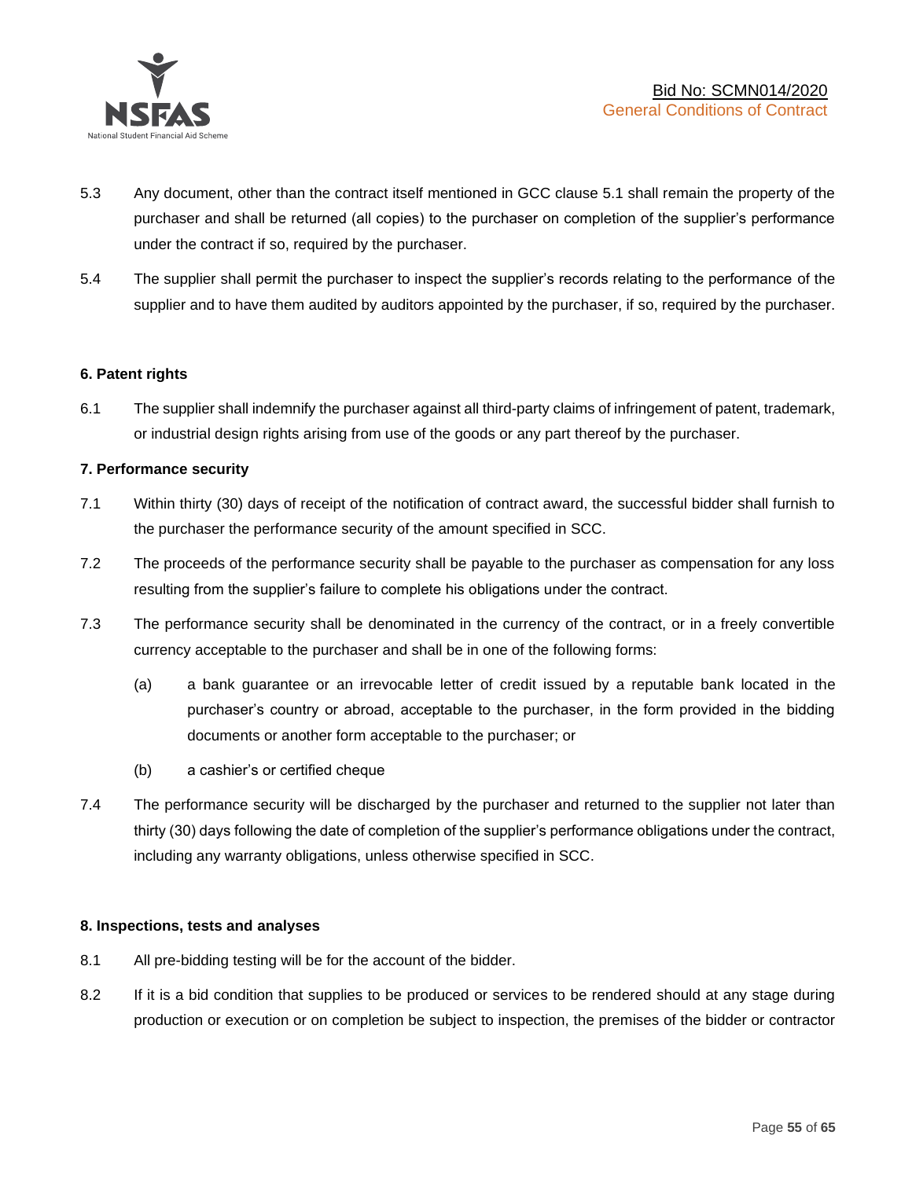5.3 Any document, other than the contract itself mentioned in GCC clause 5.1 shall remain the property of the purchaser and shall be returned (all copies) to the purchaser on completion of the supplier's performance under the contract if so, required by the purchaser.

5.4 The supplier shall permit the purchaser to inspect the supplier's records relating to the performance of the supplier and to have them audited by auditors appointed by the purchaser, if so, required by the purchaser.

**6. Patent rights**

6.1 The supplier shall indemnify the purchaser against all third-party claims of infringement of patent, trademark, or industrial design rights arising from use of the goods or any part thereof by the purchaser.

**7. Performance security**

7.1 Within thirty (30) days of receipt of the notification of contract award, the successful bidder shall furnish to the purchaser the performance security of the amount specified in SCC.

7.2 The proceeds of the performance security shall be payable to the purchaser as compensation for any loss resulting from the supplier's failure to complete his obligations under the contract.

7.3 The performance security shall be denominated in the currency of the contract, or in a freely convertible currency acceptable to the purchaser and shall be in one of the following forms:

(a) a bank guarantee or an irrevocable letter of credit issued by a reputable bank located in the purchaser's country or abroad, acceptable to the purchaser, in the form provided in the bidding documents or another form acceptable to the purchaser; or

(b) a cashier's or certified cheque

7.4 The performance security will be discharged by the purchaser and returned to the supplier not later than thirty (30) days following the date of completion of the supplier's performance obligations under the contract, including any warranty obligations, unless otherwise specified in SCC.

**8. Inspections, tests and analyses**

8.1 All pre-bidding testing will be for the account of the bidder.

8.2 If it is a bid condition that supplies to be produced or services to be rendered should at any stage during production or execution or on completion be subject to inspection, the premises of the bidder or contractor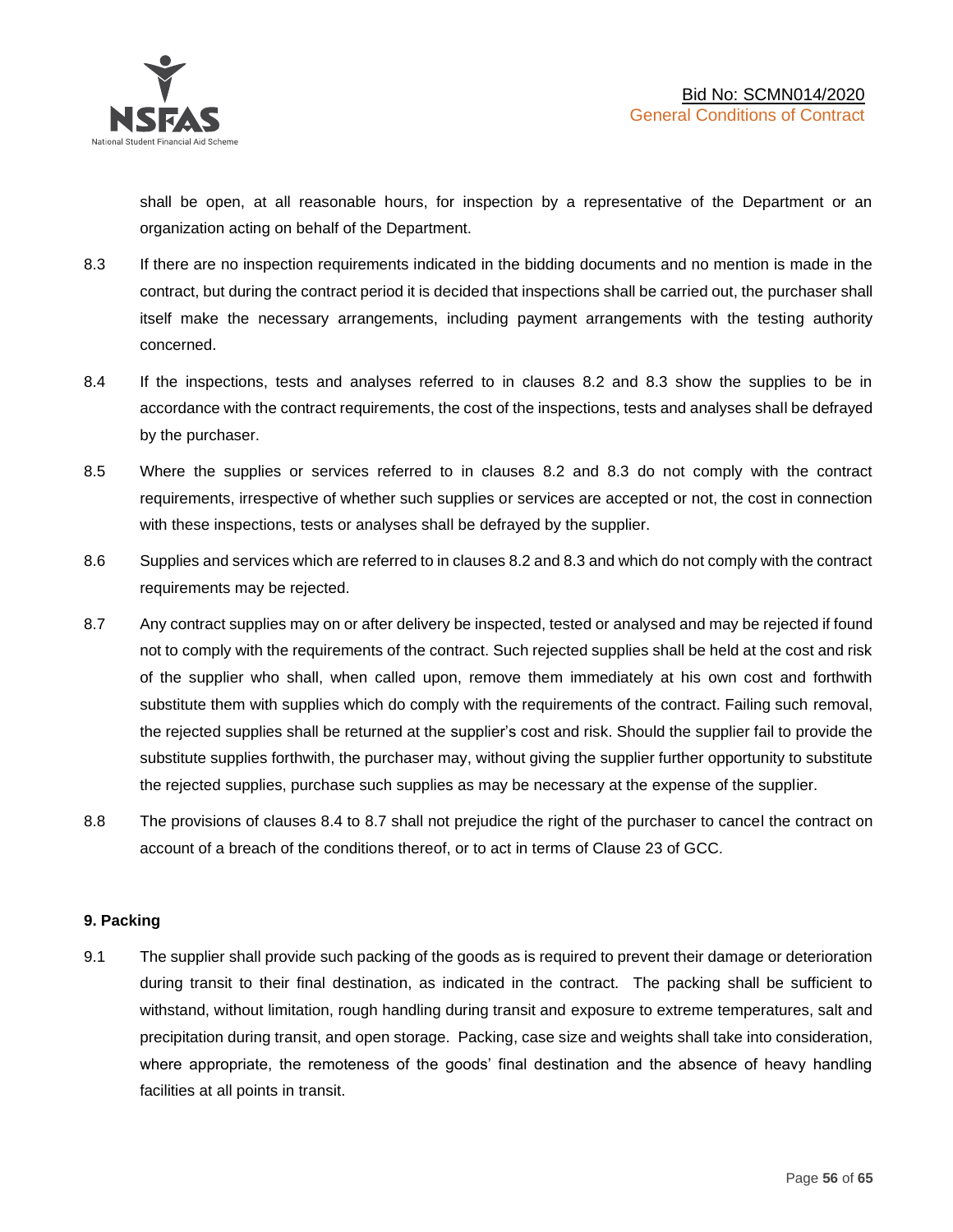shall be open, at all reasonable hours, for inspection by a representative of the Department or an organization acting on behalf of the Department.

8.3 If there are no inspection requirements indicated in the bidding documents and no mention is made in the contract, but during the contract period it is decided that inspections shall be carried out, the purchaser shall itself make the necessary arrangements, including payment arrangements with the testing authority concerned.

8.4 If the inspections, tests and analyses referred to in clauses 8.2 and 8.3 show the supplies to be in accordance with the contract requirements, the cost of the inspections, tests and analyses shall be defrayed by the purchaser.

8.5 Where the supplies or services referred to in clauses 8.2 and 8.3 do not comply with the contract requirements, irrespective of whether such supplies or services are accepted or not, the cost in connection with these inspections, tests or analyses shall be defrayed by the supplier.

8.6 Supplies and services which are referred to in clauses 8.2 and 8.3 and which do not comply with the contract requirements may be rejected.

8.7 Any contract supplies may on or after delivery be inspected, tested or analysed and may be rejected if found not to comply with the requirements of the contract. Such rejected supplies shall be held at the cost and risk of the supplier who shall, when called upon, remove them immediately at his own cost and forthwith substitute them with supplies which do comply with the requirements of the contract. Failing such removal, the rejected supplies shall be returned at the supplier's cost and risk. Should the supplier fail to provide the substitute supplies forthwith, the purchaser may, without giving the supplier further opportunity to substitute the rejected supplies, purchase such supplies as may be necessary at the expense of the supplier.

8.8 The provisions of clauses 8.4 to 8.7 shall not prejudice the right of the purchaser to cancel the contract on account of a breach of the conditions thereof, or to act in terms of Clause 23 of GCC.

**9. Packing**

9.1 The supplier shall provide such packing of the goods as is required to prevent their damage or deterioration during transit to their final destination, as indicated in the contract. The packing shall be sufficient to withstand, without limitation, rough handling during transit and exposure to extreme temperatures, salt and precipitation during transit, and open storage. Packing, case size and weights shall take into consideration, where appropriate, the remoteness of the goods' final destination and the absence of heavy handling facilities at all points in transit.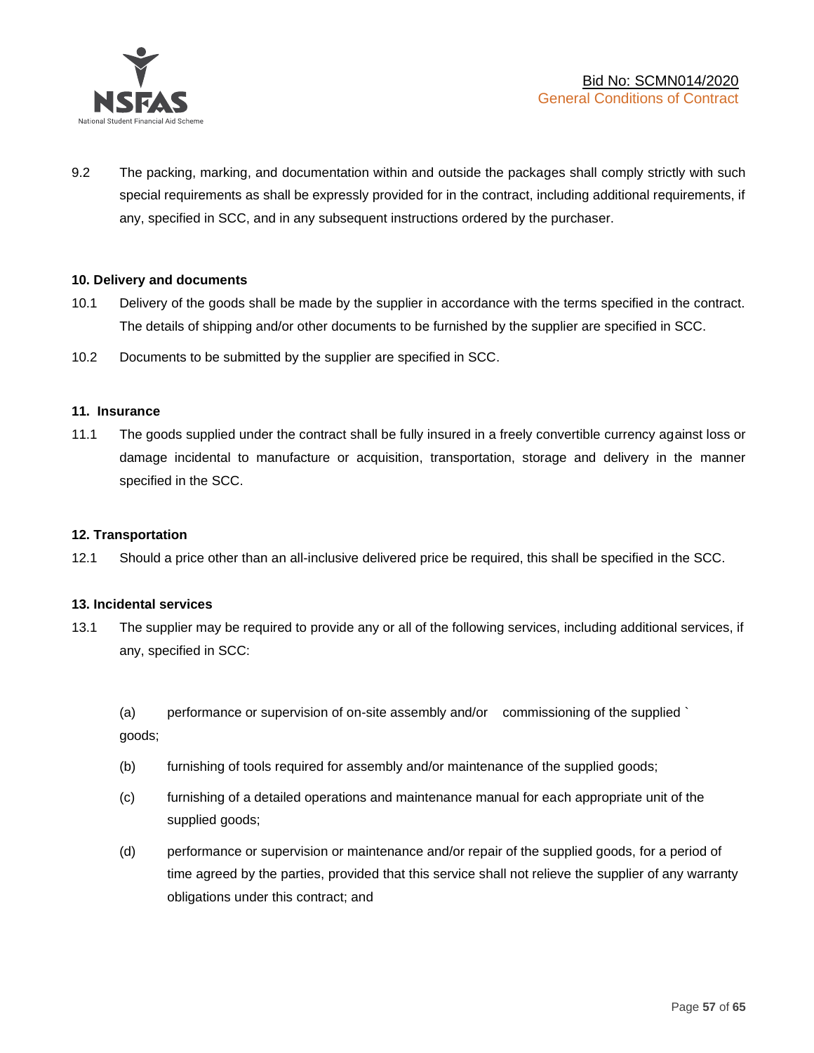9.2 The packing, marking, and documentation within and outside the packages shall comply strictly with such special requirements as shall be expressly provided for in the contract, including additional requirements, if any, specified in SCC, and in any subsequent instructions ordered by the purchaser.

**10. Delivery and documents**

10.1 Delivery of the goods shall be made by the supplier in accordance with the terms specified in the contract. The details of shipping and/or other documents to be furnished by the supplier are specified in SCC.

10.2 Documents to be submitted by the supplier are specified in SCC.

**11. Insurance**

11.1 The goods supplied under the contract shall be fully insured in a freely convertible currency against loss or damage incidental to manufacture or acquisition, transportation, storage and delivery in the manner specified in the SCC.

**12. Transportation**

12.1 Should a price other than an all-inclusive delivered price be required, this shall be specified in the SCC.

**13. Incidental services**

13.1 The supplier may be required to provide any or all of the following services, including additional services, if any, specified in SCC:

(a) performance or supervision of on-site assembly and/or commissioning of the supplied ` goods;

(b) furnishing of tools required for assembly and/or maintenance of the supplied goods;

(c) furnishing of a detailed operations and maintenance manual for each appropriate unit of the supplied goods;

(d) performance or supervision or maintenance and/or repair of the supplied goods, for a period of time agreed by the parties, provided that this service shall not relieve the supplier of any warranty obligations under this contract; and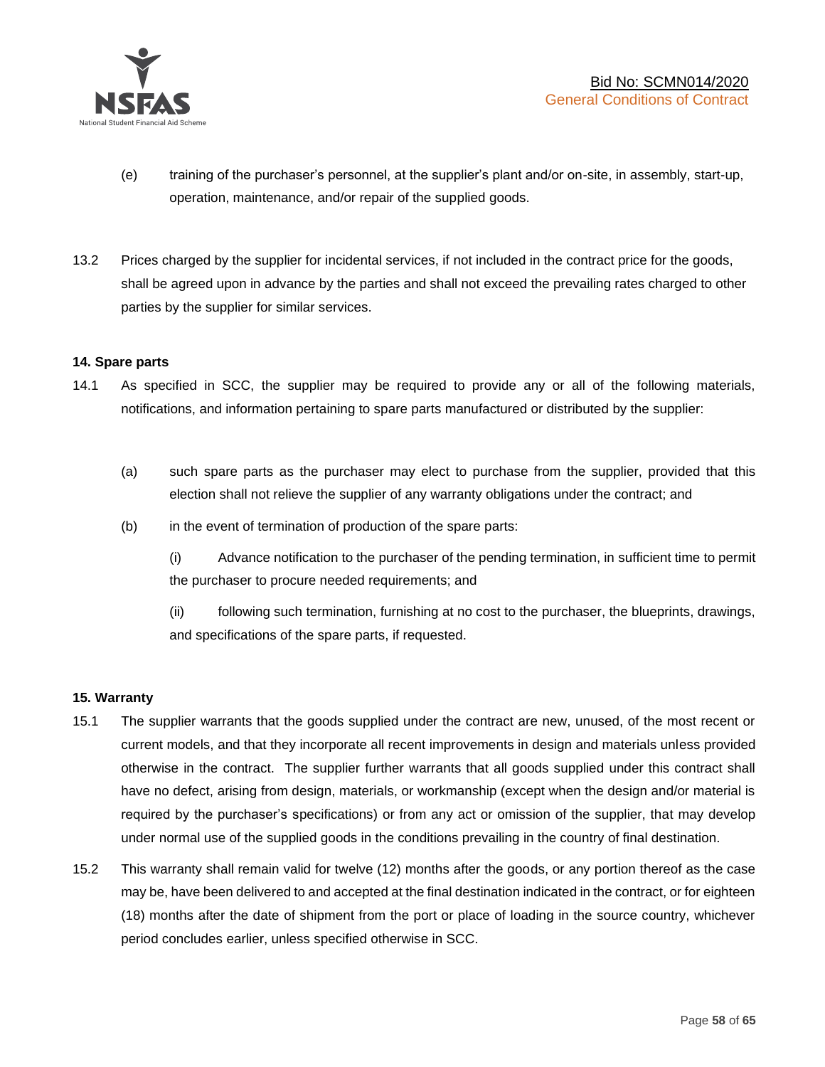(e) training of the purchaser's personnel, at the supplier's plant and/or on-site, in assembly, start-up, operation, maintenance, and/or repair of the supplied goods.

13.2 Prices charged by the supplier for incidental services, if not included in the contract price for the goods, shall be agreed upon in advance by the parties and shall not exceed the prevailing rates charged to other parties by the supplier for similar services.

**14. Spare parts**

14.1 As specified in SCC, the supplier may be required to provide any or all of the following materials, notifications, and information pertaining to spare parts manufactured or distributed by the supplier:

(a) such spare parts as the purchaser may elect to purchase from the supplier, provided that this election shall not relieve the supplier of any warranty obligations under the contract; and

(b) in the event of termination of production of the spare parts:

(i) Advance notification to the purchaser of the pending termination, in sufficient time to permit the purchaser to procure needed requirements; and

(ii) following such termination, furnishing at no cost to the purchaser, the blueprints, drawings, and specifications of the spare parts, if requested.

**15. Warranty**

15.1 The supplier warrants that the goods supplied under the contract are new, unused, of the most recent or current models, and that they incorporate all recent improvements in design and materials unless provided otherwise in the contract. The supplier further warrants that all goods supplied under this contract shall have no defect, arising from design, materials, or workmanship (except when the design and/or material is required by the purchaser's specifications) or from any act or omission of the supplier, that may develop under normal use of the supplied goods in the conditions prevailing in the country of final destination.

15.2 This warranty shall remain valid for twelve (12) months after the goods, or any portion thereof as the case may be, have been delivered to and accepted at the final destination indicated in the contract, or for eighteen (18) months after the date of shipment from the port or place of loading in the source country, whichever period concludes earlier, unless specified otherwise in SCC.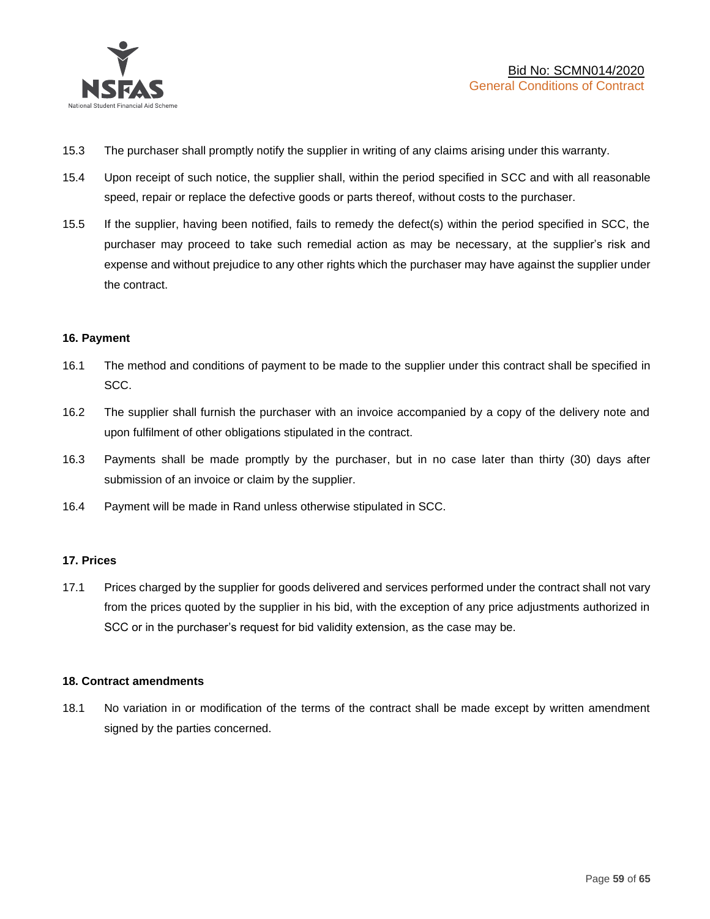15.3 The purchaser shall promptly notify the supplier in writing of any claims arising under this warranty.

15.4 Upon receipt of such notice, the supplier shall, within the period specified in SCC and with all reasonable speed, repair or replace the defective goods or parts thereof, without costs to the purchaser.

15.5 If the supplier, having been notified, fails to remedy the defect(s) within the period specified in SCC, the purchaser may proceed to take such remedial action as may be necessary, at the supplier's risk and expense and without prejudice to any other rights which the purchaser may have against the supplier under the contract.

**16. Payment**

16.1 The method and conditions of payment to be made to the supplier under this contract shall be specified in SCC.

16.2 The supplier shall furnish the purchaser with an invoice accompanied by a copy of the delivery note and upon fulfilment of other obligations stipulated in the contract.

16.3 Payments shall be made promptly by the purchaser, but in no case later than thirty (30) days after submission of an invoice or claim by the supplier.

16.4 Payment will be made in Rand unless otherwise stipulated in SCC.

**17. Prices**

17.1 Prices charged by the supplier for goods delivered and services performed under the contract shall not vary from the prices quoted by the supplier in his bid, with the exception of any price adjustments authorized in SCC or in the purchaser's request for bid validity extension, as the case may be.

**18. Contract amendments**

18.1 No variation in or modification of the terms of the contract shall be made except by written amendment signed by the parties concerned.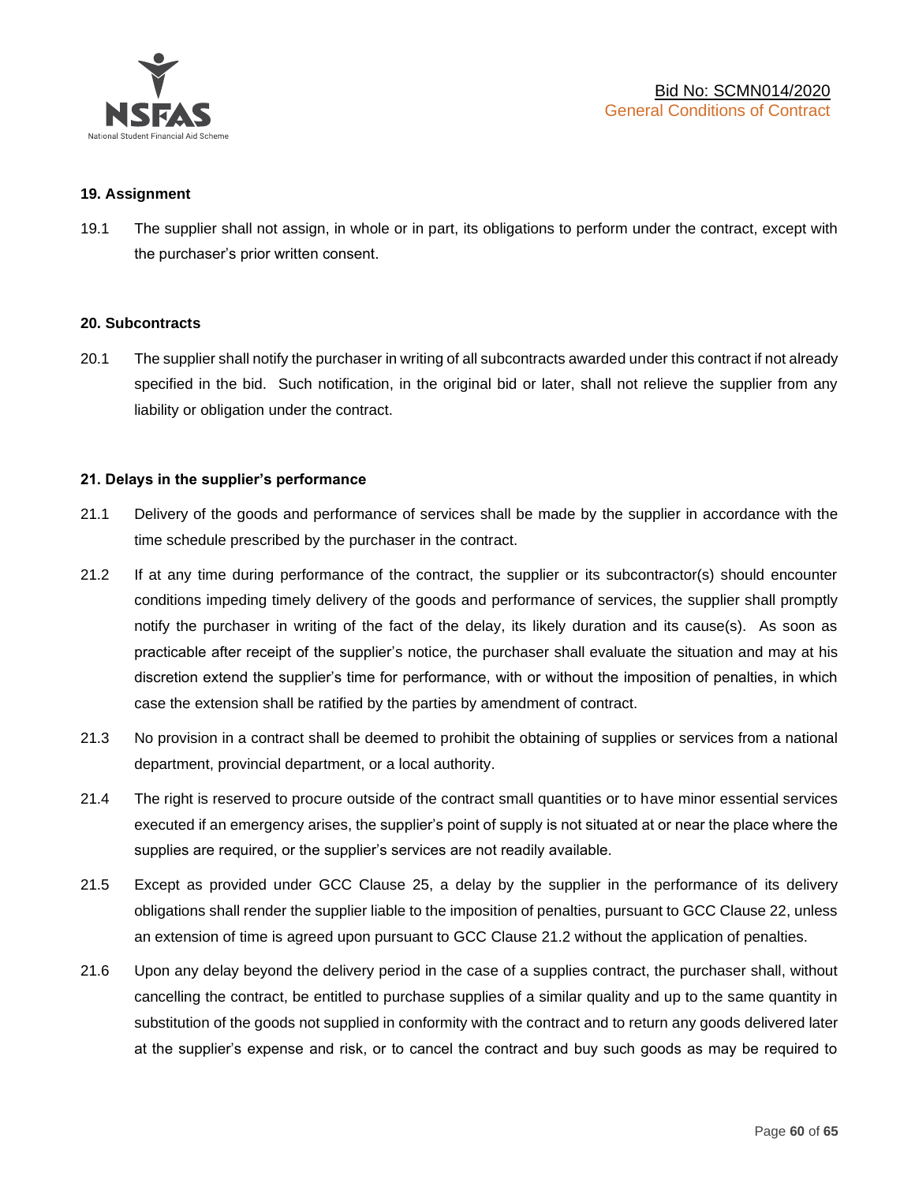### 19. Assignment

19.1 The supplier shall not assign, in whole or in part, its obligations to perform under the contract, except with the purchaser's prior written consent.

### 20. Subcontracts

20.1 The supplier shall notify the purchaser in writing of all subcontracts awarded under this contract if not already specified in the bid. Such notification, in the original bid or later, shall not relieve the supplier from any liability or obligation under the contract.

### 21. Delays in the supplier's performance

21.1 Delivery of the goods and performance of services shall be made by the supplier in accordance with the time schedule prescribed by the purchaser in the contract.

21.2 If at any time during performance of the contract, the supplier or its subcontractor(s) should encounter conditions impeding timely delivery of the goods and performance of services, the supplier shall promptly notify the purchaser in writing of the fact of the delay, its likely duration and its cause(s). As soon as practicable after receipt of the supplier's notice, the purchaser shall evaluate the situation and may at his discretion extend the supplier's time for performance, with or without the imposition of penalties, in which case the extension shall be ratified by the parties by amendment of contract.

21.3 No provision in a contract shall be deemed to prohibit the obtaining of supplies or services from a national department, provincial department, or a local authority.

21.4 The right is reserved to procure outside of the contract small quantities or to have minor essential services executed if an emergency arises, the supplier's point of supply is not situated at or near the place where the supplies are required, or the supplier's services are not readily available.

21.5 Except as provided under GCC Clause 25, a delay by the supplier in the performance of its delivery obligations shall render the supplier liable to the imposition of penalties, pursuant to GCC Clause 22, unless an extension of time is agreed upon pursuant to GCC Clause 21.2 without the application of penalties.

21.6 Upon any delay beyond the delivery period in the case of a supplies contract, the purchaser shall, without cancelling the contract, be entitled to purchase supplies of a similar quality and up to the same quantity in substitution of the goods not supplied in conformity with the contract and to return any goods delivered later at the supplier's expense and risk, or to cancel the contract and buy such goods as may be required to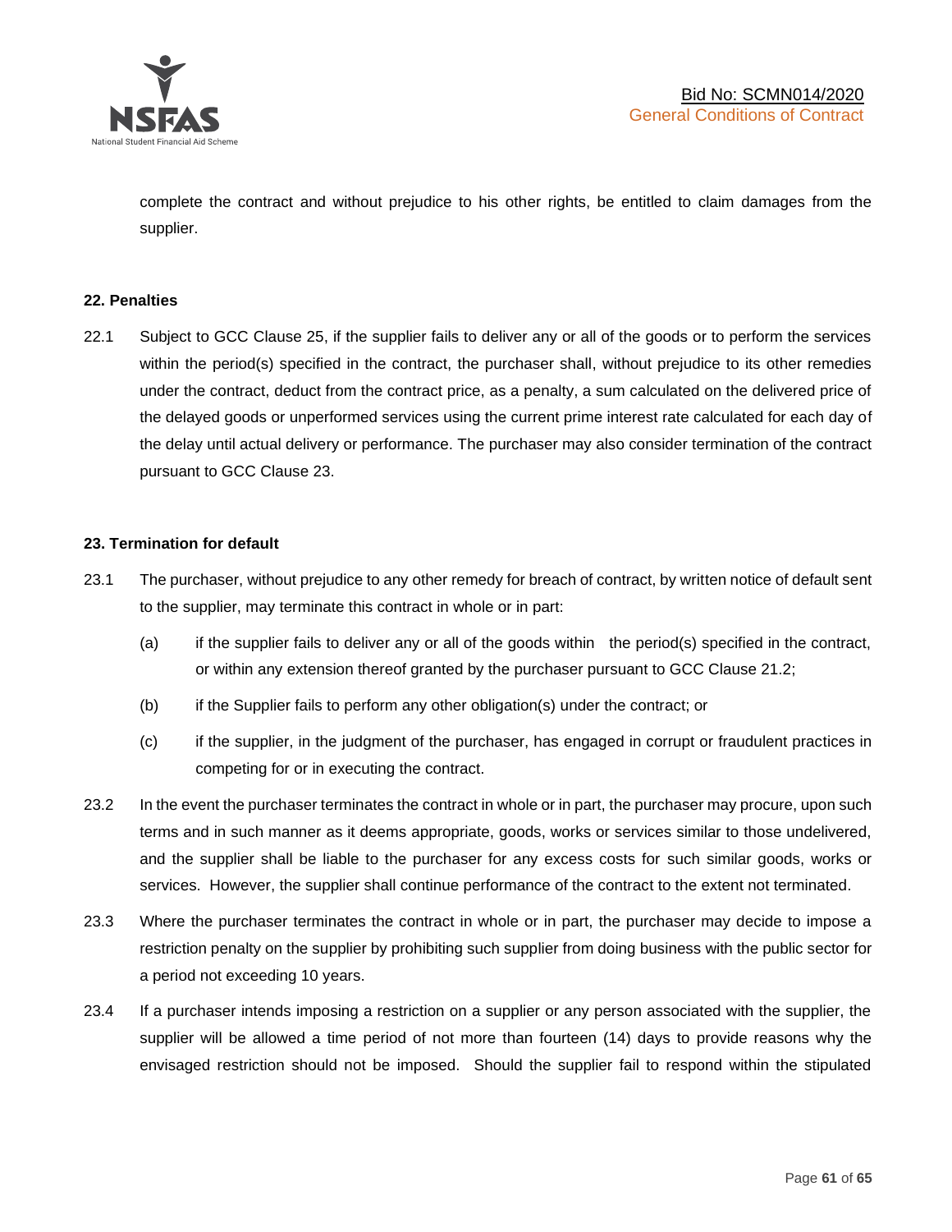complete the contract and without prejudice to his other rights, be entitled to claim damages from the supplier.

**22. Penalties**

22.1 Subject to GCC Clause 25, if the supplier fails to deliver any or all of the goods or to perform the services within the period(s) specified in the contract, the purchaser shall, without prejudice to its other remedies under the contract, deduct from the contract price, as a penalty, a sum calculated on the delivered price of the delayed goods or unperformed services using the current prime interest rate calculated for each day of the delay until actual delivery or performance. The purchaser may also consider termination of the contract pursuant to GCC Clause 23.

**23. Termination for default**

23.1 The purchaser, without prejudice to any other remedy for breach of contract, by written notice of default sent to the supplier, may terminate this contract in whole or in part:

(a) if the supplier fails to deliver any or all of the goods within the period(s) specified in the contract, or within any extension thereof granted by the purchaser pursuant to GCC Clause 21.2;

(b) if the Supplier fails to perform any other obligation(s) under the contract; or

(c) if the supplier, in the judgment of the purchaser, has engaged in corrupt or fraudulent practices in competing for or in executing the contract.

23.2 In the event the purchaser terminates the contract in whole or in part, the purchaser may procure, upon such terms and in such manner as it deems appropriate, goods, works or services similar to those undelivered, and the supplier shall be liable to the purchaser for any excess costs for such similar goods, works or services. However, the supplier shall continue performance of the contract to the extent not terminated.

23.3 Where the purchaser terminates the contract in whole or in part, the purchaser may decide to impose a restriction penalty on the supplier by prohibiting such supplier from doing business with the public sector for a period not exceeding 10 years.

23.4 If a purchaser intends imposing a restriction on a supplier or any person associated with the supplier, the supplier will be allowed a time period of not more than fourteen (14) days to provide reasons why the envisaged restriction should not be imposed. Should the supplier fail to respond within the stipulated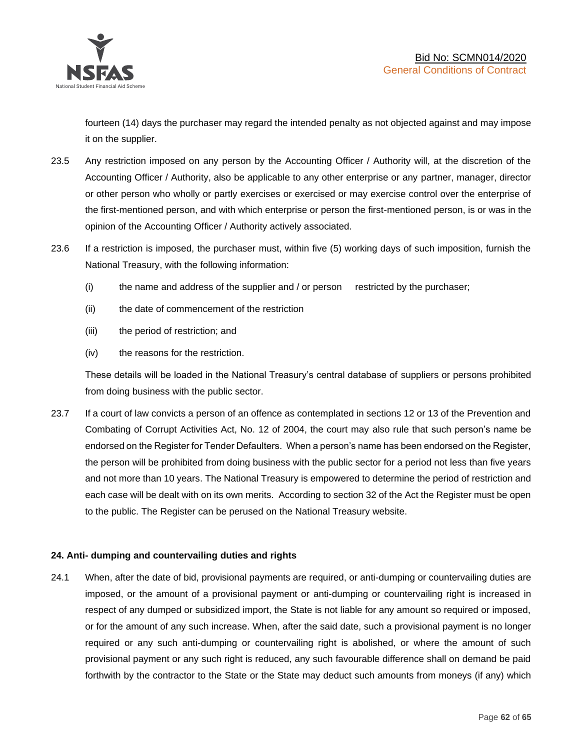fourteen (14) days the purchaser may regard the intended penalty as not objected against and may impose it on the supplier.

23.5 Any restriction imposed on any person by the Accounting Officer / Authority will, at the discretion of the Accounting Officer / Authority, also be applicable to any other enterprise or any partner, manager, director or other person who wholly or partly exercises or exercised or may exercise control over the enterprise of the first-mentioned person, and with which enterprise or person the first-mentioned person, is or was in the opinion of the Accounting Officer / Authority actively associated.

23.6 If a restriction is imposed, the purchaser must, within five (5) working days of such imposition, furnish the National Treasury, with the following information:

(i) the name and address of the supplier and / or person restricted by the purchaser;

(ii) the date of commencement of the restriction

(iii) the period of restriction; and

(iv) the reasons for the restriction.

These details will be loaded in the National Treasury's central database of suppliers or persons prohibited from doing business with the public sector.

23.7 If a court of law convicts a person of an offence as contemplated in sections 12 or 13 of the Prevention and Combating of Corrupt Activities Act, No. 12 of 2004, the court may also rule that such person's name be endorsed on the Register for Tender Defaulters. When a person's name has been endorsed on the Register, the person will be prohibited from doing business with the public sector for a period not less than five years and not more than 10 years. The National Treasury is empowered to determine the period of restriction and each case will be dealt with on its own merits. According to section 32 of the Act the Register must be open to the public. The Register can be perused on the National Treasury website.

**24. Anti- dumping and countervailing duties and rights**

24.1 When, after the date of bid, provisional payments are required, or anti-dumping or countervailing duties are imposed, or the amount of a provisional payment or anti-dumping or countervailing right is increased in respect of any dumped or subsidized import, the State is not liable for any amount so required or imposed, or for the amount of any such increase. When, after the said date, such a provisional payment is no longer required or any such anti-dumping or countervailing right is abolished, or where the amount of such provisional payment or any such right is reduced, any such favourable difference shall on demand be paid forthwith by the contractor to the State or the State may deduct such amounts from moneys (if any) which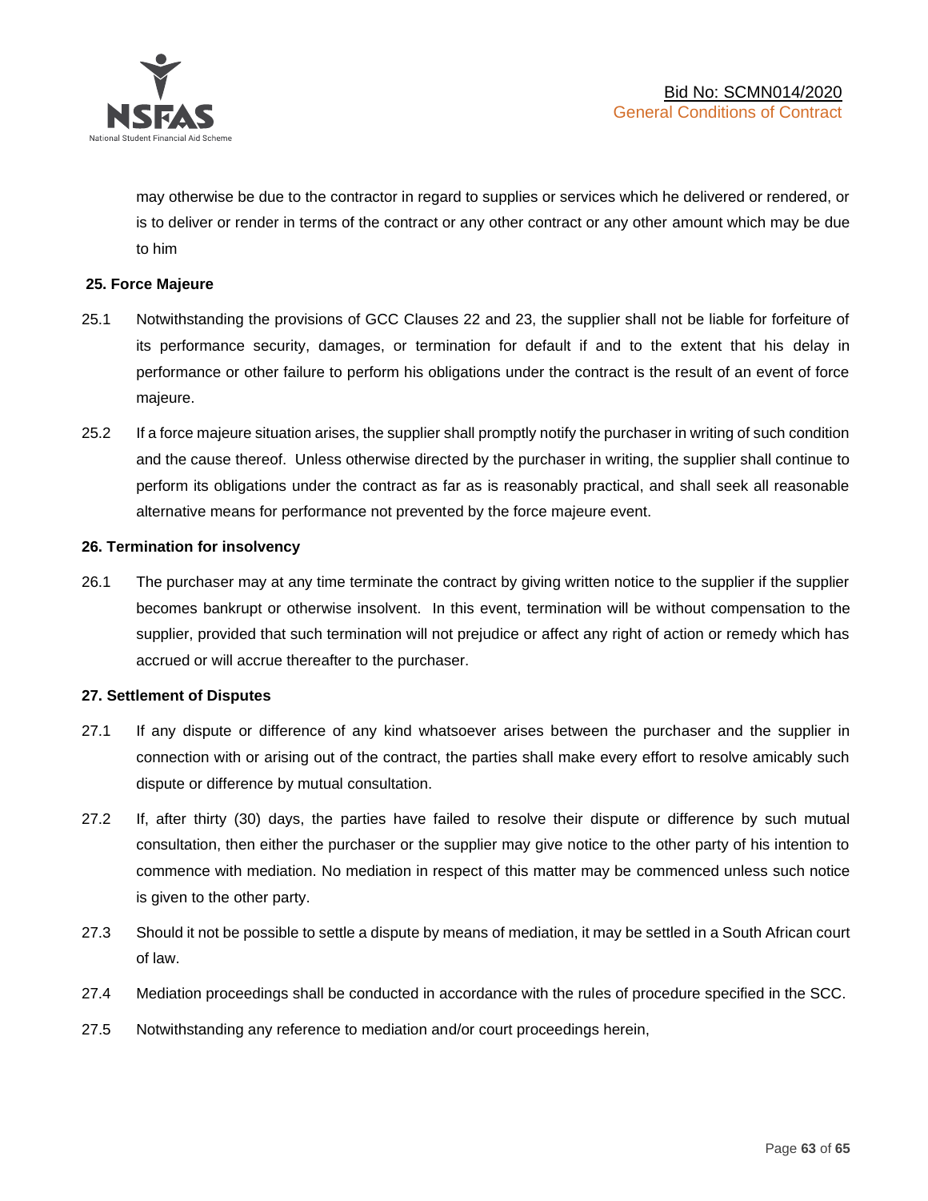may otherwise be due to the contractor in regard to supplies or services which he delivered or rendered, or is to deliver or render in terms of the contract or any other contract or any other amount which may be due to him

**25. Force Majeure**

25.1 Notwithstanding the provisions of GCC Clauses 22 and 23, the supplier shall not be liable for forfeiture of its performance security, damages, or termination for default if and to the extent that his delay in performance or other failure to perform his obligations under the contract is the result of an event of force majeure.

25.2 If a force majeure situation arises, the supplier shall promptly notify the purchaser in writing of such condition and the cause thereof. Unless otherwise directed by the purchaser in writing, the supplier shall continue to perform its obligations under the contract as far as is reasonably practical, and shall seek all reasonable alternative means for performance not prevented by the force majeure event.

**26. Termination for insolvency**

26.1 The purchaser may at any time terminate the contract by giving written notice to the supplier if the supplier becomes bankrupt or otherwise insolvent. In this event, termination will be without compensation to the supplier, provided that such termination will not prejudice or affect any right of action or remedy which has accrued or will accrue thereafter to the purchaser.

**27. Settlement of Disputes**

27.1 If any dispute or difference of any kind whatsoever arises between the purchaser and the supplier in connection with or arising out of the contract, the parties shall make every effort to resolve amicably such dispute or difference by mutual consultation.

27.2 If, after thirty (30) days, the parties have failed to resolve their dispute or difference by such mutual consultation, then either the purchaser or the supplier may give notice to the other party of his intention to commence with mediation. No mediation in respect of this matter may be commenced unless such notice is given to the other party.

27.3 Should it not be possible to settle a dispute by means of mediation, it may be settled in a South African court of law.

27.4 Mediation proceedings shall be conducted in accordance with the rules of procedure specified in the SCC.

27.5 Notwithstanding any reference to mediation and/or court proceedings herein,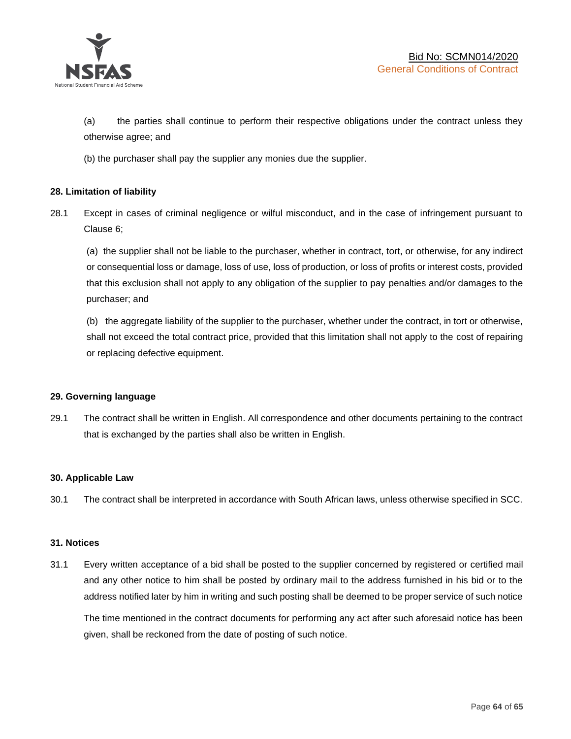(a) the parties shall continue to perform their respective obligations under the contract unless they otherwise agree; and

(b) the purchaser shall pay the supplier any monies due the supplier.

**28. Limitation of liability**

28.1 Except in cases of criminal negligence or wilful misconduct, and in the case of infringement pursuant to Clause 6;

(a) the supplier shall not be liable to the purchaser, whether in contract, tort, or otherwise, for any indirect or consequential loss or damage, loss of use, loss of production, or loss of profits or interest costs, provided that this exclusion shall not apply to any obligation of the supplier to pay penalties and/or damages to the purchaser; and

(b) the aggregate liability of the supplier to the purchaser, whether under the contract, in tort or otherwise, shall not exceed the total contract price, provided that this limitation shall not apply to the cost of repairing or replacing defective equipment.

**29. Governing language**

29.1 The contract shall be written in English. All correspondence and other documents pertaining to the contract that is exchanged by the parties shall also be written in English.

**30. Applicable Law**

30.1 The contract shall be interpreted in accordance with South African laws, unless otherwise specified in SCC.

**31. Notices**

31.1 Every written acceptance of a bid shall be posted to the supplier concerned by registered or certified mail and any other notice to him shall be posted by ordinary mail to the address furnished in his bid or to the address notified later by him in writing and such posting shall be deemed to be proper service of such notice

The time mentioned in the contract documents for performing any act after such aforesaid notice has been given, shall be reckoned from the date of posting of such notice.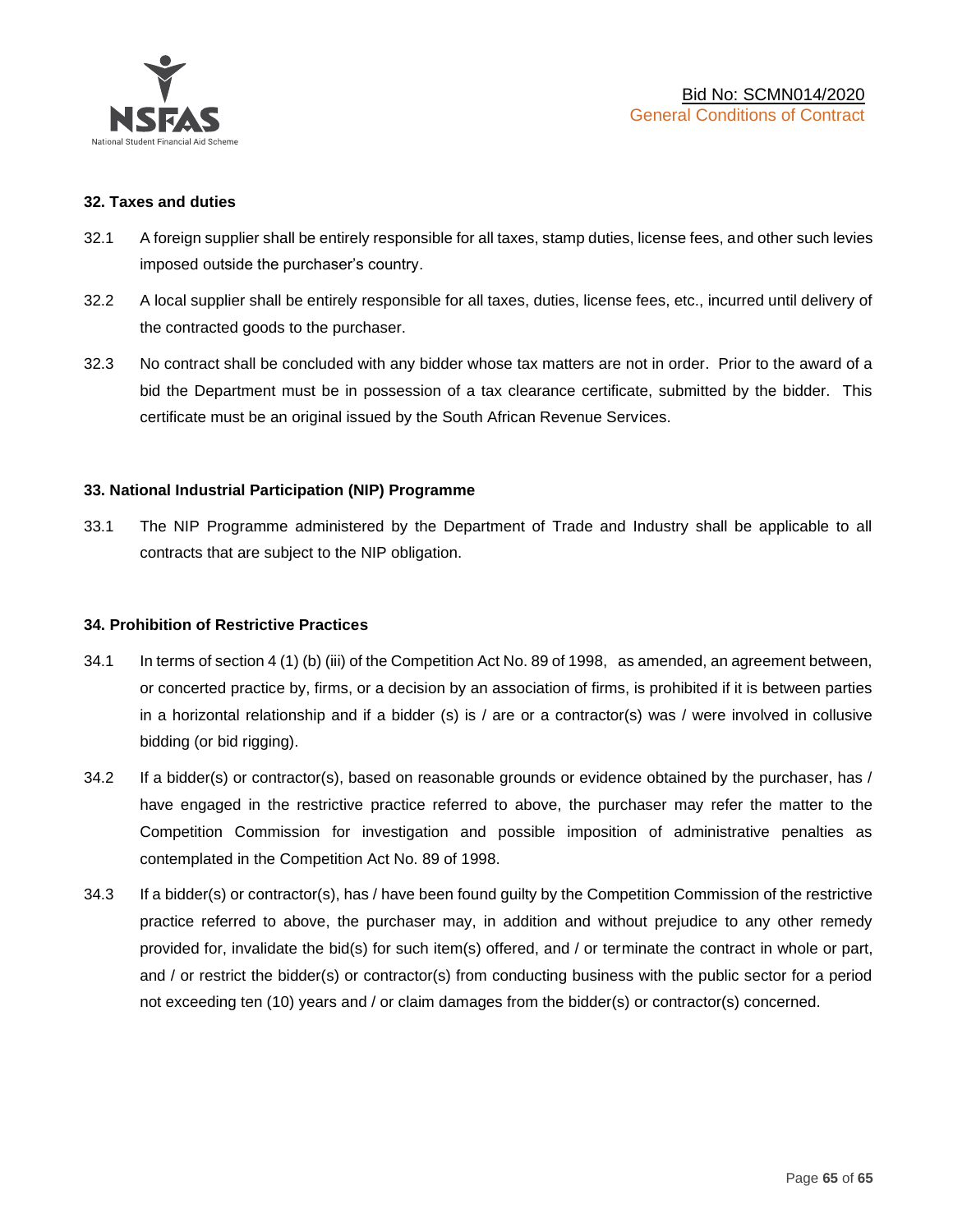### 32. Taxes and duties

32.1 A foreign supplier shall be entirely responsible for all taxes, stamp duties, license fees, and other such levies imposed outside the purchaser's country.

32.2 A local supplier shall be entirely responsible for all taxes, duties, license fees, etc., incurred until delivery of the contracted goods to the purchaser.

32.3 No contract shall be concluded with any bidder whose tax matters are not in order. Prior to the award of a bid the Department must be in possession of a tax clearance certificate, submitted by the bidder. This certificate must be an original issued by the South African Revenue Services.

### 33. National Industrial Participation (NIP) Programme

33.1 The NIP Programme administered by the Department of Trade and Industry shall be applicable to all contracts that are subject to the NIP obligation.

### 34. Prohibition of Restrictive Practices

34.1 In terms of section 4 (1) (b) (iii) of the Competition Act No. 89 of 1998, as amended, an agreement between, or concerted practice by, firms, or a decision by an association of firms, is prohibited if it is between parties in a horizontal relationship and if a bidder (s) is / are or a contractor(s) was / were involved in collusive bidding (or bid rigging).

34.2 If a bidder(s) or contractor(s), based on reasonable grounds or evidence obtained by the purchaser, has / have engaged in the restrictive practice referred to above, the purchaser may refer the matter to the Competition Commission for investigation and possible imposition of administrative penalties as contemplated in the Competition Act No. 89 of 1998.

34.3 If a bidder(s) or contractor(s), has / have been found guilty by the Competition Commission of the restrictive practice referred to above, the purchaser may, in addition and without prejudice to any other remedy provided for, invalidate the bid(s) for such item(s) offered, and / or terminate the contract in whole or part, and / or restrict the bidder(s) or contractor(s) from conducting business with the public sector for a period not exceeding ten (10) years and / or claim damages from the bidder(s) or contractor(s) concerned.